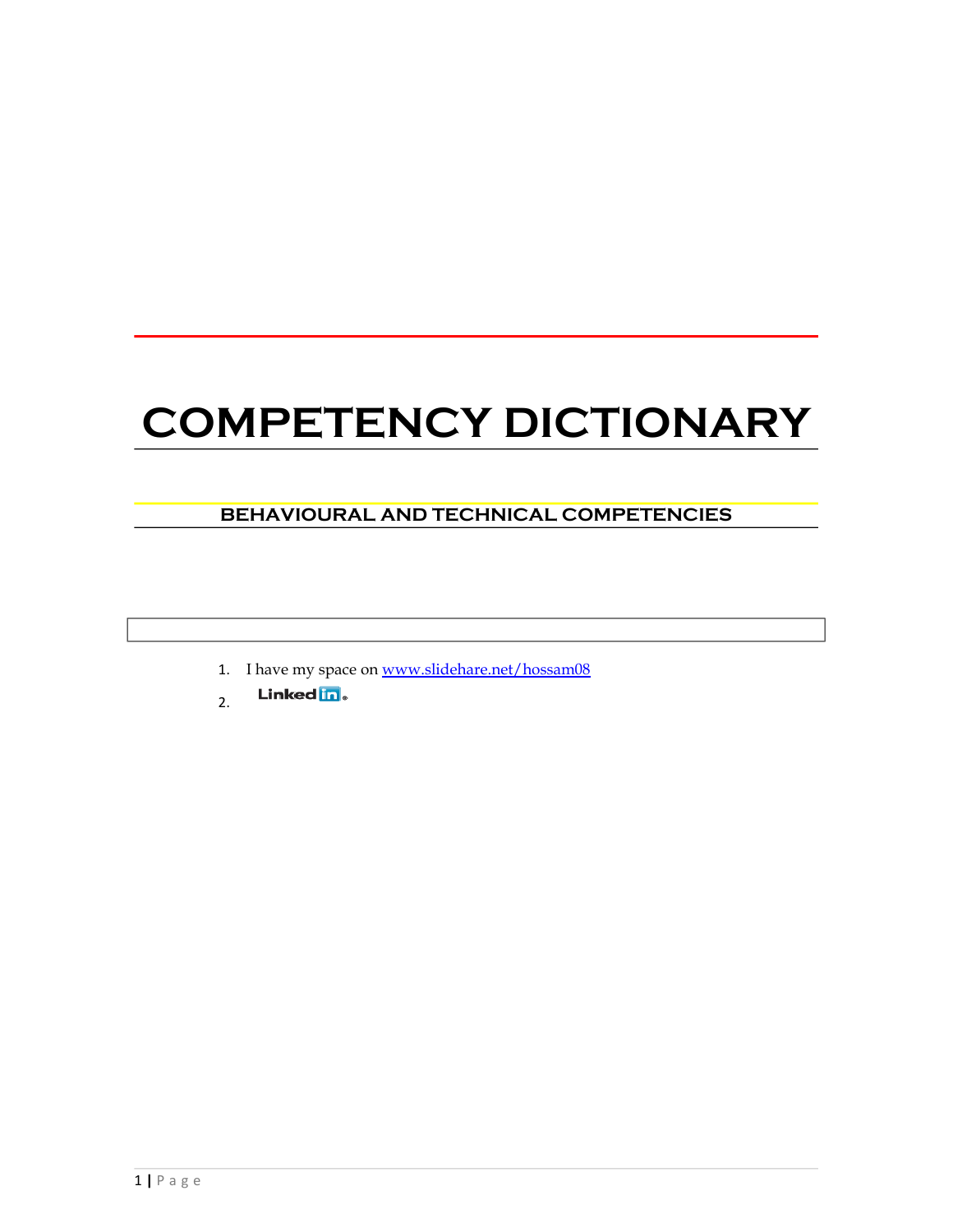# COMPETENCY DICTIONARY

## BEHAVIOURAL AND TECHNICAL COMPETENCIES

1. I have my space on www.slidehare.net/hossam08
2. LinkedIn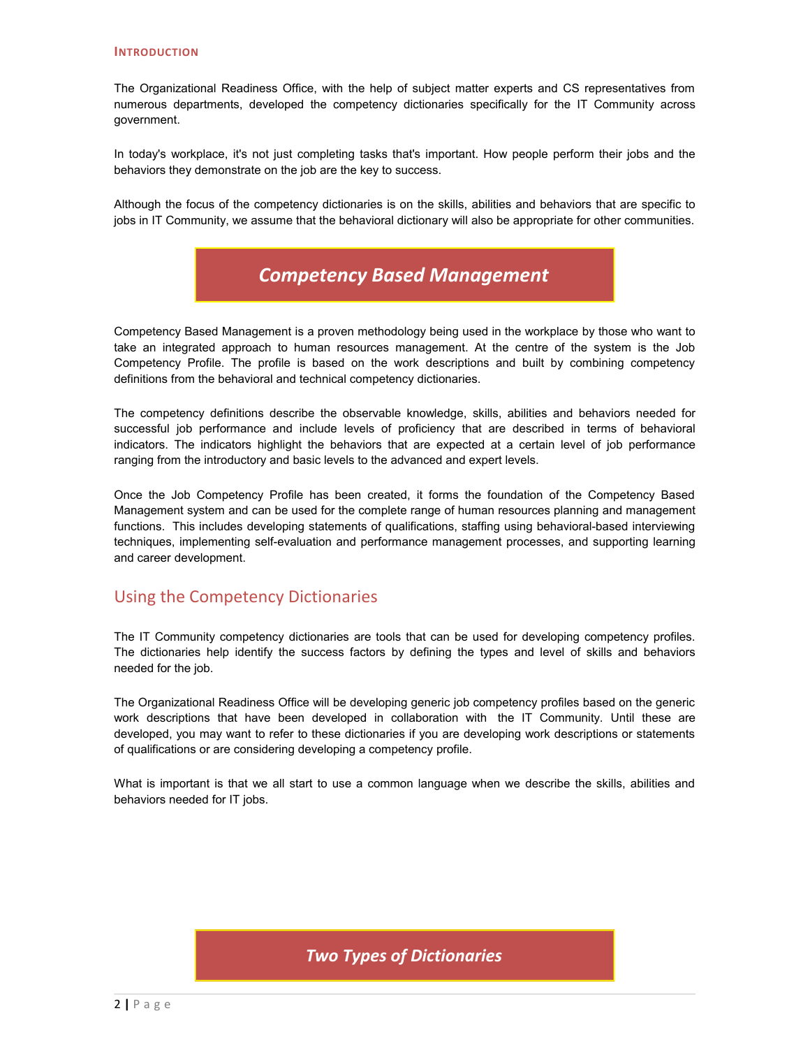## Introduction

The Organizational Readiness Office, with the help of subject matter experts and CS representatives from numerous departments, developed the competency dictionaries specifically for the IT Community across government.

In today's workplace, it's not just completing tasks that's important. How people perform their jobs and the behaviors they demonstrate on the job are the key to success.

Although the focus of the competency dictionaries is on the skills, abilities and behaviors that are specific to jobs in IT Community, we assume that the behavioral dictionary will also be appropriate for other communities.

# *Competency Based Management*

Competency Based Management is a proven methodology being used in the workplace by those who want to take an integrated approach to human resources management. At the centre of the system is the Job Competency Profile. The profile is based on the work descriptions and built by combining competency definitions from the behavioral and technical competency dictionaries.

The competency definitions describe the observable knowledge, skills, abilities and behaviors needed for successful job performance and include levels of proficiency that are described in terms of behavioral indicators. The indicators highlight the behaviors that are expected at a certain level of job performance ranging from the introductory and basic levels to the advanced and expert levels.

Once the Job Competency Profile has been created, it forms the foundation of the Competency Based Management system and can be used for the complete range of human resources planning and management functions. This includes developing statements of qualifications, staffing using behavioral-based interviewing techniques, implementing self-evaluation and performance management processes, and supporting learning and career development.

## Using the Competency Dictionaries

The IT Community competency dictionaries are tools that can be used for developing competency profiles. The dictionaries help identify the success factors by defining the types and level of skills and behaviors needed for the job.

The Organizational Readiness Office will be developing generic job competency profiles based on the generic work descriptions that have been developed in collaboration with the IT Community. Until these are developed, you may want to refer to these dictionaries if you are developing work descriptions or statements of qualifications or are considering developing a competency profile.

What is important is that we all start to use a common language when we describe the skills, abilities and behaviors needed for IT jobs.

# *Two Types of Dictionaries*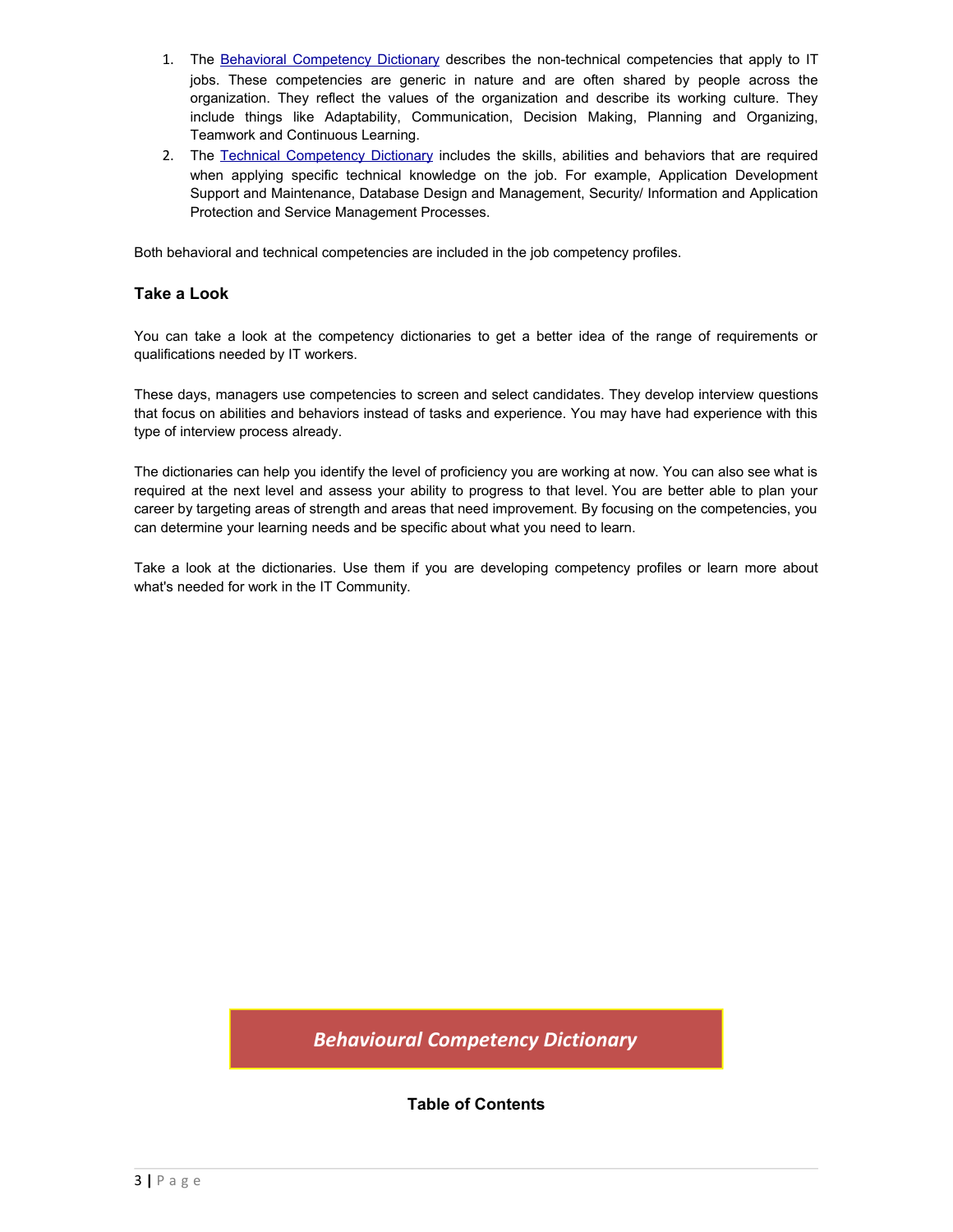1. The Behavioral Competency Dictionary describes the non-technical competencies that apply to IT jobs. These competencies are generic in nature and are often shared by people across the organization. They reflect the values of the organization and describe its working culture. They include things like Adaptability, Communication, Decision Making, Planning and Organizing, Teamwork and Continuous Learning.
2. The Technical Competency Dictionary includes the skills, abilities and behaviors that are required when applying specific technical knowledge on the job. For example, Application Development Support and Maintenance, Database Design and Management, Security/ Information and Application Protection and Service Management Processes.

Both behavioral and technical competencies are included in the job competency profiles.

### Take a Look

You can take a look at the competency dictionaries to get a better idea of the range of requirements or qualifications needed by IT workers.

These days, managers use competencies to screen and select candidates. They develop interview questions that focus on abilities and behaviors instead of tasks and experience. You may have had experience with this type of interview process already.

The dictionaries can help you identify the level of proficiency you are working at now. You can also see what is required at the next level and assess your ability to progress to that level. You are better able to plan your career by targeting areas of strength and areas that need improvement. By focusing on the competencies, you can determine your learning needs and be specific about what you need to learn.

Take a look at the dictionaries. Use them if you are developing competency profiles or learn more about what's needed for work in the IT Community.

## *Behavioural Competency Dictionary*

**Table of Contents**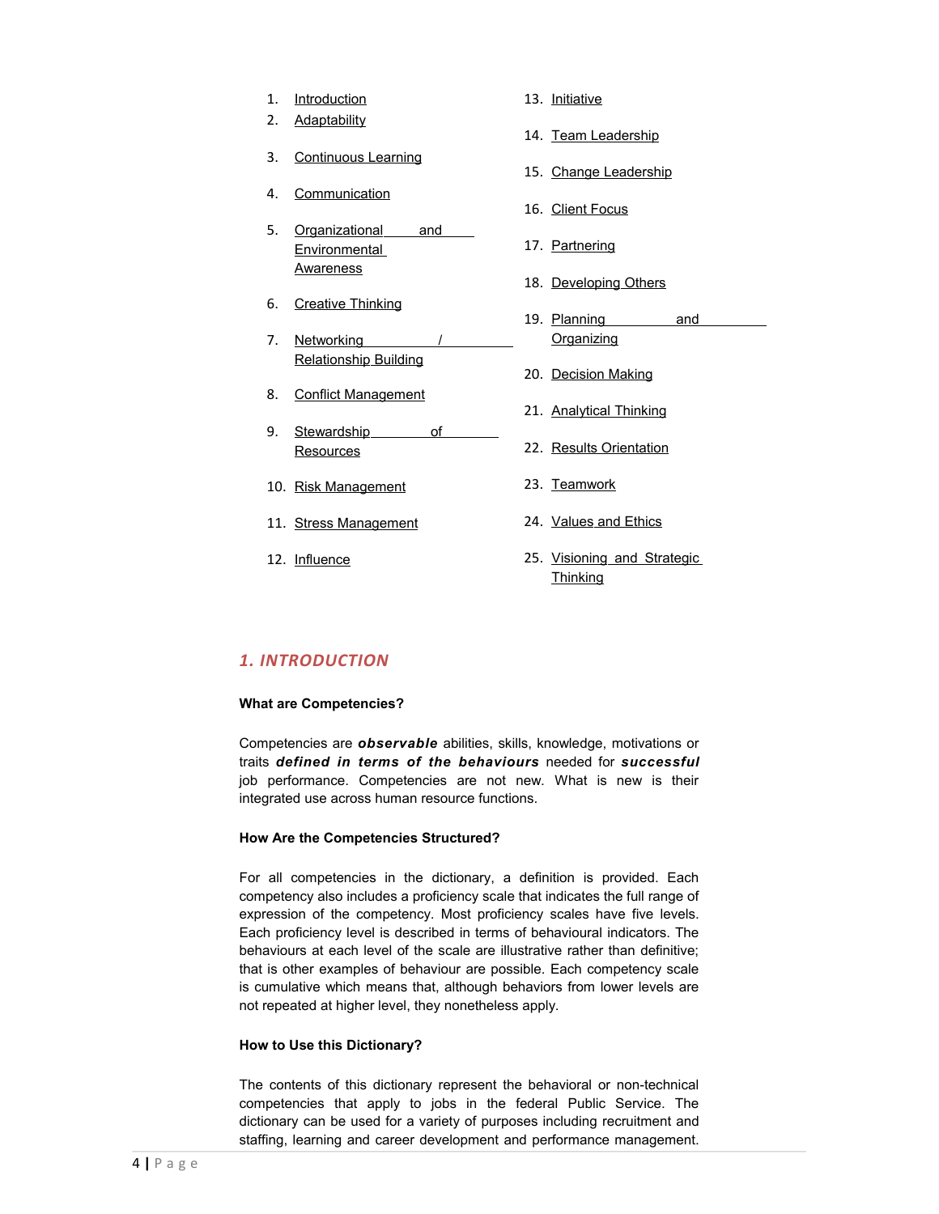1. Introduction
2. Adaptability
3. Continuous Learning
4. Communication
5. Organizational and Environmental Awareness
6. Creative Thinking
7. Networking / Relationship Building
8. Conflict Management
9. Stewardship of Resources
10. Risk Management
11. Stress Management
12. Influence
13. Initiative
14. Team Leadership
15. Change Leadership
16. Client Focus
17. Partnering
18. Developing Others
19. Planning and Organizing
20. Decision Making
21. Analytical Thinking
22. Results Orientation
23. Teamwork
24. Values and Ethics
25. Visioning and Strategic Thinking

## 1. INTRODUCTION

### What are Competencies?

Competencies are ***observable*** abilities, skills, knowledge, motivations or traits ***defined in terms of the behaviours*** needed for ***successful*** job performance. Competencies are not new. What is new is their integrated use across human resource functions.

### How Are the Competencies Structured?

For all competencies in the dictionary, a definition is provided. Each competency also includes a proficiency scale that indicates the full range of expression of the competency. Most proficiency scales have five levels. Each proficiency level is described in terms of behavioural indicators. The behaviours at each level of the scale are illustrative rather than definitive; that is other examples of behaviour are possible. Each competency scale is cumulative which means that, although behaviors from lower levels are not repeated at higher level, they nonetheless apply.

### How to Use this Dictionary?

The contents of this dictionary represent the behavioral or non-technical competencies that apply to jobs in the federal Public Service. The dictionary can be used for a variety of purposes including recruitment and staffing, learning and career development and performance management.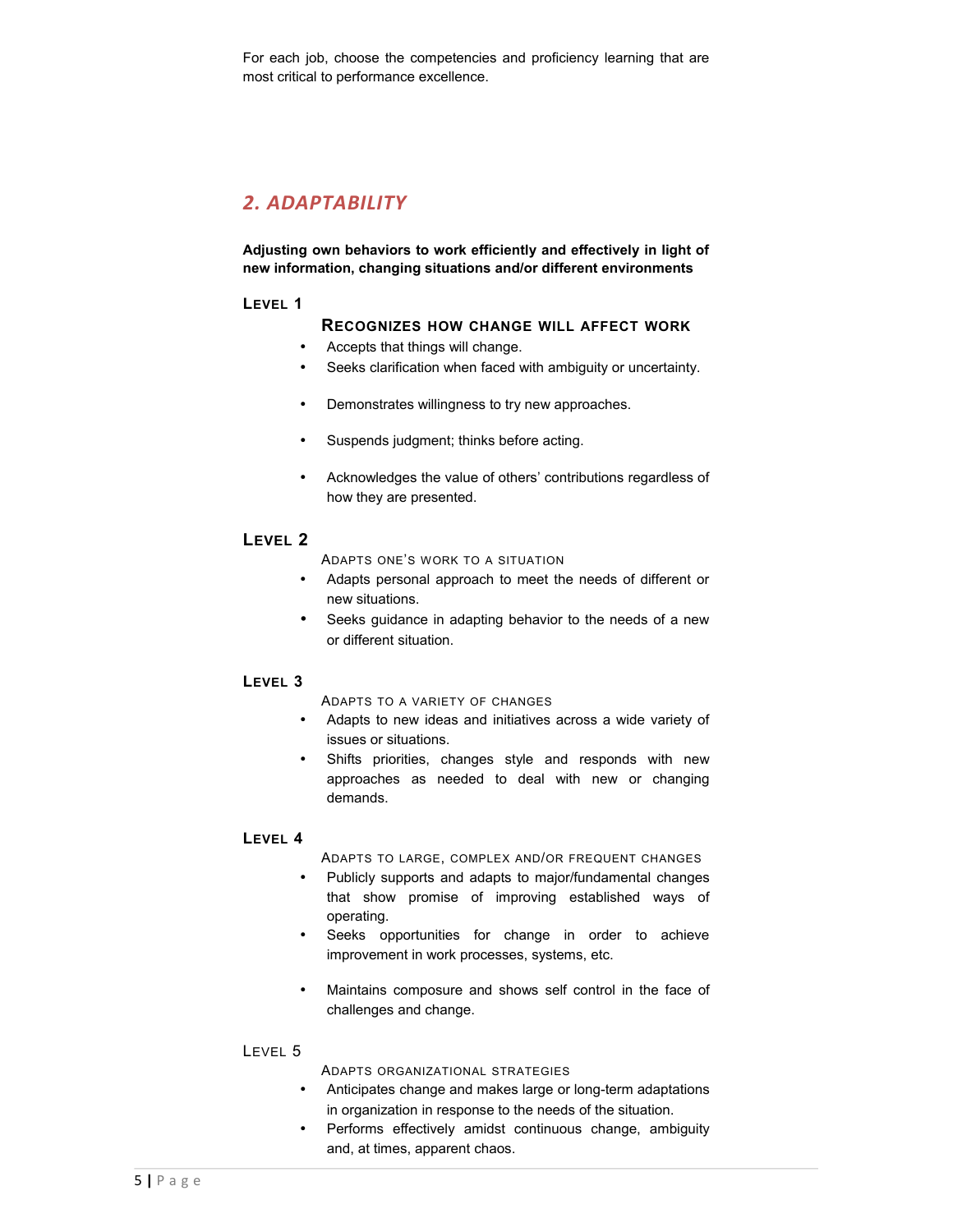For each job, choose the competencies and proficiency learning that are most critical to performance excellence.

## 2. ADAPTABILITY

**Adjusting own behaviors to work efficiently and effectively in light of new information, changing situations and/or different environments**

### Level 1

**Recognizes how change will affect work**

- Accepts that things will change.
- Seeks clarification when faced with ambiguity or uncertainty.
- Demonstrates willingness to try new approaches.
- Suspends judgment; thinks before acting.
- Acknowledges the value of others' contributions regardless of how they are presented.

### Level 2

Adapts one's work to a situation

- Adapts personal approach to meet the needs of different or new situations.
- Seeks guidance in adapting behavior to the needs of a new or different situation.

### Level 3

Adapts to a variety of changes

- Adapts to new ideas and initiatives across a wide variety of issues or situations.
- Shifts priorities, changes style and responds with new approaches as needed to deal with new or changing demands.

### Level 4

Adapts to large, complex and/or frequent changes

- Publicly supports and adapts to major/fundamental changes that show promise of improving established ways of operating.
- Seeks opportunities for change in order to achieve improvement in work processes, systems, etc.
- Maintains composure and shows self control in the face of challenges and change.

### Level 5

Adapts organizational strategies

- Anticipates change and makes large or long-term adaptations in organization in response to the needs of the situation.
- Performs effectively amidst continuous change, ambiguity and, at times, apparent chaos.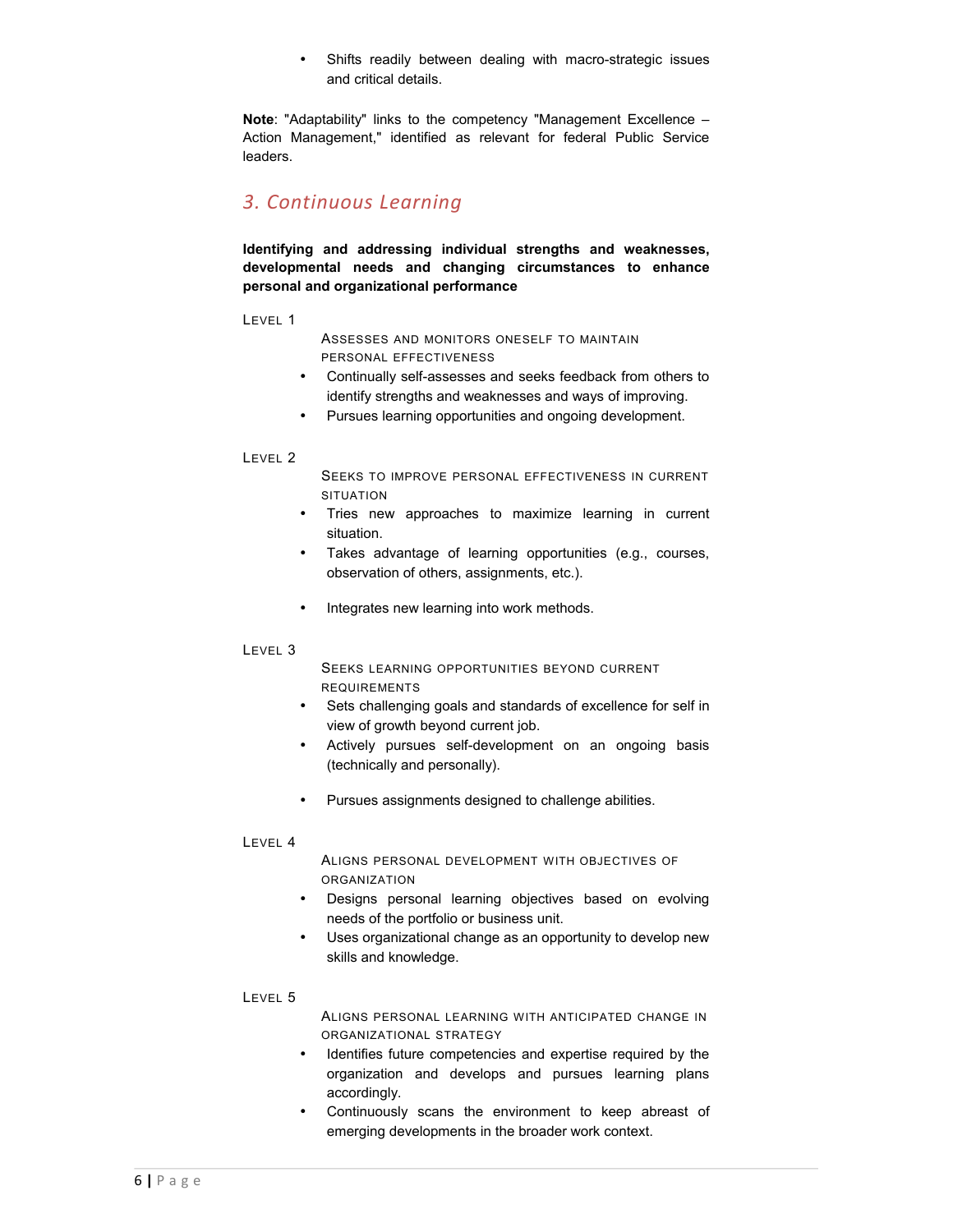- Shifts readily between dealing with macro-strategic issues and critical details.

**Note**: "Adaptability" links to the competency "Management Excellence – Action Management," identified as relevant for federal Public Service leaders.

## *3. Continuous Learning*

**Identifying and addressing individual strengths and weaknesses, developmental needs and changing circumstances to enhance personal and organizational performance**

LEVEL 1

ASSESSES AND MONITORS ONESELF TO MAINTAIN PERSONAL EFFECTIVENESS

- Continually self-assesses and seeks feedback from others to identify strengths and weaknesses and ways of improving.
- Pursues learning opportunities and ongoing development.

LEVEL 2

SEEKS TO IMPROVE PERSONAL EFFECTIVENESS IN CURRENT SITUATION

- Tries new approaches to maximize learning in current situation.
- Takes advantage of learning opportunities (e.g., courses, observation of others, assignments, etc.).
- Integrates new learning into work methods.

LEVEL 3

SEEKS LEARNING OPPORTUNITIES BEYOND CURRENT REQUIREMENTS

- Sets challenging goals and standards of excellence for self in view of growth beyond current job.
- Actively pursues self-development on an ongoing basis (technically and personally).
- Pursues assignments designed to challenge abilities.

LEVEL 4

ALIGNS PERSONAL DEVELOPMENT WITH OBJECTIVES OF ORGANIZATION

- Designs personal learning objectives based on evolving needs of the portfolio or business unit.
- Uses organizational change as an opportunity to develop new skills and knowledge.

LEVEL 5

ALIGNS PERSONAL LEARNING WITH ANTICIPATED CHANGE IN ORGANIZATIONAL STRATEGY

- Identifies future competencies and expertise required by the organization and develops and pursues learning plans accordingly.
- Continuously scans the environment to keep abreast of emerging developments in the broader work context.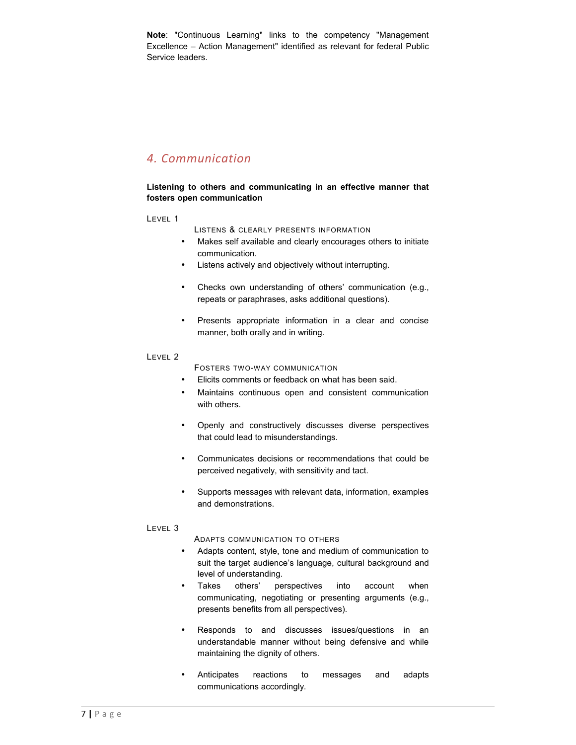**Note**: "Continuous Learning" links to the competency "Management Excellence – Action Management" identified as relevant for federal Public Service leaders.

## *4. Communication*

**Listening to others and communicating in an effective manner that fosters open communication**

Level 1

Listens & clearly presents information

- Makes self available and clearly encourages others to initiate communication.
- Listens actively and objectively without interrupting.
- Checks own understanding of others' communication (e.g., repeats or paraphrases, asks additional questions).
- Presents appropriate information in a clear and concise manner, both orally and in writing.

Level 2

Fosters two-way communication

- Elicits comments or feedback on what has been said.
- Maintains continuous open and consistent communication with others.
- Openly and constructively discusses diverse perspectives that could lead to misunderstandings.
- Communicates decisions or recommendations that could be perceived negatively, with sensitivity and tact.
- Supports messages with relevant data, information, examples and demonstrations.

Level 3

Adapts communication to others

- Adapts content, style, tone and medium of communication to suit the target audience's language, cultural background and level of understanding.
- Takes others' perspectives into account when communicating, negotiating or presenting arguments (e.g., presents benefits from all perspectives).
- Responds to and discusses issues/questions in an understandable manner without being defensive and while maintaining the dignity of others.
- Anticipates reactions to messages and adapts communications accordingly.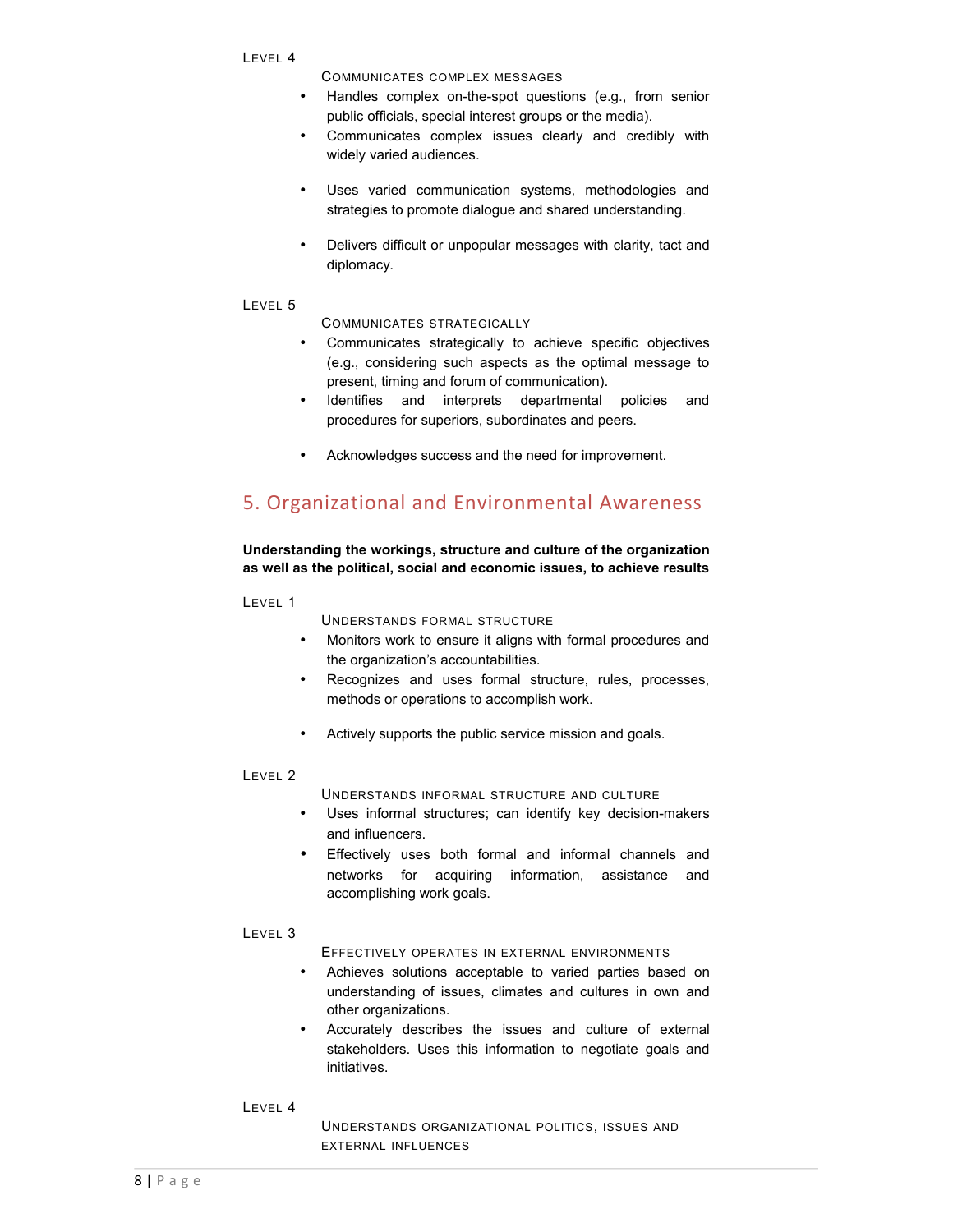Level 4

Communicates complex messages

- Handles complex on-the-spot questions (e.g., from senior public officials, special interest groups or the media).
- Communicates complex issues clearly and credibly with widely varied audiences.
- Uses varied communication systems, methodologies and strategies to promote dialogue and shared understanding.
- Delivers difficult or unpopular messages with clarity, tact and diplomacy.

Level 5

Communicates strategically

- Communicates strategically to achieve specific objectives (e.g., considering such aspects as the optimal message to present, timing and forum of communication).
- Identifies and interprets departmental policies and procedures for superiors, subordinates and peers.
- Acknowledges success and the need for improvement.

## 5. Organizational and Environmental Awareness

**Understanding the workings, structure and culture of the organization as well as the political, social and economic issues, to achieve results**

Level 1

Understands formal structure

- Monitors work to ensure it aligns with formal procedures and the organization's accountabilities.
- Recognizes and uses formal structure, rules, processes, methods or operations to accomplish work.
- Actively supports the public service mission and goals.

Level 2

Understands informal structure and culture

- Uses informal structures; can identify key decision-makers and influencers.
- Effectively uses both formal and informal channels and networks for acquiring information, assistance and accomplishing work goals.

Level 3

Effectively operates in external environments

- Achieves solutions acceptable to varied parties based on understanding of issues, climates and cultures in own and other organizations.
- Accurately describes the issues and culture of external stakeholders. Uses this information to negotiate goals and initiatives.

Level 4

Understands organizational politics, issues and external influences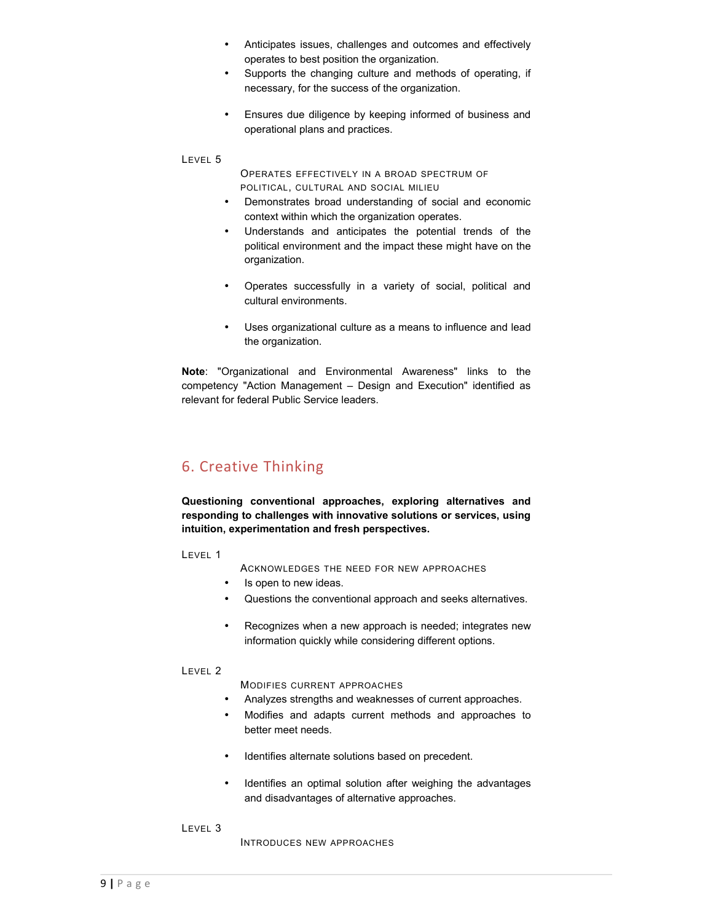- Anticipates issues, challenges and outcomes and effectively operates to best position the organization.
- Supports the changing culture and methods of operating, if necessary, for the success of the organization.
- Ensures due diligence by keeping informed of business and operational plans and practices.

LEVEL 5

OPERATES EFFECTIVELY IN A BROAD SPECTRUM OF POLITICAL, CULTURAL AND SOCIAL MILIEU

- Demonstrates broad understanding of social and economic context within which the organization operates.
- Understands and anticipates the potential trends of the political environment and the impact these might have on the organization.
- Operates successfully in a variety of social, political and cultural environments.
- Uses organizational culture as a means to influence and lead the organization.

**Note**: "Organizational and Environmental Awareness" links to the competency "Action Management – Design and Execution" identified as relevant for federal Public Service leaders.

## 6. Creative Thinking

**Questioning conventional approaches, exploring alternatives and responding to challenges with innovative solutions or services, using intuition, experimentation and fresh perspectives.**

LEVEL 1

ACKNOWLEDGES THE NEED FOR NEW APPROACHES

- Is open to new ideas.
- Questions the conventional approach and seeks alternatives.
- Recognizes when a new approach is needed; integrates new information quickly while considering different options.

LEVEL 2

MODIFIES CURRENT APPROACHES

- Analyzes strengths and weaknesses of current approaches.
- Modifies and adapts current methods and approaches to better meet needs.
- Identifies alternate solutions based on precedent.
- Identifies an optimal solution after weighing the advantages and disadvantages of alternative approaches.

LEVEL 3

INTRODUCES NEW APPROACHES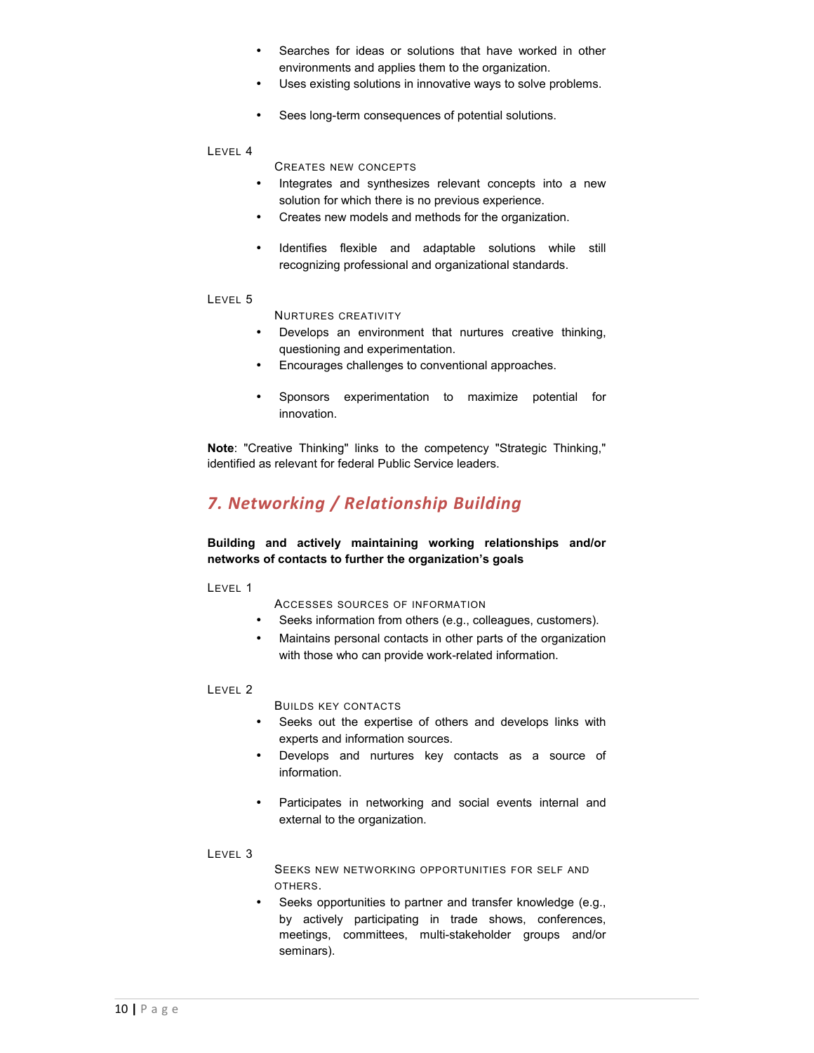- Searches for ideas or solutions that have worked in other environments and applies them to the organization.
- Uses existing solutions in innovative ways to solve problems.
- Sees long-term consequences of potential solutions.

LEVEL 4

CREATES NEW CONCEPTS

- Integrates and synthesizes relevant concepts into a new solution for which there is no previous experience.
- Creates new models and methods for the organization.
- Identifies flexible and adaptable solutions while still recognizing professional and organizational standards.

LEVEL 5

NURTURES CREATIVITY

- Develops an environment that nurtures creative thinking, questioning and experimentation.
- Encourages challenges to conventional approaches.
- Sponsors experimentation to maximize potential for innovation.

**Note**: "Creative Thinking" links to the competency "Strategic Thinking," identified as relevant for federal Public Service leaders.

## *7. Networking / Relationship Building*

**Building and actively maintaining working relationships and/or networks of contacts to further the organization's goals**

LEVEL 1

ACCESSES SOURCES OF INFORMATION

- Seeks information from others (e.g., colleagues, customers).
- Maintains personal contacts in other parts of the organization with those who can provide work-related information.

LEVEL 2

BUILDS KEY CONTACTS

- Seeks out the expertise of others and develops links with experts and information sources.
- Develops and nurtures key contacts as a source of information.
- Participates in networking and social events internal and external to the organization.

LEVEL 3

SEEKS NEW NETWORKING OPPORTUNITIES FOR SELF AND OTHERS.

- Seeks opportunities to partner and transfer knowledge (e.g., by actively participating in trade shows, conferences, meetings, committees, multi-stakeholder groups and/or seminars).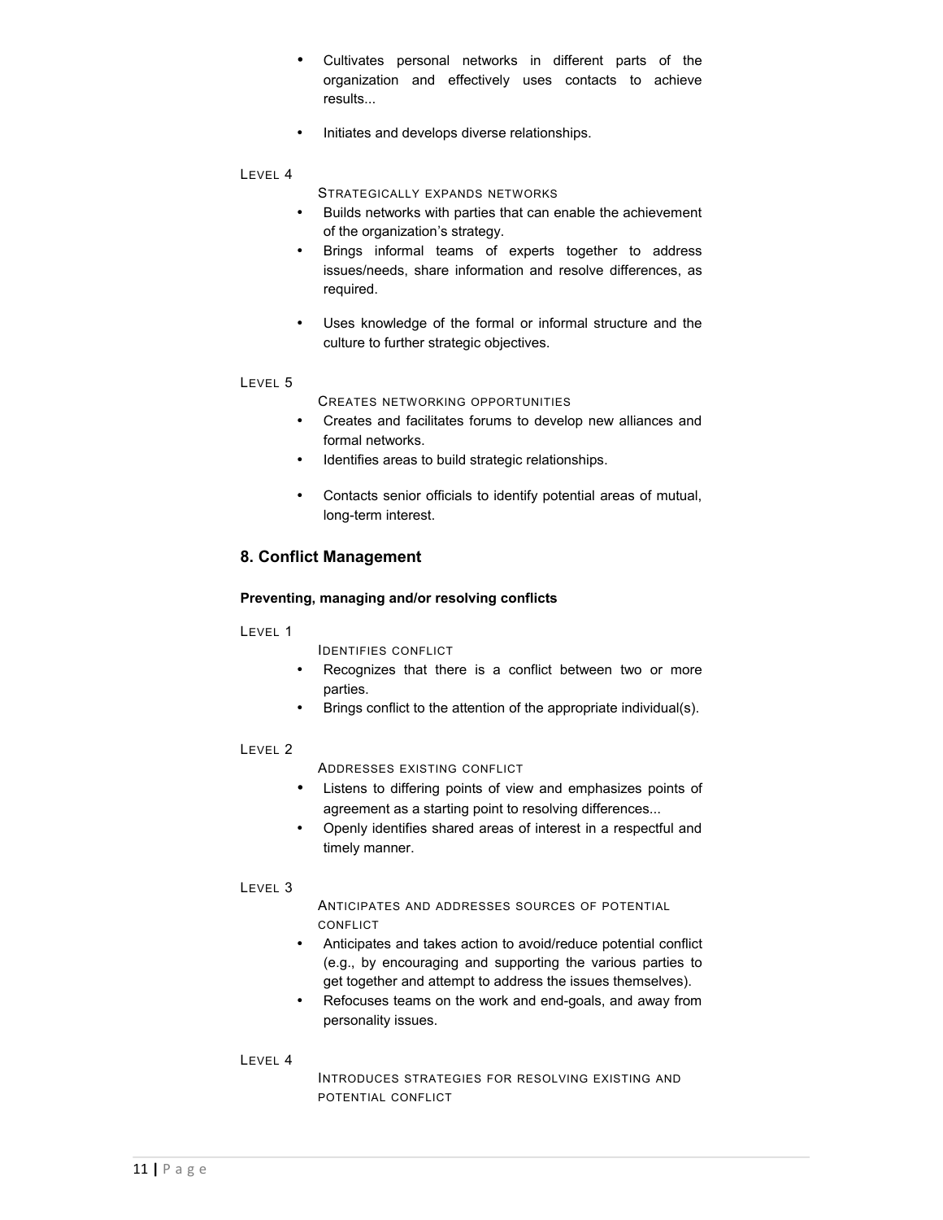- Cultivates personal networks in different parts of the organization and effectively uses contacts to achieve results...
- Initiates and develops diverse relationships.

LEVEL 4

STRATEGICALLY EXPANDS NETWORKS

- Builds networks with parties that can enable the achievement of the organization's strategy.
- Brings informal teams of experts together to address issues/needs, share information and resolve differences, as required.
- Uses knowledge of the formal or informal structure and the culture to further strategic objectives.

LEVEL 5

CREATES NETWORKING OPPORTUNITIES

- Creates and facilitates forums to develop new alliances and formal networks.
- Identifies areas to build strategic relationships.
- Contacts senior officials to identify potential areas of mutual, long-term interest.

## 8. Conflict Management

**Preventing, managing and/or resolving conflicts**

LEVEL 1

IDENTIFIES CONFLICT

- Recognizes that there is a conflict between two or more parties.
- Brings conflict to the attention of the appropriate individual(s).

LEVEL 2

ADDRESSES EXISTING CONFLICT

- Listens to differing points of view and emphasizes points of agreement as a starting point to resolving differences...
- Openly identifies shared areas of interest in a respectful and timely manner.

LEVEL 3

ANTICIPATES AND ADDRESSES SOURCES OF POTENTIAL CONFLICT

- Anticipates and takes action to avoid/reduce potential conflict (e.g., by encouraging and supporting the various parties to get together and attempt to address the issues themselves).
- Refocuses teams on the work and end-goals, and away from personality issues.

LEVEL 4

INTRODUCES STRATEGIES FOR RESOLVING EXISTING AND POTENTIAL CONFLICT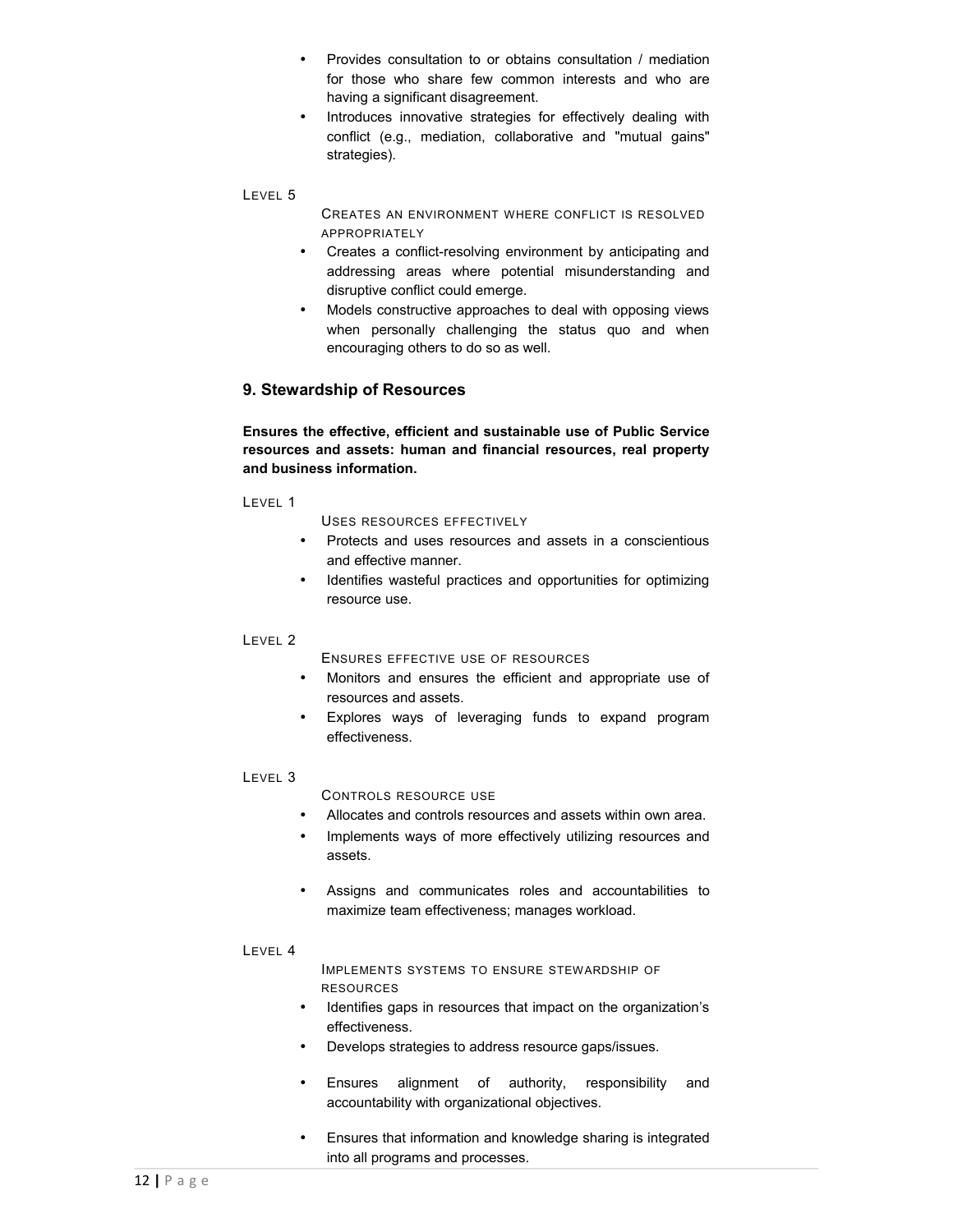- Provides consultation to or obtains consultation / mediation for those who share few common interests and who are having a significant disagreement.
- Introduces innovative strategies for effectively dealing with conflict (e.g., mediation, collaborative and "mutual gains" strategies).

LEVEL 5

CREATES AN ENVIRONMENT WHERE CONFLICT IS RESOLVED APPROPRIATELY

- Creates a conflict-resolving environment by anticipating and addressing areas where potential misunderstanding and disruptive conflict could emerge.
- Models constructive approaches to deal with opposing views when personally challenging the status quo and when encouraging others to do so as well.

### 9. Stewardship of Resources

**Ensures the effective, efficient and sustainable use of Public Service resources and assets: human and financial resources, real property and business information.**

LEVEL 1

USES RESOURCES EFFECTIVELY

- Protects and uses resources and assets in a conscientious and effective manner.
- Identifies wasteful practices and opportunities for optimizing resource use.

LEVEL 2

ENSURES EFFECTIVE USE OF RESOURCES

- Monitors and ensures the efficient and appropriate use of resources and assets.
- Explores ways of leveraging funds to expand program effectiveness.

LEVEL 3

CONTROLS RESOURCE USE

- Allocates and controls resources and assets within own area.
- Implements ways of more effectively utilizing resources and assets.
- Assigns and communicates roles and accountabilities to maximize team effectiveness; manages workload.

LEVEL 4

IMPLEMENTS SYSTEMS TO ENSURE STEWARDSHIP OF RESOURCES

- Identifies gaps in resources that impact on the organization's effectiveness.
- Develops strategies to address resource gaps/issues.
- Ensures alignment of authority, responsibility and accountability with organizational objectives.
- Ensures that information and knowledge sharing is integrated into all programs and processes.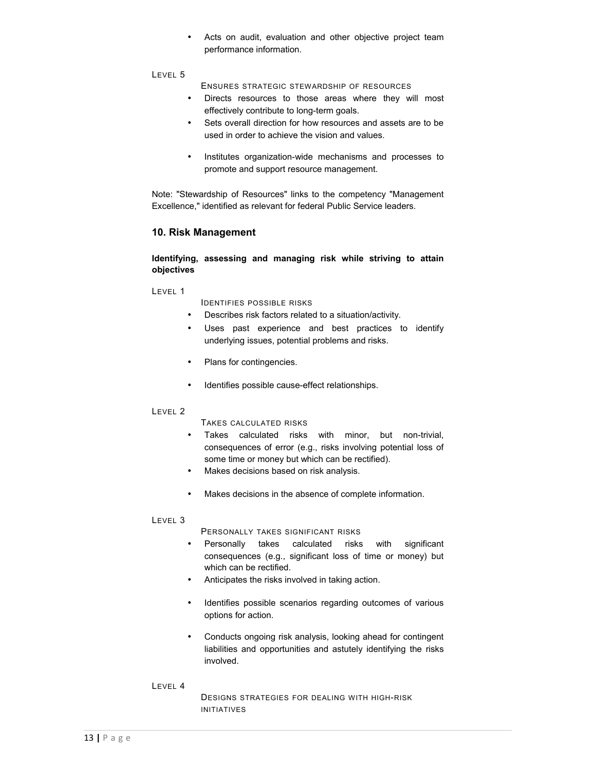- Acts on audit, evaluation and other objective project team performance information.

LEVEL 5

ENSURES STRATEGIC STEWARDSHIP OF RESOURCES

- Directs resources to those areas where they will most effectively contribute to long-term goals.
- Sets overall direction for how resources and assets are to be used in order to achieve the vision and values.
- Institutes organization-wide mechanisms and processes to promote and support resource management.

Note: "Stewardship of Resources" links to the competency "Management Excellence," identified as relevant for federal Public Service leaders.

## 10. Risk Management

**Identifying, assessing and managing risk while striving to attain objectives**

LEVEL 1

IDENTIFIES POSSIBLE RISKS

- Describes risk factors related to a situation/activity.
- Uses past experience and best practices to identify underlying issues, potential problems and risks.
- Plans for contingencies.
- Identifies possible cause-effect relationships.

LEVEL 2

TAKES CALCULATED RISKS

- Takes calculated risks with minor, but non-trivial, consequences of error (e.g., risks involving potential loss of some time or money but which can be rectified).
- Makes decisions based on risk analysis.
- Makes decisions in the absence of complete information.

LEVEL 3

PERSONALLY TAKES SIGNIFICANT RISKS

- Personally takes calculated risks with significant consequences (e.g., significant loss of time or money) but which can be rectified.
- Anticipates the risks involved in taking action.
- Identifies possible scenarios regarding outcomes of various options for action.
- Conducts ongoing risk analysis, looking ahead for contingent liabilities and opportunities and astutely identifying the risks involved.

LEVEL 4

DESIGNS STRATEGIES FOR DEALING WITH HIGH-RISK INITIATIVES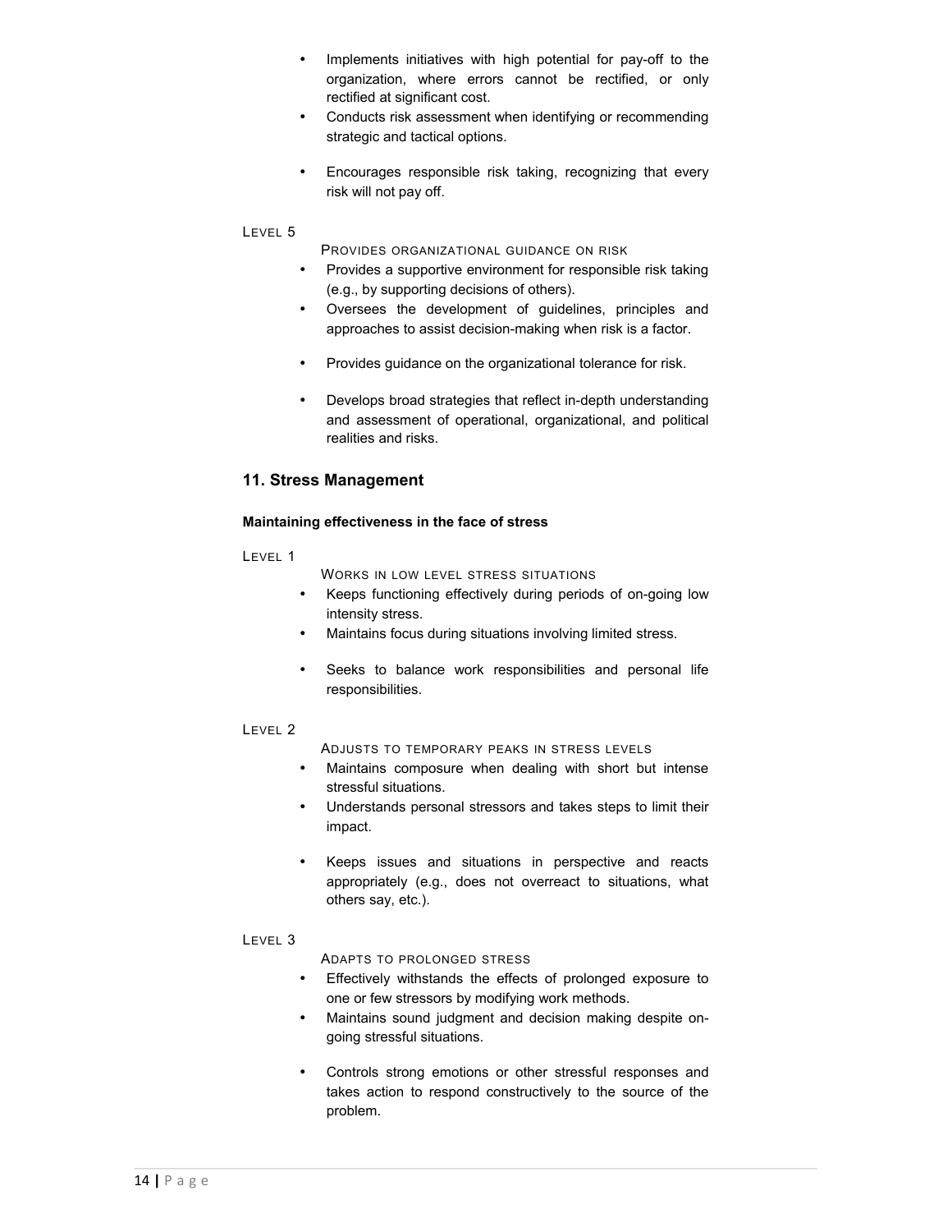- Implements initiatives with high potential for pay-off to the organization, where errors cannot be rectified, or only rectified at significant cost.
- Conducts risk assessment when identifying or recommending strategic and tactical options.
- Encourages responsible risk taking, recognizing that every risk will not pay off.

LEVEL 5

PROVIDES ORGANIZATIONAL GUIDANCE ON RISK

- Provides a supportive environment for responsible risk taking (e.g., by supporting decisions of others).
- Oversees the development of guidelines, principles and approaches to assist decision-making when risk is a factor.
- Provides guidance on the organizational tolerance for risk.
- Develops broad strategies that reflect in-depth understanding and assessment of operational, organizational, and political realities and risks.

## 11. Stress Management

**Maintaining effectiveness in the face of stress**

LEVEL 1

WORKS IN LOW LEVEL STRESS SITUATIONS

- Keeps functioning effectively during periods of on-going low intensity stress.
- Maintains focus during situations involving limited stress.
- Seeks to balance work responsibilities and personal life responsibilities.

LEVEL 2

ADJUSTS TO TEMPORARY PEAKS IN STRESS LEVELS

- Maintains composure when dealing with short but intense stressful situations.
- Understands personal stressors and takes steps to limit their impact.
- Keeps issues and situations in perspective and reacts appropriately (e.g., does not overreact to situations, what others say, etc.).

LEVEL 3

ADAPTS TO PROLONGED STRESS

- Effectively withstands the effects of prolonged exposure to one or few stressors by modifying work methods.
- Maintains sound judgment and decision making despite on-going stressful situations.
- Controls strong emotions or other stressful responses and takes action to respond constructively to the source of the problem.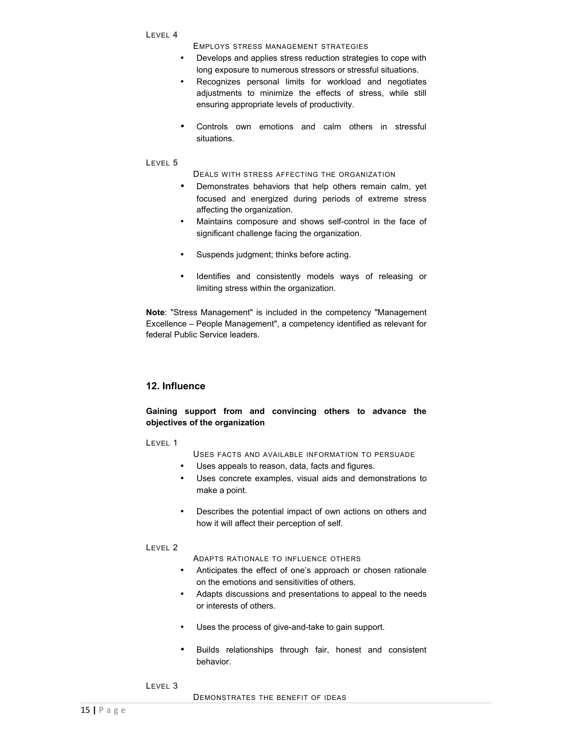LEVEL 4

EMPLOYS STRESS MANAGEMENT STRATEGIES

- Develops and applies stress reduction strategies to cope with long exposure to numerous stressors or stressful situations.
- Recognizes personal limits for workload and negotiates adjustments to minimize the effects of stress, while still ensuring appropriate levels of productivity.
- Controls own emotions and calm others in stressful situations.

LEVEL 5

DEALS WITH STRESS AFFECTING THE ORGANIZATION

- Demonstrates behaviors that help others remain calm, yet focused and energized during periods of extreme stress affecting the organization.
- Maintains composure and shows self-control in the face of significant challenge facing the organization.
- Suspends judgment; thinks before acting.
- Identifies and consistently models ways of releasing or limiting stress within the organization.

**Note**: "Stress Management" is included in the competency "Management Excellence – People Management", a competency identified as relevant for federal Public Service leaders.

## 12. Influence

**Gaining support from and convincing others to advance the objectives of the organization**

LEVEL 1

USES FACTS AND AVAILABLE INFORMATION TO PERSUADE

- Uses appeals to reason, data, facts and figures.
- Uses concrete examples, visual aids and demonstrations to make a point.
- Describes the potential impact of own actions on others and how it will affect their perception of self.

LEVEL 2

ADAPTS RATIONALE TO INFLUENCE OTHERS

- Anticipates the effect of one's approach or chosen rationale on the emotions and sensitivities of others.
- Adapts discussions and presentations to appeal to the needs or interests of others.
- Uses the process of give-and-take to gain support.
- Builds relationships through fair, honest and consistent behavior.

LEVEL 3

DEMONSTRATES THE BENEFIT OF IDEAS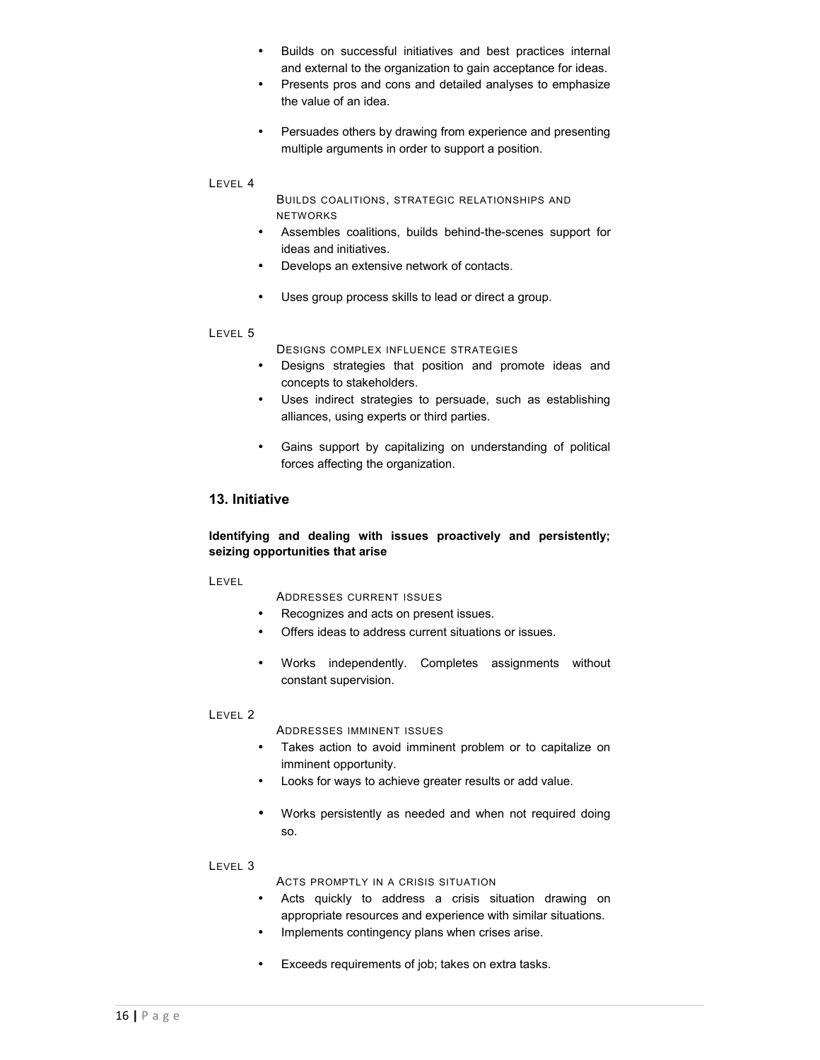- Builds on successful initiatives and best practices internal and external to the organization to gain acceptance for ideas.
- Presents pros and cons and detailed analyses to emphasize the value of an idea.
- Persuades others by drawing from experience and presenting multiple arguments in order to support a position.

LEVEL 4

BUILDS COALITIONS, STRATEGIC RELATIONSHIPS AND NETWORKS

- Assembles coalitions, builds behind-the-scenes support for ideas and initiatives.
- Develops an extensive network of contacts.
- Uses group process skills to lead or direct a group.

LEVEL 5

DESIGNS COMPLEX INFLUENCE STRATEGIES

- Designs strategies that position and promote ideas and concepts to stakeholders.
- Uses indirect strategies to persuade, such as establishing alliances, using experts or third parties.
- Gains support by capitalizing on understanding of political forces affecting the organization.

## 13. Initiative

**Identifying and dealing with issues proactively and persistently; seizing opportunities that arise**

LEVEL

ADDRESSES CURRENT ISSUES

- Recognizes and acts on present issues.
- Offers ideas to address current situations or issues.
- Works independently. Completes assignments without constant supervision.

LEVEL 2

ADDRESSES IMMINENT ISSUES

- Takes action to avoid imminent problem or to capitalize on imminent opportunity.
- Looks for ways to achieve greater results or add value.
- Works persistently as needed and when not required doing so.

LEVEL 3

ACTS PROMPTLY IN A CRISIS SITUATION

- Acts quickly to address a crisis situation drawing on appropriate resources and experience with similar situations.
- Implements contingency plans when crises arise.
- Exceeds requirements of job; takes on extra tasks.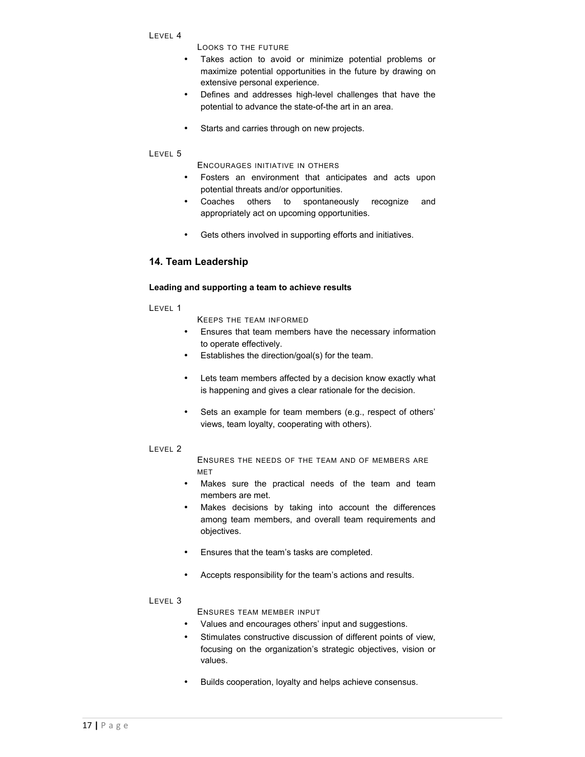LEVEL 4

LOOKS TO THE FUTURE

- Takes action to avoid or minimize potential problems or maximize potential opportunities in the future by drawing on extensive personal experience.
- Defines and addresses high-level challenges that have the potential to advance the state-of-the art in an area.
- Starts and carries through on new projects.

LEVEL 5

ENCOURAGES INITIATIVE IN OTHERS

- Fosters an environment that anticipates and acts upon potential threats and/or opportunities.
- Coaches others to spontaneously recognize and appropriately act on upcoming opportunities.
- Gets others involved in supporting efforts and initiatives.

## 14. Team Leadership

**Leading and supporting a team to achieve results**

LEVEL 1

KEEPS THE TEAM INFORMED

- Ensures that team members have the necessary information to operate effectively.
- Establishes the direction/goal(s) for the team.
- Lets team members affected by a decision know exactly what is happening and gives a clear rationale for the decision.
- Sets an example for team members (e.g., respect of others' views, team loyalty, cooperating with others).

LEVEL 2

ENSURES THE NEEDS OF THE TEAM AND OF MEMBERS ARE MET

- Makes sure the practical needs of the team and team members are met.
- Makes decisions by taking into account the differences among team members, and overall team requirements and objectives.
- Ensures that the team's tasks are completed.
- Accepts responsibility for the team's actions and results.

LEVEL 3

ENSURES TEAM MEMBER INPUT

- Values and encourages others' input and suggestions.
- Stimulates constructive discussion of different points of view, focusing on the organization's strategic objectives, vision or values.
- Builds cooperation, loyalty and helps achieve consensus.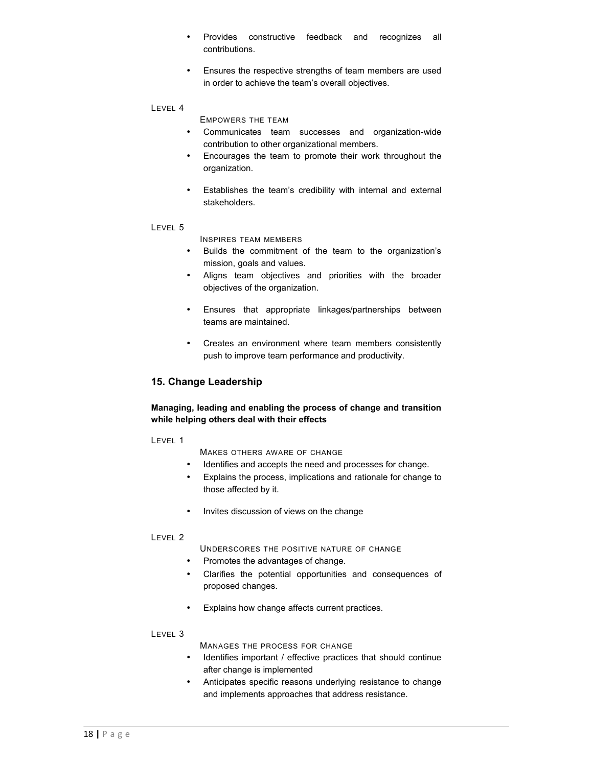- Provides constructive feedback and recognizes all contributions.
- Ensures the respective strengths of team members are used in order to achieve the team's overall objectives.

LEVEL 4

EMPOWERS THE TEAM

- Communicates team successes and organization-wide contribution to other organizational members.
- Encourages the team to promote their work throughout the organization.
- Establishes the team's credibility with internal and external stakeholders.

LEVEL 5

INSPIRES TEAM MEMBERS

- Builds the commitment of the team to the organization's mission, goals and values.
- Aligns team objectives and priorities with the broader objectives of the organization.
- Ensures that appropriate linkages/partnerships between teams are maintained.
- Creates an environment where team members consistently push to improve team performance and productivity.

## 15. Change Leadership

**Managing, leading and enabling the process of change and transition while helping others deal with their effects**

LEVEL 1

MAKES OTHERS AWARE OF CHANGE

- Identifies and accepts the need and processes for change.
- Explains the process, implications and rationale for change to those affected by it.
- Invites discussion of views on the change

LEVEL 2

UNDERSCORES THE POSITIVE NATURE OF CHANGE

- Promotes the advantages of change.
- Clarifies the potential opportunities and consequences of proposed changes.
- Explains how change affects current practices.

LEVEL 3

MANAGES THE PROCESS FOR CHANGE

- Identifies important / effective practices that should continue after change is implemented
- Anticipates specific reasons underlying resistance to change and implements approaches that address resistance.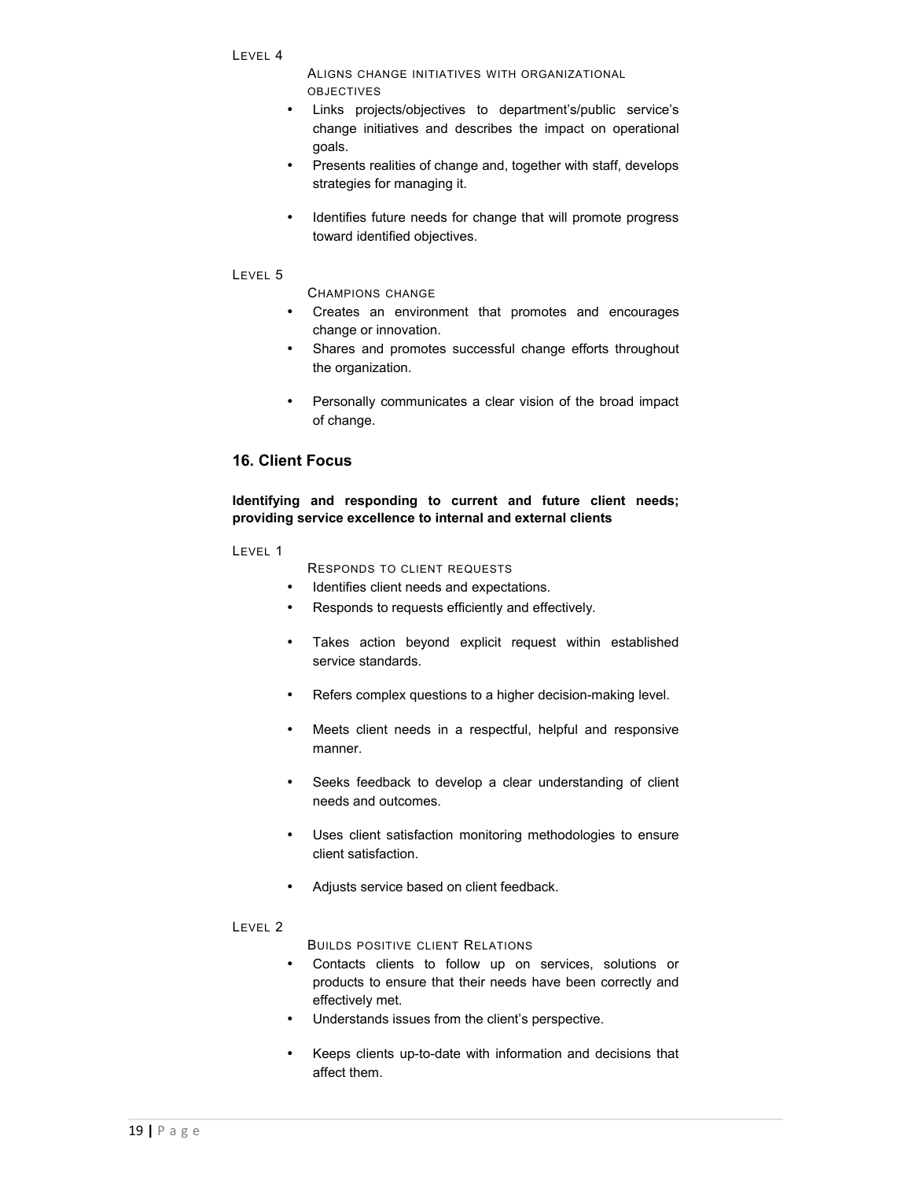LEVEL 4

ALIGNS CHANGE INITIATIVES WITH ORGANIZATIONAL OBJECTIVES

- Links projects/objectives to department's/public service's change initiatives and describes the impact on operational goals.
- Presents realities of change and, together with staff, develops strategies for managing it.
- Identifies future needs for change that will promote progress toward identified objectives.

LEVEL 5

CHAMPIONS CHANGE

- Creates an environment that promotes and encourages change or innovation.
- Shares and promotes successful change efforts throughout the organization.
- Personally communicates a clear vision of the broad impact of change.

## 16. Client Focus

**Identifying and responding to current and future client needs; providing service excellence to internal and external clients**

LEVEL 1

RESPONDS TO CLIENT REQUESTS

- Identifies client needs and expectations.
- Responds to requests efficiently and effectively.
- Takes action beyond explicit request within established service standards.
- Refers complex questions to a higher decision-making level.
- Meets client needs in a respectful, helpful and responsive manner.
- Seeks feedback to develop a clear understanding of client needs and outcomes.
- Uses client satisfaction monitoring methodologies to ensure client satisfaction.
- Adjusts service based on client feedback.

LEVEL 2

BUILDS POSITIVE CLIENT RELATIONS

- Contacts clients to follow up on services, solutions or products to ensure that their needs have been correctly and effectively met.
- Understands issues from the client's perspective.
- Keeps clients up-to-date with information and decisions that affect them.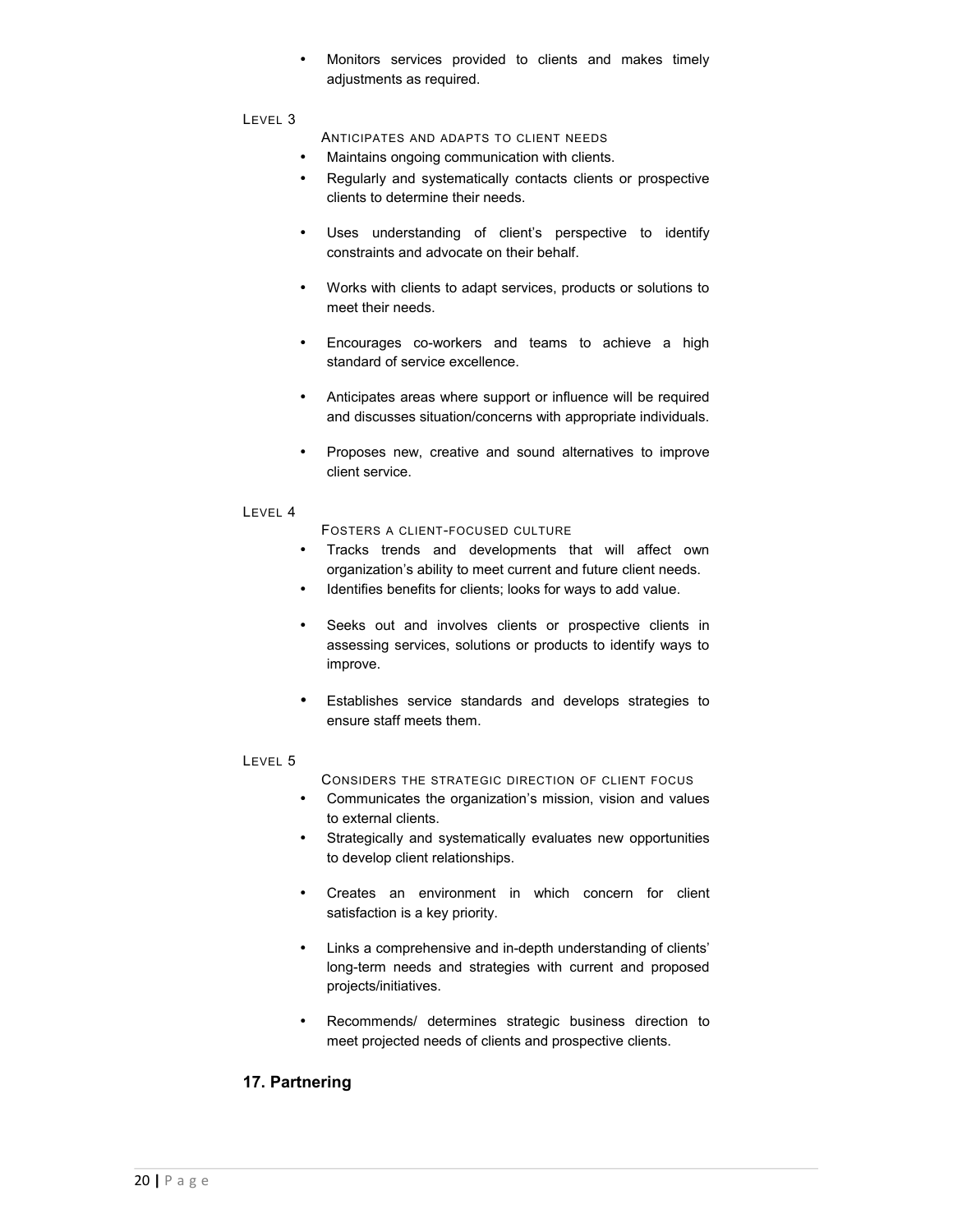- Monitors services provided to clients and makes timely adjustments as required.

LEVEL 3

ANTICIPATES AND ADAPTS TO CLIENT NEEDS

- Maintains ongoing communication with clients.
- Regularly and systematically contacts clients or prospective clients to determine their needs.
- Uses understanding of client's perspective to identify constraints and advocate on their behalf.
- Works with clients to adapt services, products or solutions to meet their needs.
- Encourages co-workers and teams to achieve a high standard of service excellence.
- Anticipates areas where support or influence will be required and discusses situation/concerns with appropriate individuals.
- Proposes new, creative and sound alternatives to improve client service.

LEVEL 4

FOSTERS A CLIENT-FOCUSED CULTURE

- Tracks trends and developments that will affect own organization's ability to meet current and future client needs.
- Identifies benefits for clients; looks for ways to add value.
- Seeks out and involves clients or prospective clients in assessing services, solutions or products to identify ways to improve.
- Establishes service standards and develops strategies to ensure staff meets them.

LEVEL 5

CONSIDERS THE STRATEGIC DIRECTION OF CLIENT FOCUS

- Communicates the organization's mission, vision and values to external clients.
- Strategically and systematically evaluates new opportunities to develop client relationships.
- Creates an environment in which concern for client satisfaction is a key priority.
- Links a comprehensive and in-depth understanding of clients' long-term needs and strategies with current and proposed projects/initiatives.
- Recommends/ determines strategic business direction to meet projected needs of clients and prospective clients.

## 17. Partnering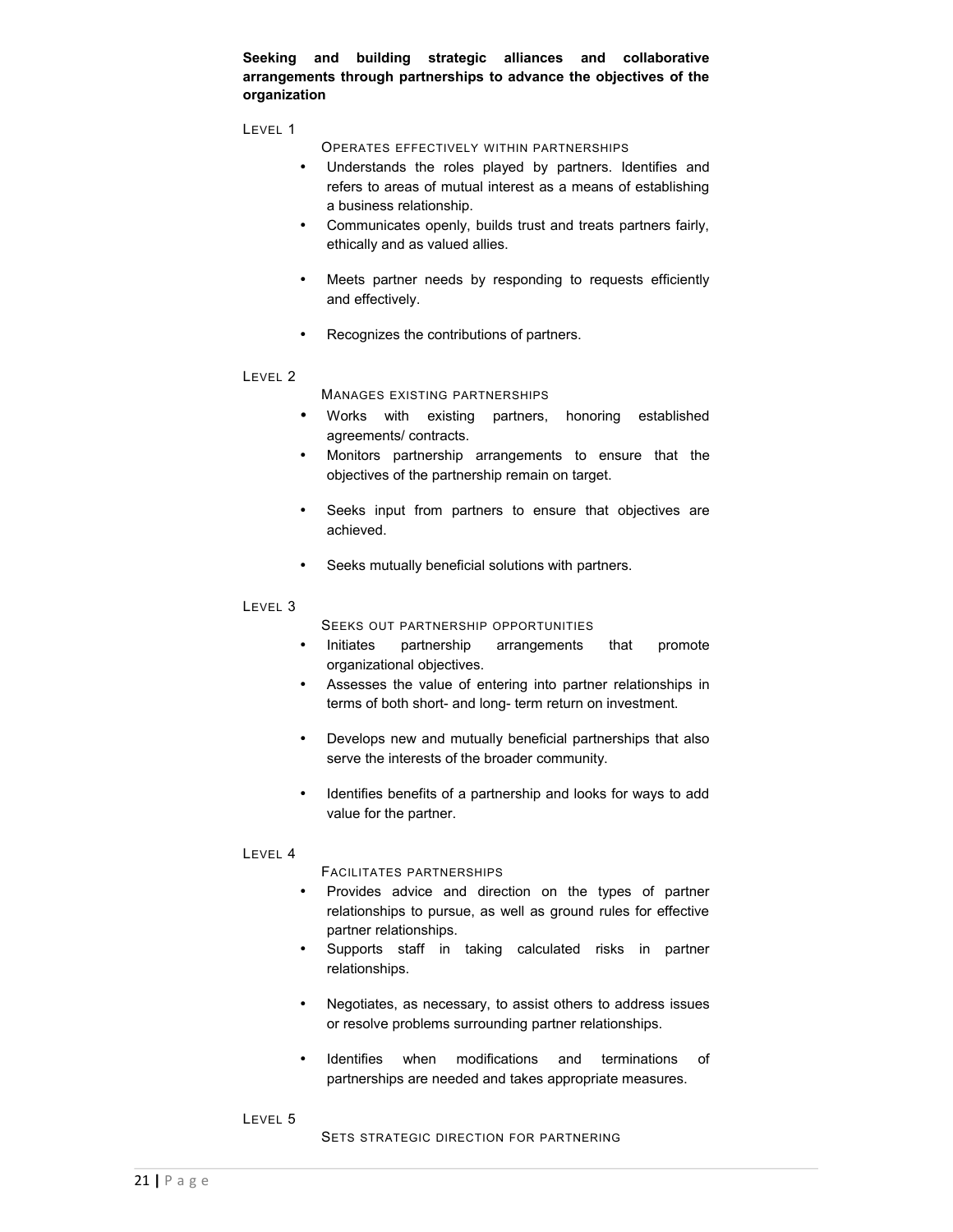**Seeking and building strategic alliances and collaborative arrangements through partnerships to advance the objectives of the organization**

LEVEL 1

OPERATES EFFECTIVELY WITHIN PARTNERSHIPS

- Understands the roles played by partners. Identifies and refers to areas of mutual interest as a means of establishing a business relationship.
- Communicates openly, builds trust and treats partners fairly, ethically and as valued allies.
- Meets partner needs by responding to requests efficiently and effectively.
- Recognizes the contributions of partners.

LEVEL 2

MANAGES EXISTING PARTNERSHIPS

- Works with existing partners, honoring established agreements/ contracts.
- Monitors partnership arrangements to ensure that the objectives of the partnership remain on target.
- Seeks input from partners to ensure that objectives are achieved.
- Seeks mutually beneficial solutions with partners.

LEVEL 3

SEEKS OUT PARTNERSHIP OPPORTUNITIES

- Initiates partnership arrangements that promote organizational objectives.
- Assesses the value of entering into partner relationships in terms of both short- and long- term return on investment.
- Develops new and mutually beneficial partnerships that also serve the interests of the broader community.
- Identifies benefits of a partnership and looks for ways to add value for the partner.

LEVEL 4

FACILITATES PARTNERSHIPS

- Provides advice and direction on the types of partner relationships to pursue, as well as ground rules for effective partner relationships.
- Supports staff in taking calculated risks in partner relationships.
- Negotiates, as necessary, to assist others to address issues or resolve problems surrounding partner relationships.
- Identifies when modifications and terminations of partnerships are needed and takes appropriate measures.

LEVEL 5

SETS STRATEGIC DIRECTION FOR PARTNERING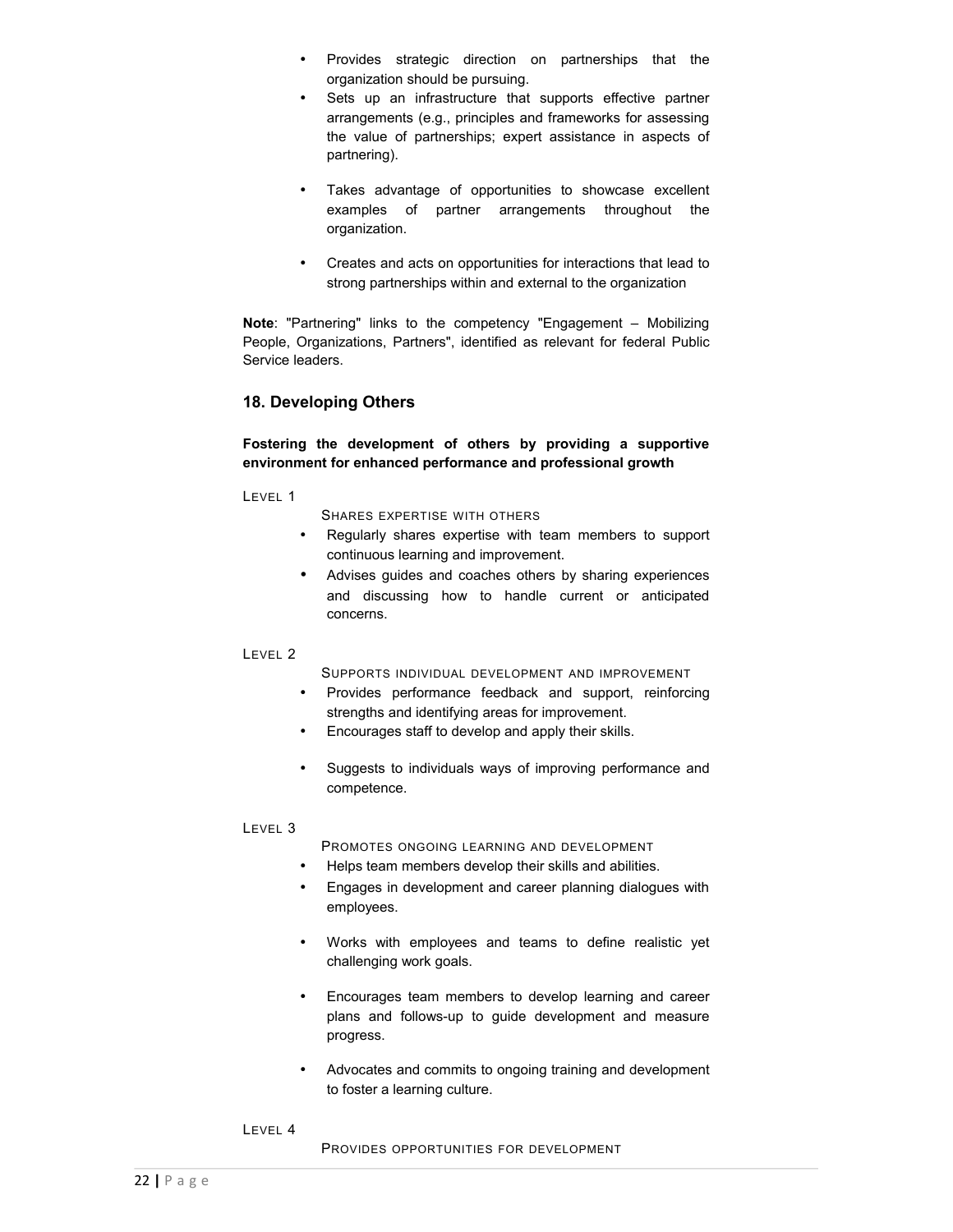- Provides strategic direction on partnerships that the organization should be pursuing.
- Sets up an infrastructure that supports effective partner arrangements (e.g., principles and frameworks for assessing the value of partnerships; expert assistance in aspects of partnering).
- Takes advantage of opportunities to showcase excellent examples of partner arrangements throughout the organization.
- Creates and acts on opportunities for interactions that lead to strong partnerships within and external to the organization

**Note**: "Partnering" links to the competency "Engagement – Mobilizing People, Organizations, Partners", identified as relevant for federal Public Service leaders.

## 18. Developing Others

**Fostering the development of others by providing a supportive environment for enhanced performance and professional growth**

LEVEL 1

SHARES EXPERTISE WITH OTHERS

- Regularly shares expertise with team members to support continuous learning and improvement.
- Advises guides and coaches others by sharing experiences and discussing how to handle current or anticipated concerns.

LEVEL 2

SUPPORTS INDIVIDUAL DEVELOPMENT AND IMPROVEMENT

- Provides performance feedback and support, reinforcing strengths and identifying areas for improvement.
- Encourages staff to develop and apply their skills.
- Suggests to individuals ways of improving performance and competence.

LEVEL 3

PROMOTES ONGOING LEARNING AND DEVELOPMENT

- Helps team members develop their skills and abilities.
- Engages in development and career planning dialogues with employees.
- Works with employees and teams to define realistic yet challenging work goals.
- Encourages team members to develop learning and career plans and follows-up to guide development and measure progress.
- Advocates and commits to ongoing training and development to foster a learning culture.

LEVEL 4

PROVIDES OPPORTUNITIES FOR DEVELOPMENT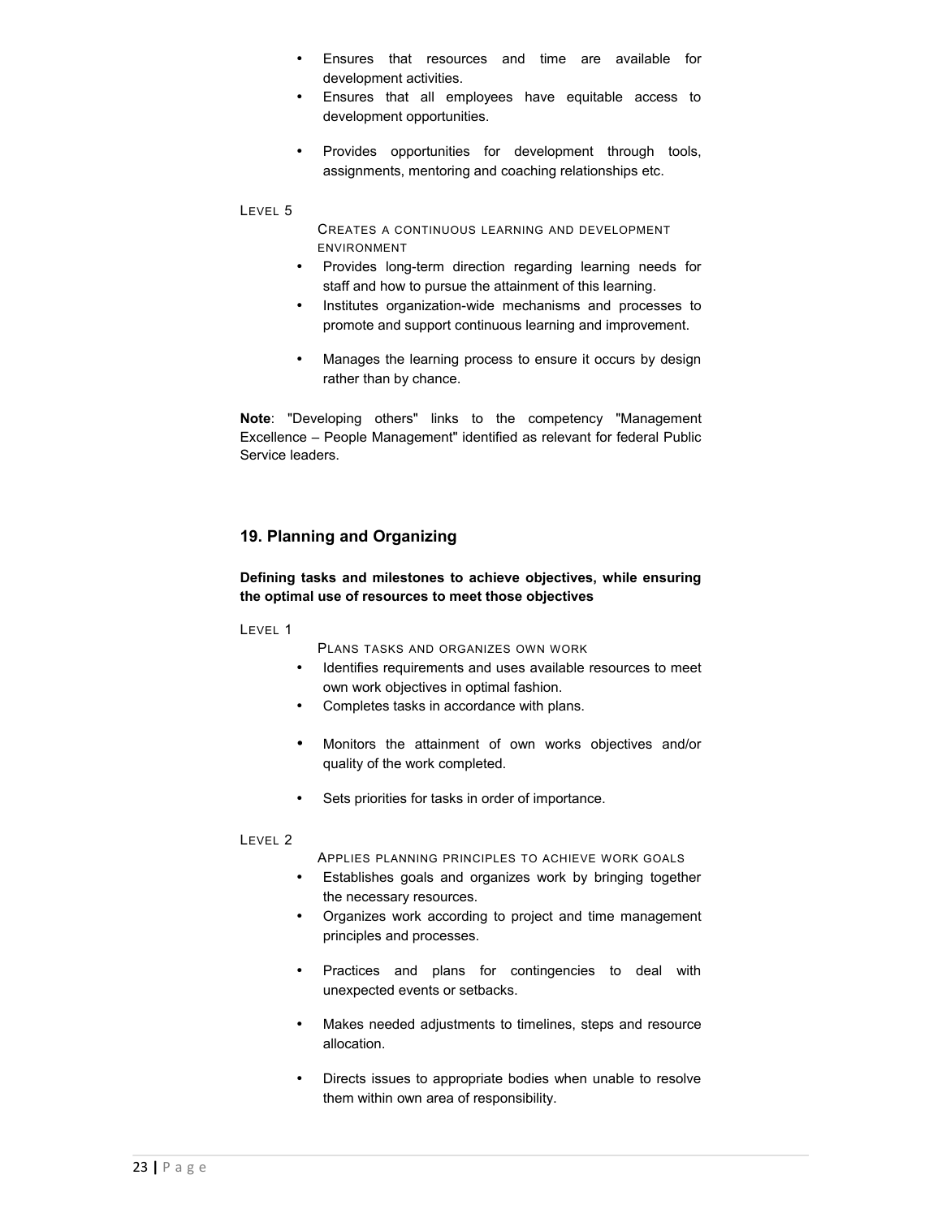- Ensures that resources and time are available for development activities.
- Ensures that all employees have equitable access to development opportunities.
- Provides opportunities for development through tools, assignments, mentoring and coaching relationships etc.

LEVEL 5

CREATES A CONTINUOUS LEARNING AND DEVELOPMENT ENVIRONMENT

- Provides long-term direction regarding learning needs for staff and how to pursue the attainment of this learning.
- Institutes organization-wide mechanisms and processes to promote and support continuous learning and improvement.
- Manages the learning process to ensure it occurs by design rather than by chance.

**Note**: "Developing others" links to the competency "Management Excellence – People Management" identified as relevant for federal Public Service leaders.

## 19. Planning and Organizing

**Defining tasks and milestones to achieve objectives, while ensuring the optimal use of resources to meet those objectives**

LEVEL 1

PLANS TASKS AND ORGANIZES OWN WORK

- Identifies requirements and uses available resources to meet own work objectives in optimal fashion.
- Completes tasks in accordance with plans.
- Monitors the attainment of own works objectives and/or quality of the work completed.
- Sets priorities for tasks in order of importance.

LEVEL 2

APPLIES PLANNING PRINCIPLES TO ACHIEVE WORK GOALS

- Establishes goals and organizes work by bringing together the necessary resources.
- Organizes work according to project and time management principles and processes.
- Practices and plans for contingencies to deal with unexpected events or setbacks.
- Makes needed adjustments to timelines, steps and resource allocation.
- Directs issues to appropriate bodies when unable to resolve them within own area of responsibility.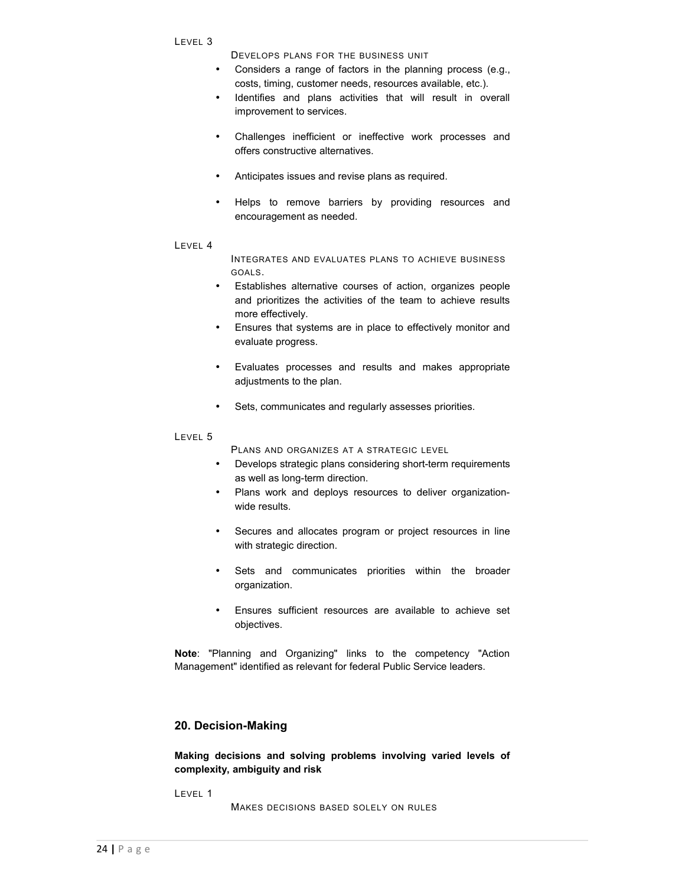Level 3

Develops plans for the business unit

- Considers a range of factors in the planning process (e.g., costs, timing, customer needs, resources available, etc.).
- Identifies and plans activities that will result in overall improvement to services.
- Challenges inefficient or ineffective work processes and offers constructive alternatives.
- Anticipates issues and revise plans as required.
- Helps to remove barriers by providing resources and encouragement as needed.

Level 4

Integrates and evaluates plans to achieve business goals.

- Establishes alternative courses of action, organizes people and prioritizes the activities of the team to achieve results more effectively.
- Ensures that systems are in place to effectively monitor and evaluate progress.
- Evaluates processes and results and makes appropriate adjustments to the plan.
- Sets, communicates and regularly assesses priorities.

Level 5

Plans and organizes at a strategic level

- Develops strategic plans considering short-term requirements as well as long-term direction.
- Plans work and deploys resources to deliver organization-wide results.
- Secures and allocates program or project resources in line with strategic direction.
- Sets and communicates priorities within the broader organization.
- Ensures sufficient resources are available to achieve set objectives.

**Note**: "Planning and Organizing" links to the competency "Action Management" identified as relevant for federal Public Service leaders.

### 20. Decision-Making

**Making decisions and solving problems involving varied levels of complexity, ambiguity and risk**

Level 1

Makes decisions based solely on rules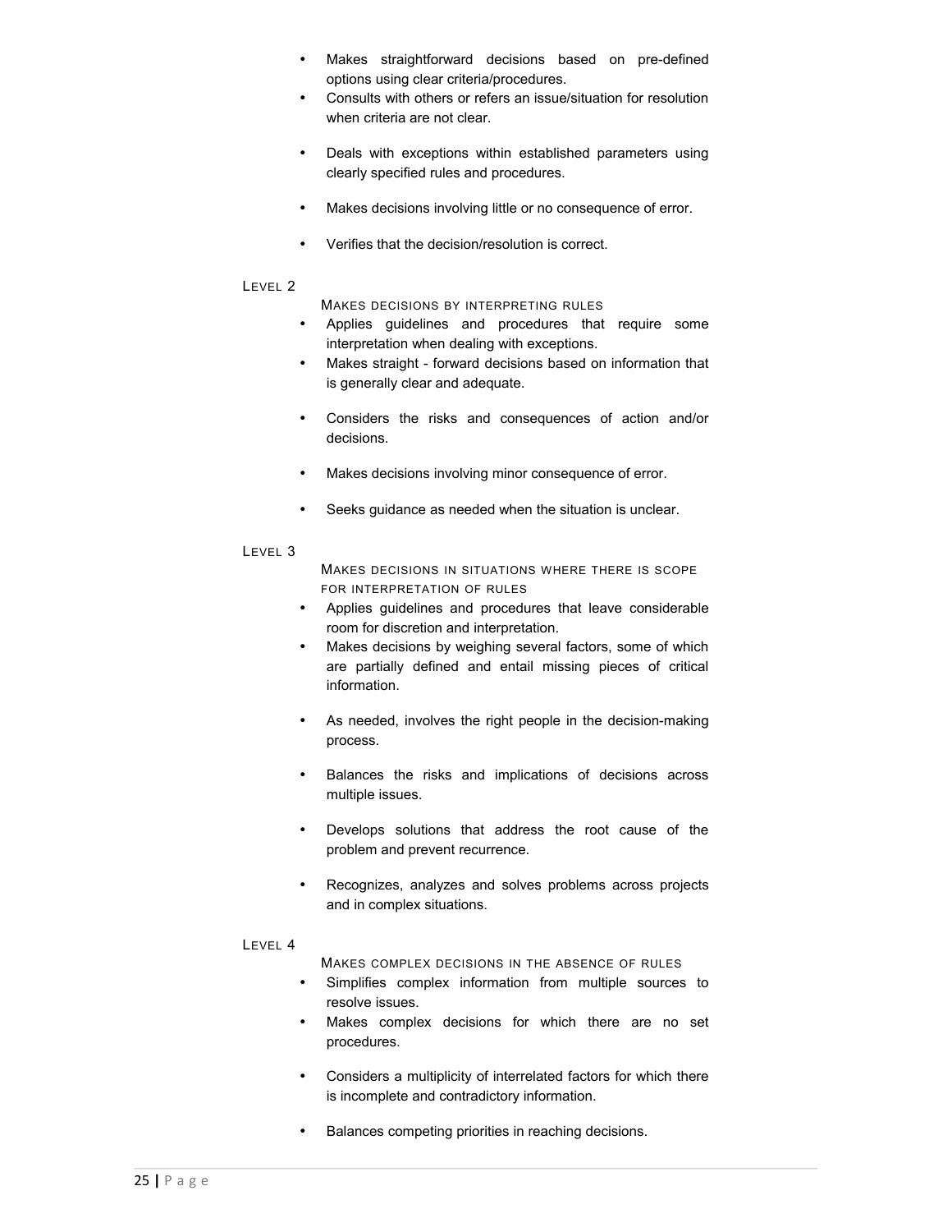- Makes straightforward decisions based on pre-defined options using clear criteria/procedures.
- Consults with others or refers an issue/situation for resolution when criteria are not clear.
- Deals with exceptions within established parameters using clearly specified rules and procedures.
- Makes decisions involving little or no consequence of error.
- Verifies that the decision/resolution is correct.

LEVEL 2

MAKES DECISIONS BY INTERPRETING RULES

- Applies guidelines and procedures that require some interpretation when dealing with exceptions.
- Makes straight - forward decisions based on information that is generally clear and adequate.
- Considers the risks and consequences of action and/or decisions.
- Makes decisions involving minor consequence of error.
- Seeks guidance as needed when the situation is unclear.

LEVEL 3

MAKES DECISIONS IN SITUATIONS WHERE THERE IS SCOPE FOR INTERPRETATION OF RULES

- Applies guidelines and procedures that leave considerable room for discretion and interpretation.
- Makes decisions by weighing several factors, some of which are partially defined and entail missing pieces of critical information.
- As needed, involves the right people in the decision-making process.
- Balances the risks and implications of decisions across multiple issues.
- Develops solutions that address the root cause of the problem and prevent recurrence.
- Recognizes, analyzes and solves problems across projects and in complex situations.

LEVEL 4

MAKES COMPLEX DECISIONS IN THE ABSENCE OF RULES

- Simplifies complex information from multiple sources to resolve issues.
- Makes complex decisions for which there are no set procedures.
- Considers a multiplicity of interrelated factors for which there is incomplete and contradictory information.
- Balances competing priorities in reaching decisions.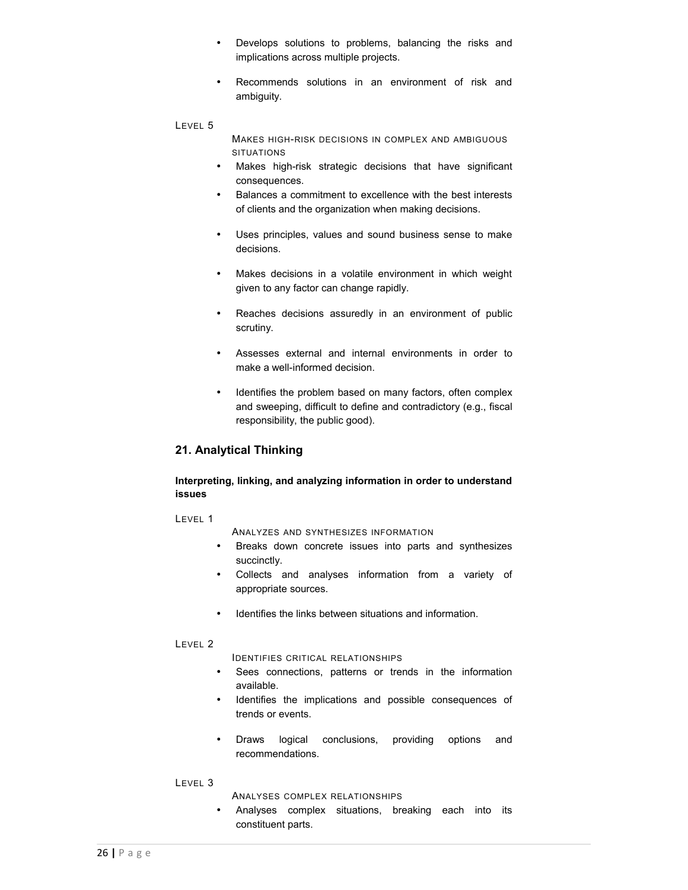- Develops solutions to problems, balancing the risks and implications across multiple projects.
- Recommends solutions in an environment of risk and ambiguity.

LEVEL 5

MAKES HIGH-RISK DECISIONS IN COMPLEX AND AMBIGUOUS SITUATIONS

- Makes high-risk strategic decisions that have significant consequences.
- Balances a commitment to excellence with the best interests of clients and the organization when making decisions.
- Uses principles, values and sound business sense to make decisions.
- Makes decisions in a volatile environment in which weight given to any factor can change rapidly.
- Reaches decisions assuredly in an environment of public scrutiny.
- Assesses external and internal environments in order to make a well-informed decision.
- Identifies the problem based on many factors, often complex and sweeping, difficult to define and contradictory (e.g., fiscal responsibility, the public good).

## 21. Analytical Thinking

**Interpreting, linking, and analyzing information in order to understand issues**

LEVEL 1

ANALYZES AND SYNTHESIZES INFORMATION

- Breaks down concrete issues into parts and synthesizes succinctly.
- Collects and analyses information from a variety of appropriate sources.
- Identifies the links between situations and information.

LEVEL 2

IDENTIFIES CRITICAL RELATIONSHIPS

- Sees connections, patterns or trends in the information available.
- Identifies the implications and possible consequences of trends or events.
- Draws logical conclusions, providing options and recommendations.

LEVEL 3

ANALYSES COMPLEX RELATIONSHIPS

- Analyses complex situations, breaking each into its constituent parts.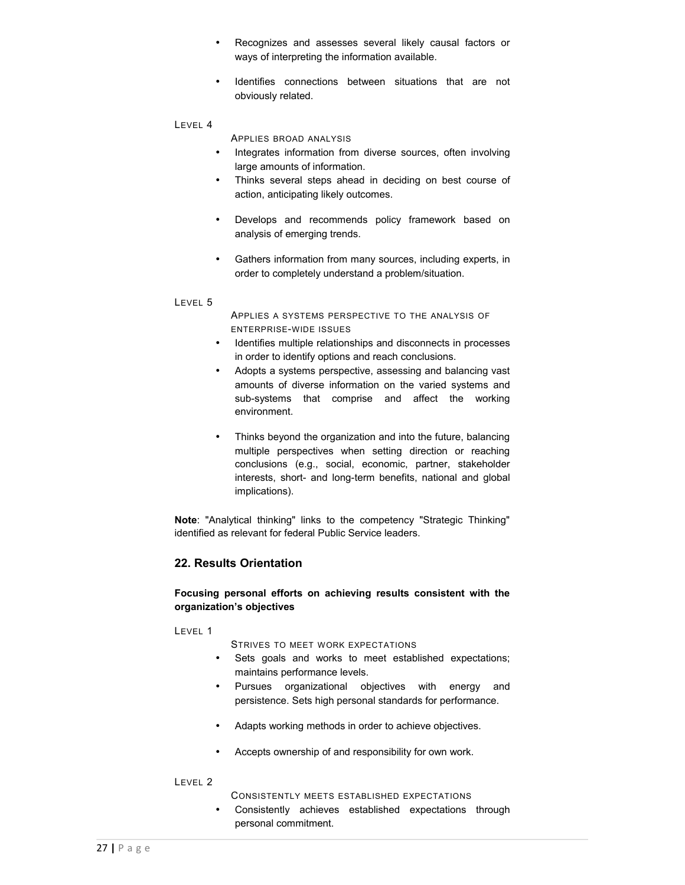- Recognizes and assesses several likely causal factors or ways of interpreting the information available.
- Identifies connections between situations that are not obviously related.

LEVEL 4

APPLIES BROAD ANALYSIS

- Integrates information from diverse sources, often involving large amounts of information.
- Thinks several steps ahead in deciding on best course of action, anticipating likely outcomes.
- Develops and recommends policy framework based on analysis of emerging trends.
- Gathers information from many sources, including experts, in order to completely understand a problem/situation.

LEVEL 5

APPLIES A SYSTEMS PERSPECTIVE TO THE ANALYSIS OF ENTERPRISE-WIDE ISSUES

- Identifies multiple relationships and disconnects in processes in order to identify options and reach conclusions.
- Adopts a systems perspective, assessing and balancing vast amounts of diverse information on the varied systems and sub-systems that comprise and affect the working environment.
- Thinks beyond the organization and into the future, balancing multiple perspectives when setting direction or reaching conclusions (e.g., social, economic, partner, stakeholder interests, short- and long-term benefits, national and global implications).

**Note**: "Analytical thinking" links to the competency "Strategic Thinking" identified as relevant for federal Public Service leaders.

## 22. Results Orientation

**Focusing personal efforts on achieving results consistent with the organization's objectives**

LEVEL 1

STRIVES TO MEET WORK EXPECTATIONS

- Sets goals and works to meet established expectations; maintains performance levels.
- Pursues organizational objectives with energy and persistence. Sets high personal standards for performance.
- Adapts working methods in order to achieve objectives.
- Accepts ownership of and responsibility for own work.

LEVEL 2

CONSISTENTLY MEETS ESTABLISHED EXPECTATIONS

- Consistently achieves established expectations through personal commitment.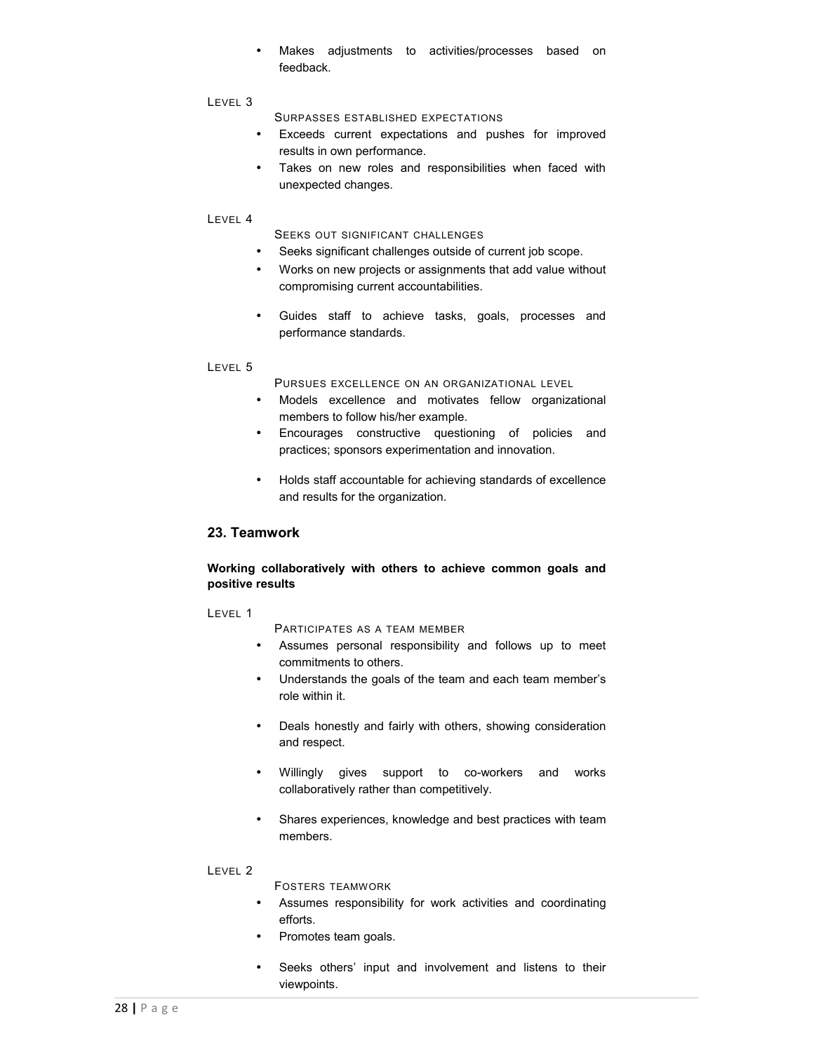- Makes adjustments to activities/processes based on feedback.

LEVEL 3

SURPASSES ESTABLISHED EXPECTATIONS

- Exceeds current expectations and pushes for improved results in own performance.
- Takes on new roles and responsibilities when faced with unexpected changes.

LEVEL 4

SEEKS OUT SIGNIFICANT CHALLENGES

- Seeks significant challenges outside of current job scope.
- Works on new projects or assignments that add value without compromising current accountabilities.
- Guides staff to achieve tasks, goals, processes and performance standards.

LEVEL 5

PURSUES EXCELLENCE ON AN ORGANIZATIONAL LEVEL

- Models excellence and motivates fellow organizational members to follow his/her example.
- Encourages constructive questioning of policies and practices; sponsors experimentation and innovation.
- Holds staff accountable for achieving standards of excellence and results for the organization.

## 23. Teamwork

**Working collaboratively with others to achieve common goals and positive results**

LEVEL 1

PARTICIPATES AS A TEAM MEMBER

- Assumes personal responsibility and follows up to meet commitments to others.
- Understands the goals of the team and each team member's role within it.
- Deals honestly and fairly with others, showing consideration and respect.
- Willingly gives support to co-workers and works collaboratively rather than competitively.
- Shares experiences, knowledge and best practices with team members.

LEVEL 2

FOSTERS TEAMWORK

- Assumes responsibility for work activities and coordinating efforts.
- Promotes team goals.
- Seeks others' input and involvement and listens to their viewpoints.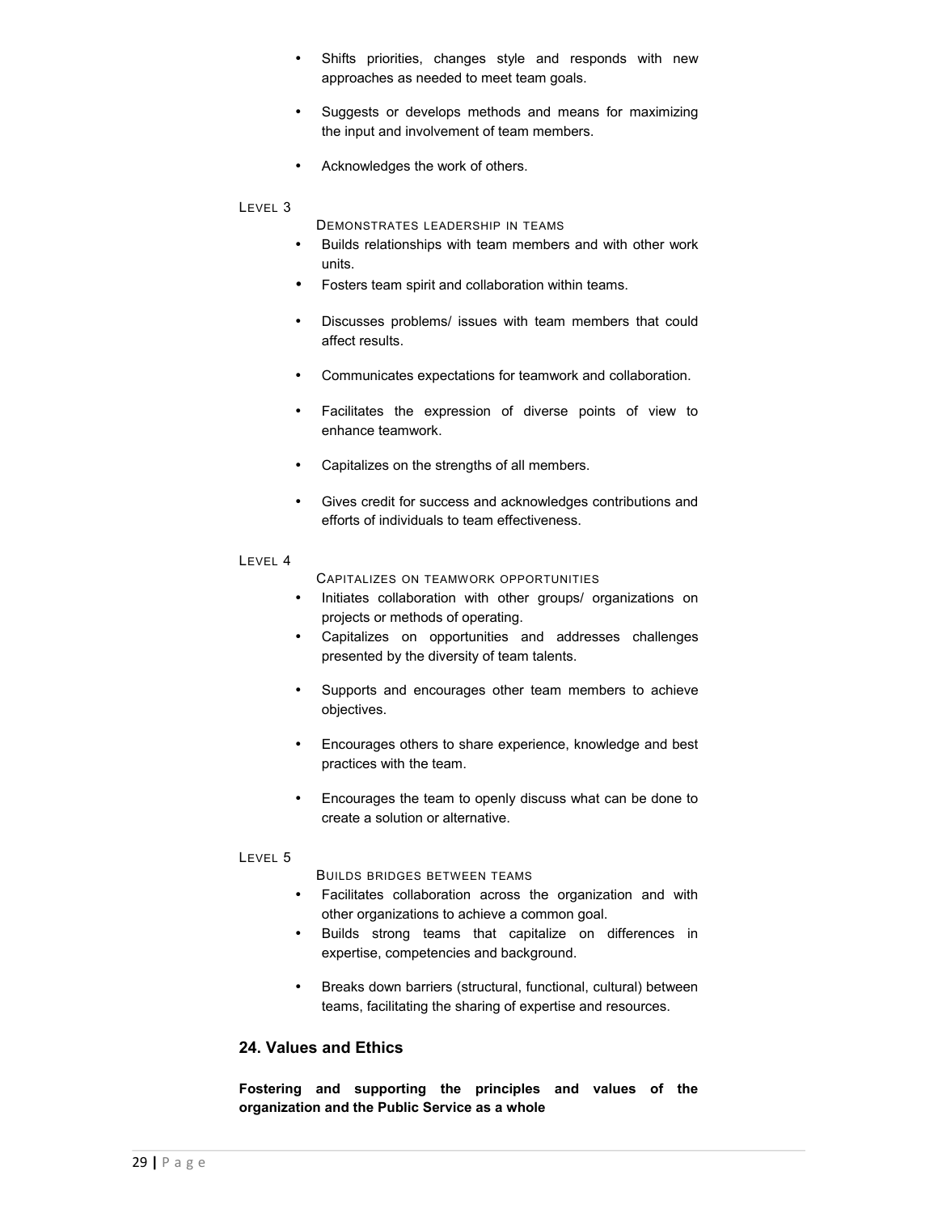- Shifts priorities, changes style and responds with new approaches as needed to meet team goals.
- Suggests or develops methods and means for maximizing the input and involvement of team members.
- Acknowledges the work of others.

LEVEL 3

DEMONSTRATES LEADERSHIP IN TEAMS

- Builds relationships with team members and with other work units.
- Fosters team spirit and collaboration within teams.
- Discusses problems/ issues with team members that could affect results.
- Communicates expectations for teamwork and collaboration.
- Facilitates the expression of diverse points of view to enhance teamwork.
- Capitalizes on the strengths of all members.
- Gives credit for success and acknowledges contributions and efforts of individuals to team effectiveness.

LEVEL 4

CAPITALIZES ON TEAMWORK OPPORTUNITIES

- Initiates collaboration with other groups/ organizations on projects or methods of operating.
- Capitalizes on opportunities and addresses challenges presented by the diversity of team talents.
- Supports and encourages other team members to achieve objectives.
- Encourages others to share experience, knowledge and best practices with the team.
- Encourages the team to openly discuss what can be done to create a solution or alternative.

LEVEL 5

BUILDS BRIDGES BETWEEN TEAMS

- Facilitates collaboration across the organization and with other organizations to achieve a common goal.
- Builds strong teams that capitalize on differences in expertise, competencies and background.
- Breaks down barriers (structural, functional, cultural) between teams, facilitating the sharing of expertise and resources.

## 24. Values and Ethics

**Fostering and supporting the principles and values of the organization and the Public Service as a whole**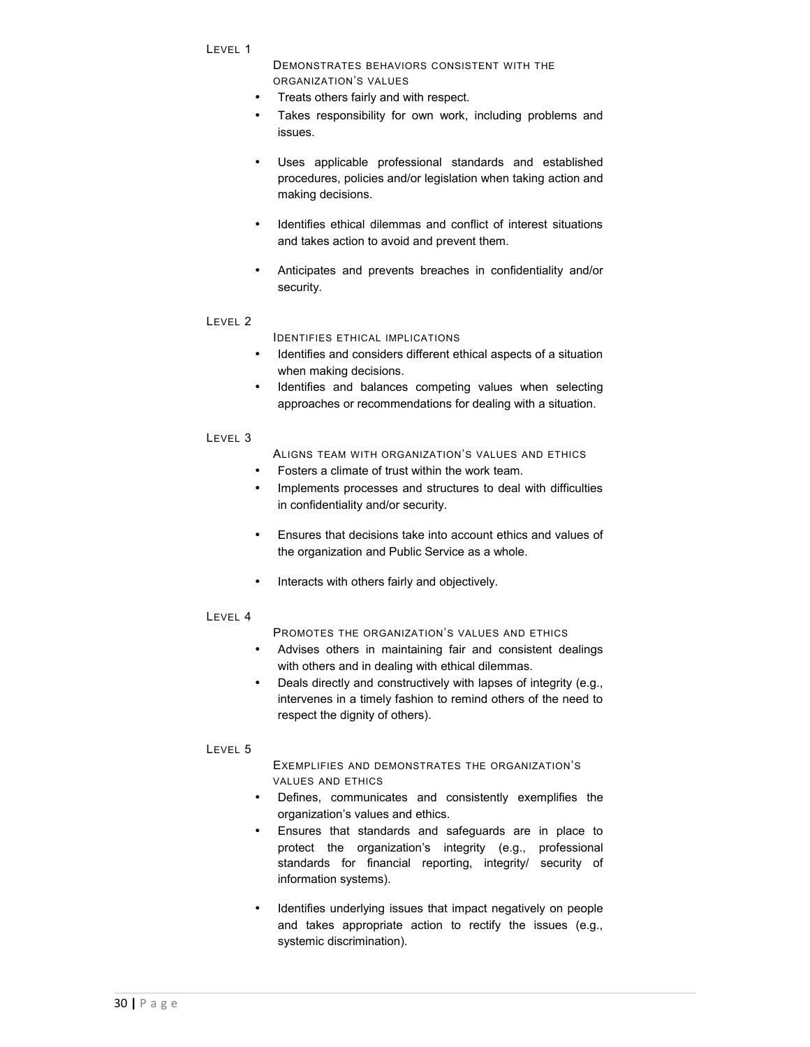**Level 1**

**Demonstrates behaviors consistent with the organization's values**

- Treats others fairly and with respect.
- Takes responsibility for own work, including problems and issues.
- Uses applicable professional standards and established procedures, policies and/or legislation when taking action and making decisions.
- Identifies ethical dilemmas and conflict of interest situations and takes action to avoid and prevent them.
- Anticipates and prevents breaches in confidentiality and/or security.

**Level 2**

**Identifies ethical implications**

- Identifies and considers different ethical aspects of a situation when making decisions.
- Identifies and balances competing values when selecting approaches or recommendations for dealing with a situation.

**Level 3**

**Aligns team with organization's values and ethics**

- Fosters a climate of trust within the work team.
- Implements processes and structures to deal with difficulties in confidentiality and/or security.
- Ensures that decisions take into account ethics and values of the organization and Public Service as a whole.
- Interacts with others fairly and objectively.

**Level 4**

**Promotes the organization's values and ethics**

- Advises others in maintaining fair and consistent dealings with others and in dealing with ethical dilemmas.
- Deals directly and constructively with lapses of integrity (e.g., intervenes in a timely fashion to remind others of the need to respect the dignity of others).

**Level 5**

**Exemplifies and demonstrates the organization's values and ethics**

- Defines, communicates and consistently exemplifies the organization's values and ethics.
- Ensures that standards and safeguards are in place to protect the organization's integrity (e.g., professional standards for financial reporting, integrity/ security of information systems).
- Identifies underlying issues that impact negatively on people and takes appropriate action to rectify the issues (e.g., systemic discrimination).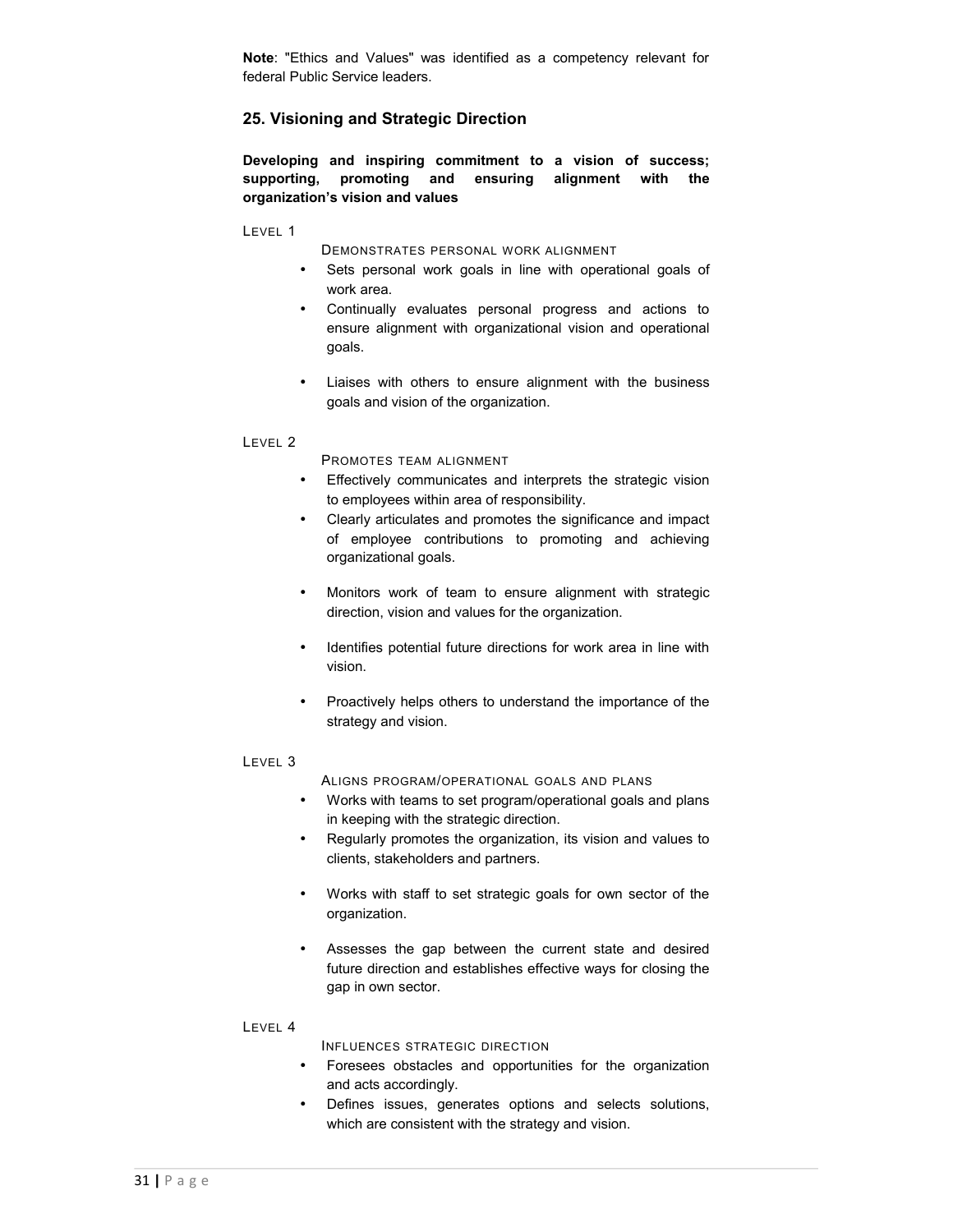**Note**: "Ethics and Values" was identified as a competency relevant for federal Public Service leaders.

## 25. Visioning and Strategic Direction

**Developing and inspiring commitment to a vision of success; supporting, promoting and ensuring alignment with the organization's vision and values**

LEVEL 1

DEMONSTRATES PERSONAL WORK ALIGNMENT

- Sets personal work goals in line with operational goals of work area.
- Continually evaluates personal progress and actions to ensure alignment with organizational vision and operational goals.
- Liaises with others to ensure alignment with the business goals and vision of the organization.

LEVEL 2

PROMOTES TEAM ALIGNMENT

- Effectively communicates and interprets the strategic vision to employees within area of responsibility.
- Clearly articulates and promotes the significance and impact of employee contributions to promoting and achieving organizational goals.
- Monitors work of team to ensure alignment with strategic direction, vision and values for the organization.
- Identifies potential future directions for work area in line with vision.
- Proactively helps others to understand the importance of the strategy and vision.

LEVEL 3

ALIGNS PROGRAM/OPERATIONAL GOALS AND PLANS

- Works with teams to set program/operational goals and plans in keeping with the strategic direction.
- Regularly promotes the organization, its vision and values to clients, stakeholders and partners.
- Works with staff to set strategic goals for own sector of the organization.
- Assesses the gap between the current state and desired future direction and establishes effective ways for closing the gap in own sector.

LEVEL 4

INFLUENCES STRATEGIC DIRECTION

- Foresees obstacles and opportunities for the organization and acts accordingly.
- Defines issues, generates options and selects solutions, which are consistent with the strategy and vision.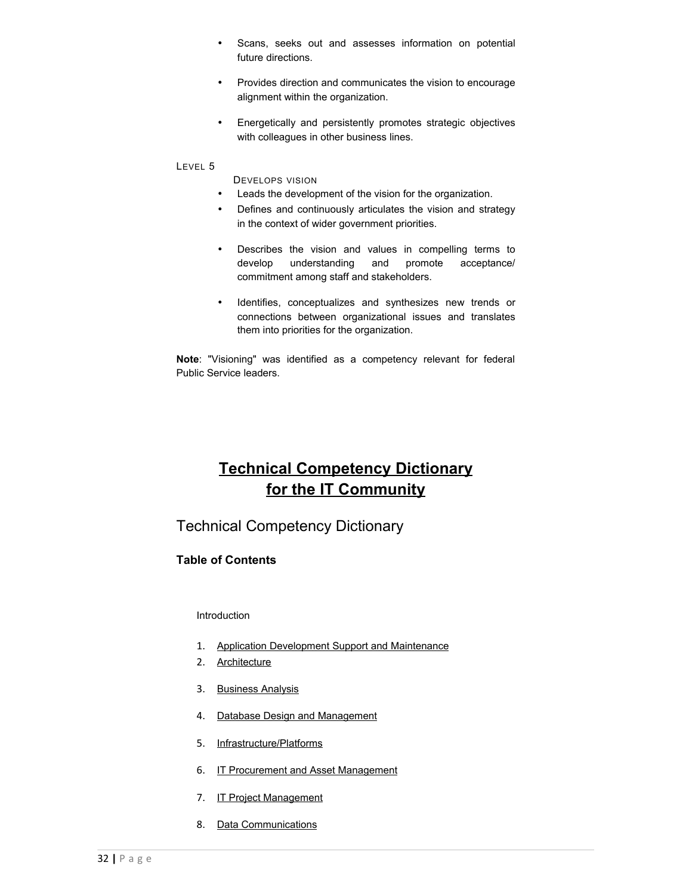- Scans, seeks out and assesses information on potential future directions.

- Provides direction and communicates the vision to encourage alignment within the organization.

- Energetically and persistently promotes strategic objectives with colleagues in other business lines.

LEVEL 5

DEVELOPS VISION

- Leads the development of the vision for the organization.
- Defines and continuously articulates the vision and strategy in the context of wider government priorities.

- Describes the vision and values in compelling terms to develop understanding and promote acceptance/ commitment among staff and stakeholders.

- Identifies, conceptualizes and synthesizes new trends or connections between organizational issues and translates them into priorities for the organization.

**Note**: "Visioning" was identified as a competency relevant for federal Public Service leaders.

# Technical Competency Dictionary for the IT Community

## Technical Competency Dictionary

### Table of Contents

Introduction

1. Application Development Support and Maintenance
2. Architecture
3. Business Analysis
4. Database Design and Management
5. Infrastructure/Platforms
6. IT Procurement and Asset Management
7. IT Project Management
8. Data Communications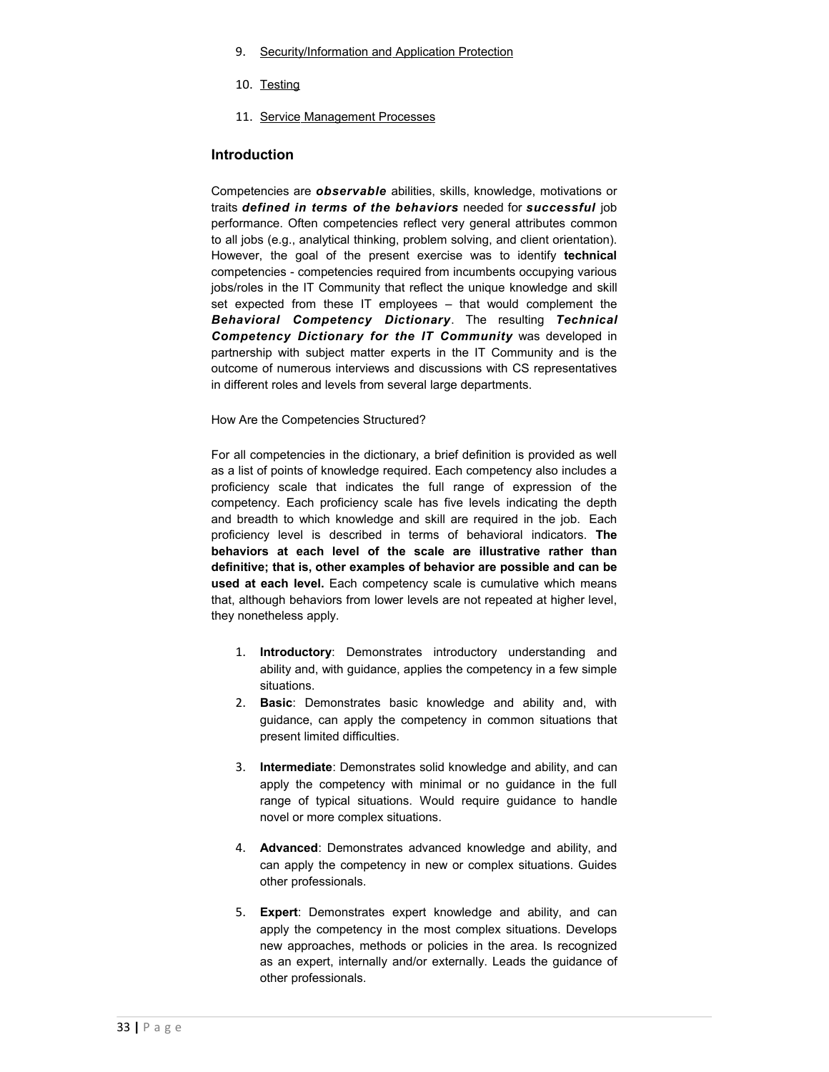9. Security/Information and Application Protection

10. Testing

11. Service Management Processes

## Introduction

Competencies are ***observable*** abilities, skills, knowledge, motivations or traits ***defined in terms of the behaviors*** needed for ***successful*** job performance. Often competencies reflect very general attributes common to all jobs (e.g., analytical thinking, problem solving, and client orientation). However, the goal of the present exercise was to identify **technical** competencies - competencies required from incumbents occupying various jobs/roles in the IT Community that reflect the unique knowledge and skill set expected from these IT employees – that would complement the ***Behavioral Competency Dictionary***. The resulting ***Technical Competency Dictionary for the IT Community*** was developed in partnership with subject matter experts in the IT Community and is the outcome of numerous interviews and discussions with CS representatives in different roles and levels from several large departments.

How Are the Competencies Structured?

For all competencies in the dictionary, a brief definition is provided as well as a list of points of knowledge required. Each competency also includes a proficiency scale that indicates the full range of expression of the competency. Each proficiency scale has five levels indicating the depth and breadth to which knowledge and skill are required in the job. Each proficiency level is described in terms of behavioral indicators. **The behaviors at each level of the scale are illustrative rather than definitive; that is, other examples of behavior are possible and can be used at each level.** Each competency scale is cumulative which means that, although behaviors from lower levels are not repeated at higher level, they nonetheless apply.

1. **Introductory**: Demonstrates introductory understanding and ability and, with guidance, applies the competency in a few simple situations.
2. **Basic**: Demonstrates basic knowledge and ability and, with guidance, can apply the competency in common situations that present limited difficulties.
3. **Intermediate**: Demonstrates solid knowledge and ability, and can apply the competency with minimal or no guidance in the full range of typical situations. Would require guidance to handle novel or more complex situations.
4. **Advanced**: Demonstrates advanced knowledge and ability, and can apply the competency in new or complex situations. Guides other professionals.
5. **Expert**: Demonstrates expert knowledge and ability, and can apply the competency in the most complex situations. Develops new approaches, methods or policies in the area. Is recognized as an expert, internally and/or externally. Leads the guidance of other professionals.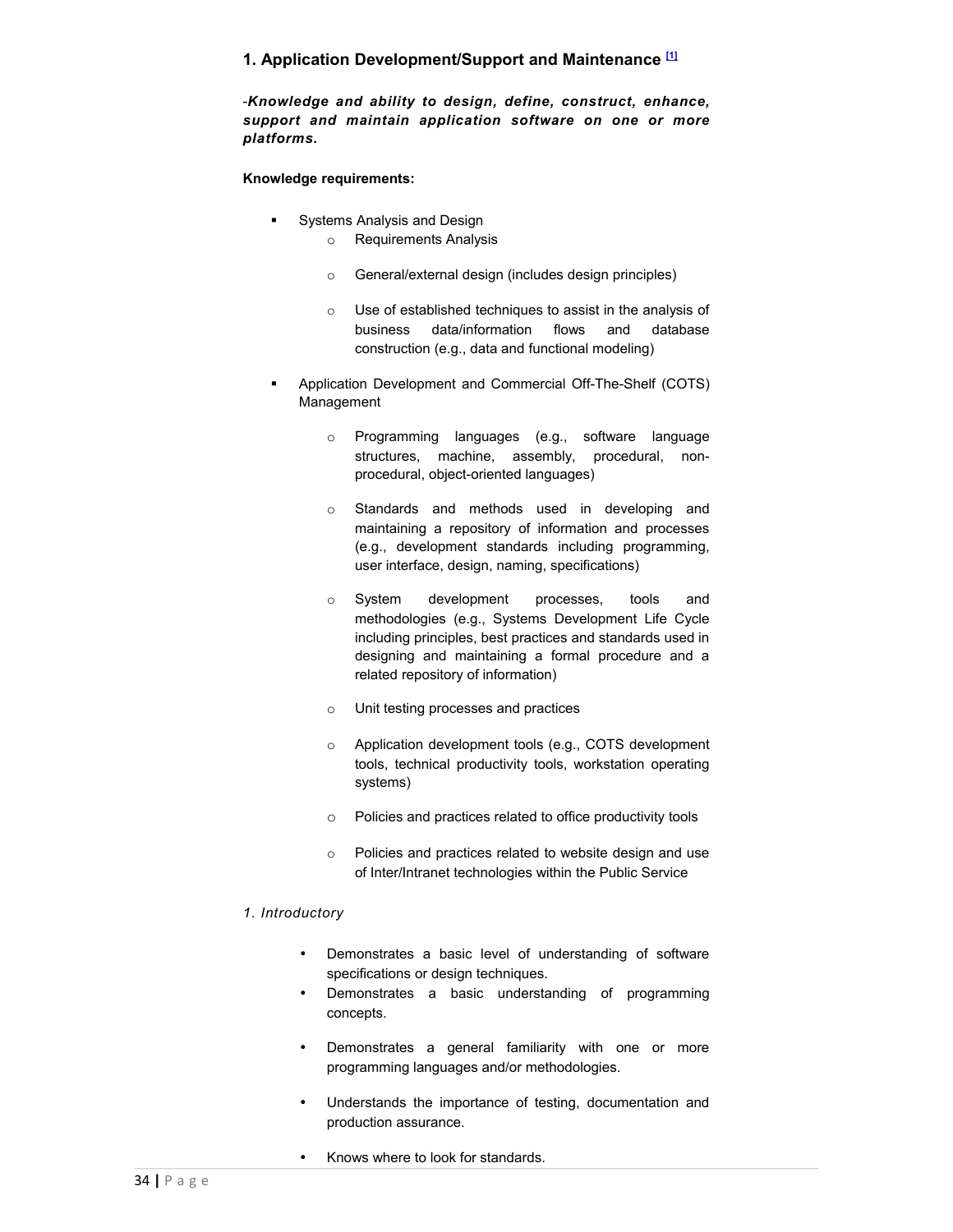## 1. Application Development/Support and Maintenance [1]

-***Knowledge and ability to design, define, construct, enhance, support and maintain application software on one or more platforms.***

**Knowledge requirements:**

- Systems Analysis and Design
  - Requirements Analysis
  - General/external design (includes design principles)
  - Use of established techniques to assist in the analysis of business data/information flows and database construction (e.g., data and functional modeling)
- Application Development and Commercial Off-The-Shelf (COTS) Management
  - Programming languages (e.g., software language structures, machine, assembly, procedural, non-procedural, object-oriented languages)
  - Standards and methods used in developing and maintaining a repository of information and processes (e.g., development standards including programming, user interface, design, naming, specifications)
  - System development processes, tools and methodologies (e.g., Systems Development Life Cycle including principles, best practices and standards used in designing and maintaining a formal procedure and a related repository of information)
  - Unit testing processes and practices
  - Application development tools (e.g., COTS development tools, technical productivity tools, workstation operating systems)
  - Policies and practices related to office productivity tools
  - Policies and practices related to website design and use of Inter/Intranet technologies within the Public Service

*1. Introductory*

- Demonstrates a basic level of understanding of software specifications or design techniques.
- Demonstrates a basic understanding of programming concepts.
- Demonstrates a general familiarity with one or more programming languages and/or methodologies.
- Understands the importance of testing, documentation and production assurance.
- Knows where to look for standards.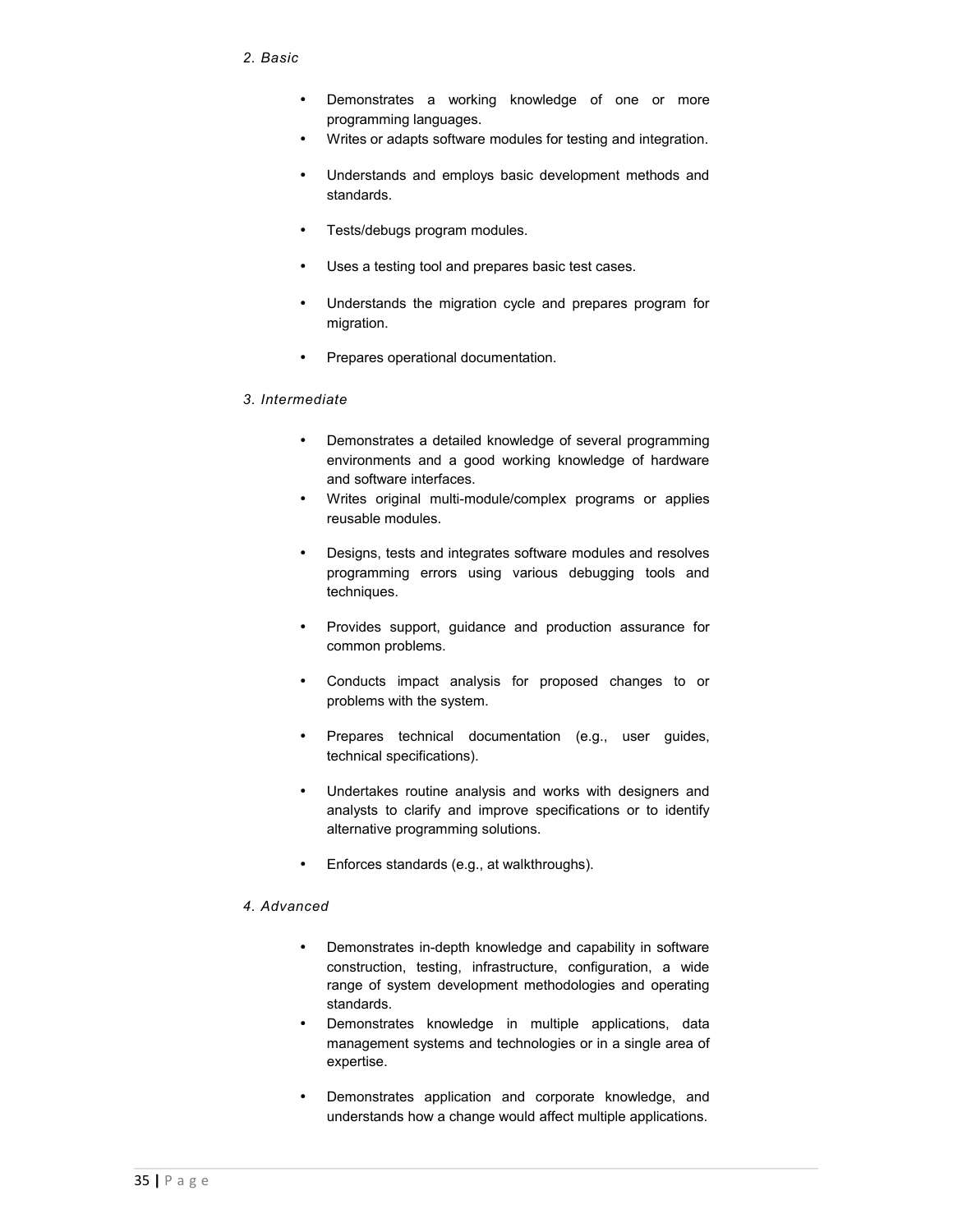*2. Basic*

- Demonstrates a working knowledge of one or more programming languages.
- Writes or adapts software modules for testing and integration.
- Understands and employs basic development methods and standards.
- Tests/debugs program modules.
- Uses a testing tool and prepares basic test cases.
- Understands the migration cycle and prepares program for migration.
- Prepares operational documentation.

*3. Intermediate*

- Demonstrates a detailed knowledge of several programming environments and a good working knowledge of hardware and software interfaces.
- Writes original multi-module/complex programs or applies reusable modules.
- Designs, tests and integrates software modules and resolves programming errors using various debugging tools and techniques.
- Provides support, guidance and production assurance for common problems.
- Conducts impact analysis for proposed changes to or problems with the system.
- Prepares technical documentation (e.g., user guides, technical specifications).
- Undertakes routine analysis and works with designers and analysts to clarify and improve specifications or to identify alternative programming solutions.
- Enforces standards (e.g., at walkthroughs).

*4. Advanced*

- Demonstrates in-depth knowledge and capability in software construction, testing, infrastructure, configuration, a wide range of system development methodologies and operating standards.
- Demonstrates knowledge in multiple applications, data management systems and technologies or in a single area of expertise.
- Demonstrates application and corporate knowledge, and understands how a change would affect multiple applications.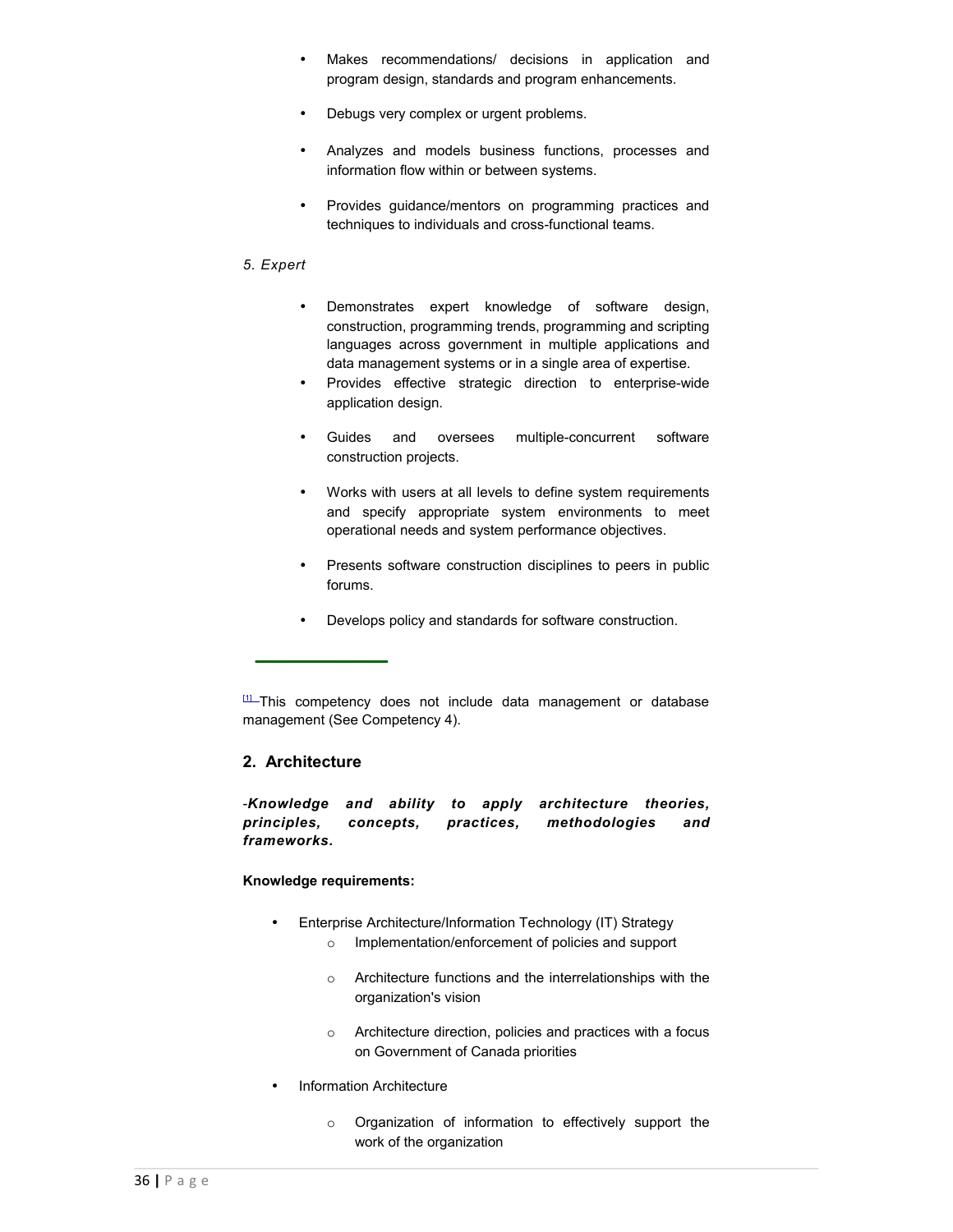- Makes recommendations/ decisions in application and program design, standards and program enhancements.
- Debugs very complex or urgent problems.
- Analyzes and models business functions, processes and information flow within or between systems.
- Provides guidance/mentors on programming practices and techniques to individuals and cross-functional teams.

*5. Expert*

- Demonstrates expert knowledge of software design, construction, programming trends, programming and scripting languages across government in multiple applications and data management systems or in a single area of expertise.
- Provides effective strategic direction to enterprise-wide application design.
- Guides and oversees multiple-concurrent software construction projects.
- Works with users at all levels to define system requirements and specify appropriate system environments to meet operational needs and system performance objectives.
- Presents software construction disciplines to peers in public forums.
- Develops policy and standards for software construction.

---

[1] This competency does not include data management or database management (See Competency 4).

## 2. Architecture

-***Knowledge and ability to apply architecture theories, principles, concepts, practices, methodologies and frameworks.***

**Knowledge requirements:**

- Enterprise Architecture/Information Technology (IT) Strategy
  - Implementation/enforcement of policies and support
  - Architecture functions and the interrelationships with the organization's vision
  - Architecture direction, policies and practices with a focus on Government of Canada priorities
- Information Architecture
  - Organization of information to effectively support the work of the organization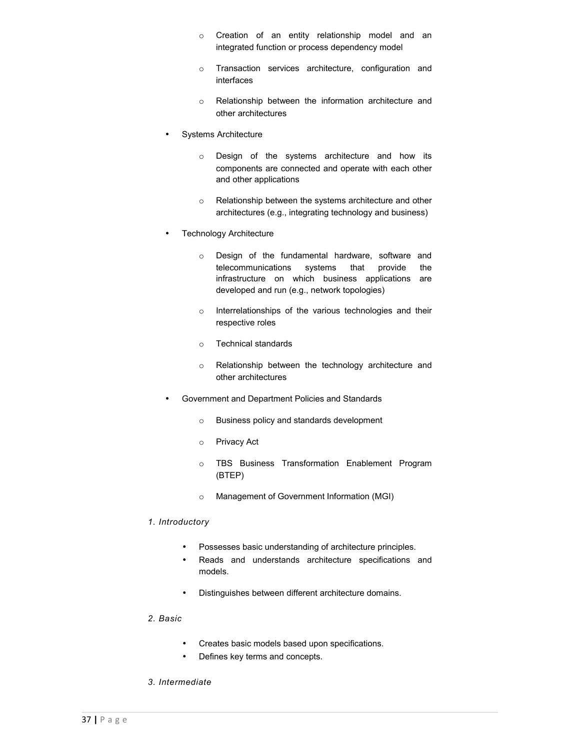- Creation of an entity relationship model and an integrated function or process dependency model
  - Transaction services architecture, configuration and interfaces
  - Relationship between the information architecture and other architectures

- Systems Architecture
  - Design of the systems architecture and how its components are connected and operate with each other and other applications
  - Relationship between the systems architecture and other architectures (e.g., integrating technology and business)

- Technology Architecture
  - Design of the fundamental hardware, software and telecommunications systems that provide the infrastructure on which business applications are developed and run (e.g., network topologies)
  - Interrelationships of the various technologies and their respective roles
  - Technical standards
  - Relationship between the technology architecture and other architectures

- Government and Department Policies and Standards
  - Business policy and standards development
  - Privacy Act
  - TBS Business Transformation Enablement Program (BTEP)
  - Management of Government Information (MGI)

*1. Introductory*

- Possesses basic understanding of architecture principles.
- Reads and understands architecture specifications and models.
- Distinguishes between different architecture domains.

*2. Basic*

- Creates basic models based upon specifications.
- Defines key terms and concepts.

*3. Intermediate*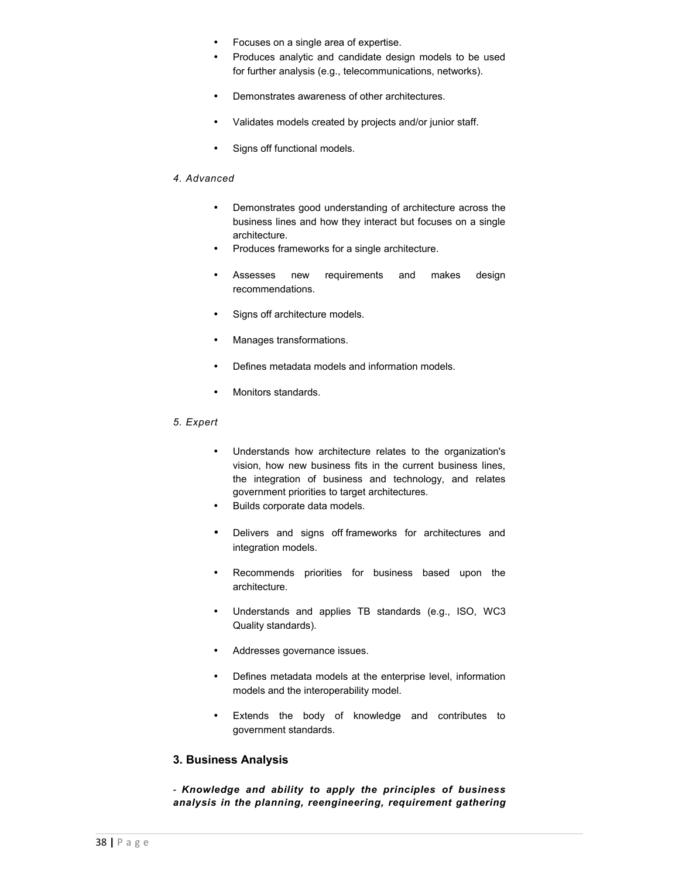- Focuses on a single area of expertise.
- Produces analytic and candidate design models to be used for further analysis (e.g., telecommunications, networks).
- Demonstrates awareness of other architectures.
- Validates models created by projects and/or junior staff.
- Signs off functional models.

*4. Advanced*

- Demonstrates good understanding of architecture across the business lines and how they interact but focuses on a single architecture.
- Produces frameworks for a single architecture.
- Assesses new requirements and makes design recommendations.
- Signs off architecture models.
- Manages transformations.
- Defines metadata models and information models.
- Monitors standards.

*5. Expert*

- Understands how architecture relates to the organization's vision, how new business fits in the current business lines, the integration of business and technology, and relates government priorities to target architectures.
- Builds corporate data models.
- Delivers and signs off frameworks for architectures and integration models.
- Recommends priorities for business based upon the architecture.
- Understands and applies TB standards (e.g., ISO, WC3 Quality standards).
- Addresses governance issues.
- Defines metadata models at the enterprise level, information models and the interoperability model.
- Extends the body of knowledge and contributes to government standards.

### 3. Business Analysis

- ***Knowledge and ability to apply the principles of business analysis in the planning, reengineering, requirement gathering***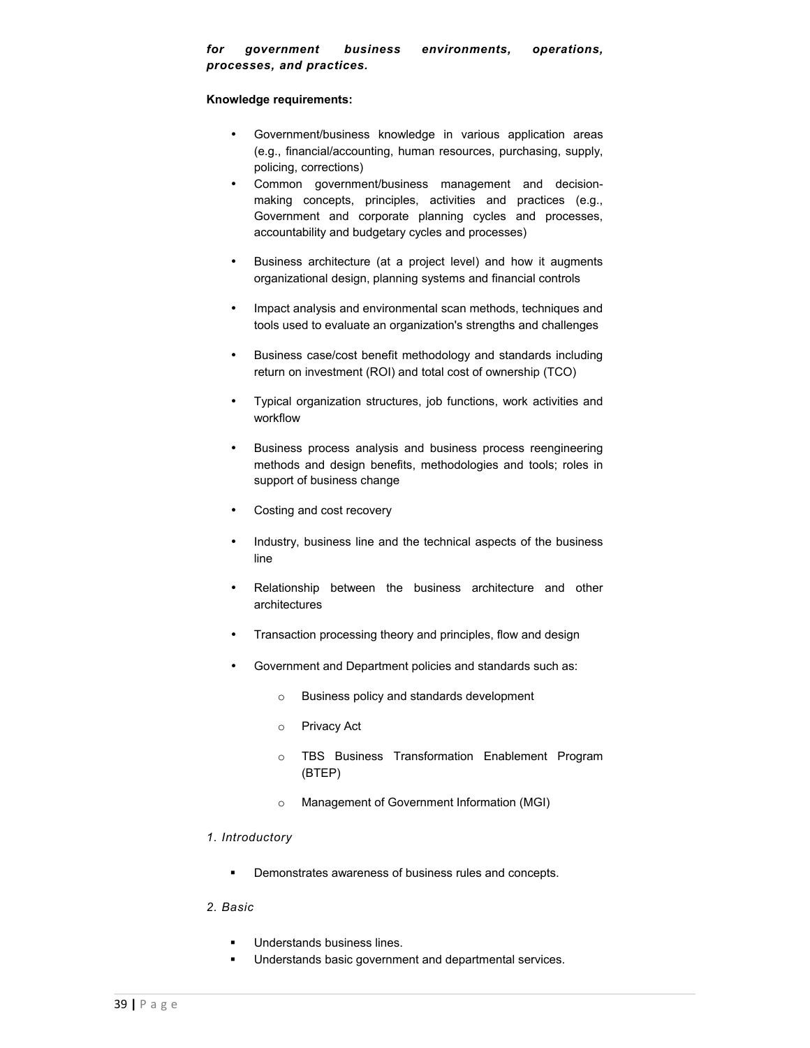***for government business environments, operations, processes, and practices.***

**Knowledge requirements:**

- Government/business knowledge in various application areas (e.g., financial/accounting, human resources, purchasing, supply, policing, corrections)
- Common government/business management and decision-making concepts, principles, activities and practices (e.g., Government and corporate planning cycles and processes, accountability and budgetary cycles and processes)
- Business architecture (at a project level) and how it augments organizational design, planning systems and financial controls
- Impact analysis and environmental scan methods, techniques and tools used to evaluate an organization's strengths and challenges
- Business case/cost benefit methodology and standards including return on investment (ROI) and total cost of ownership (TCO)
- Typical organization structures, job functions, work activities and workflow
- Business process analysis and business process reengineering methods and design benefits, methodologies and tools; roles in support of business change
- Costing and cost recovery
- Industry, business line and the technical aspects of the business line
- Relationship between the business architecture and other architectures
- Transaction processing theory and principles, flow and design
- Government and Department policies and standards such as:
  - Business policy and standards development
  - Privacy Act
  - TBS Business Transformation Enablement Program (BTEP)
  - Management of Government Information (MGI)

*1. Introductory*

- Demonstrates awareness of business rules and concepts.

*2. Basic*

- Understands business lines.
- Understands basic government and departmental services.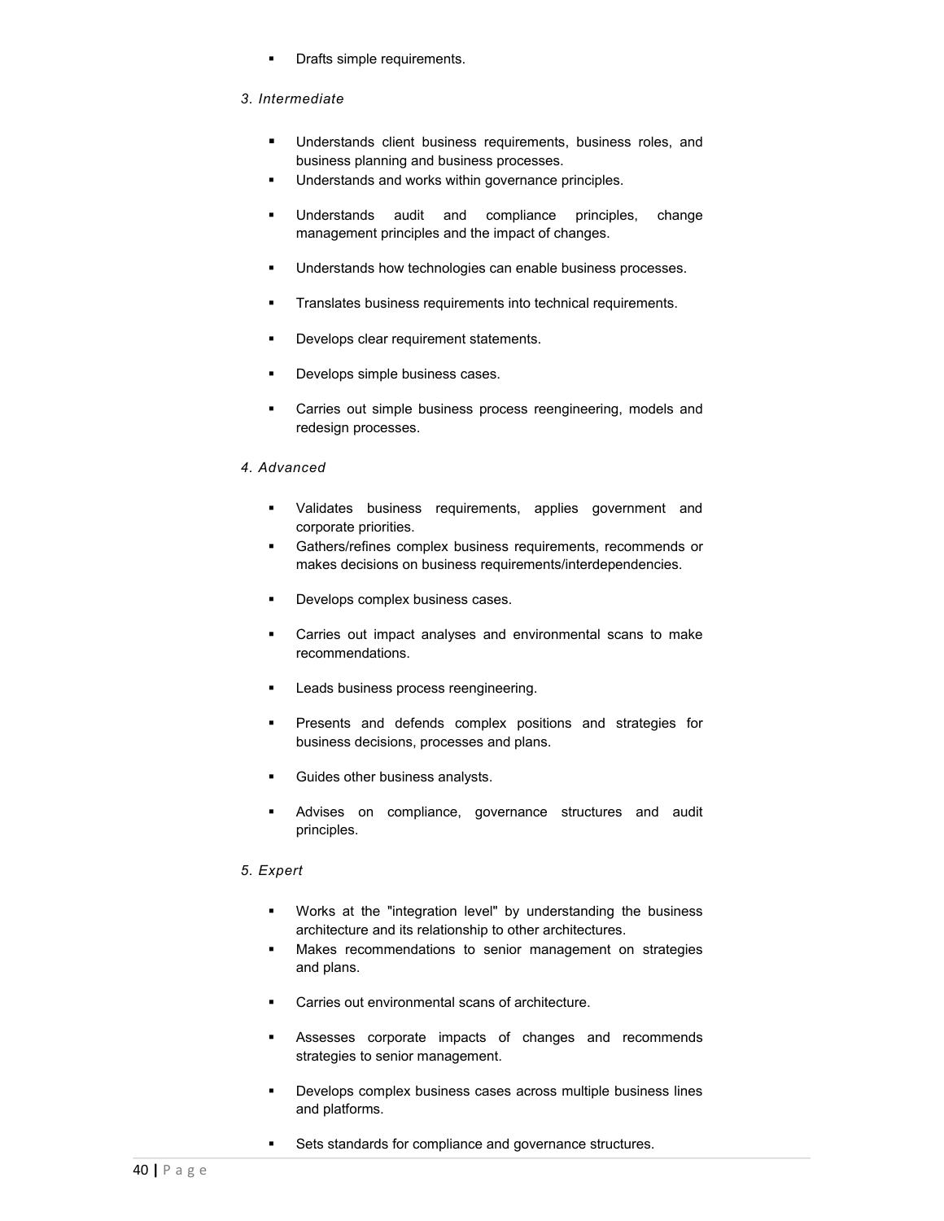- Drafts simple requirements.

*3. Intermediate*

- Understands client business requirements, business roles, and business planning and business processes.
- Understands and works within governance principles.
- Understands audit and compliance principles, change management principles and the impact of changes.
- Understands how technologies can enable business processes.
- Translates business requirements into technical requirements.
- Develops clear requirement statements.
- Develops simple business cases.
- Carries out simple business process reengineering, models and redesign processes.

*4. Advanced*

- Validates business requirements, applies government and corporate priorities.
- Gathers/refines complex business requirements, recommends or makes decisions on business requirements/interdependencies.
- Develops complex business cases.
- Carries out impact analyses and environmental scans to make recommendations.
- Leads business process reengineering.
- Presents and defends complex positions and strategies for business decisions, processes and plans.
- Guides other business analysts.
- Advises on compliance, governance structures and audit principles.

*5. Expert*

- Works at the "integration level" by understanding the business architecture and its relationship to other architectures.
- Makes recommendations to senior management on strategies and plans.
- Carries out environmental scans of architecture.
- Assesses corporate impacts of changes and recommends strategies to senior management.
- Develops complex business cases across multiple business lines and platforms.
- Sets standards for compliance and governance structures.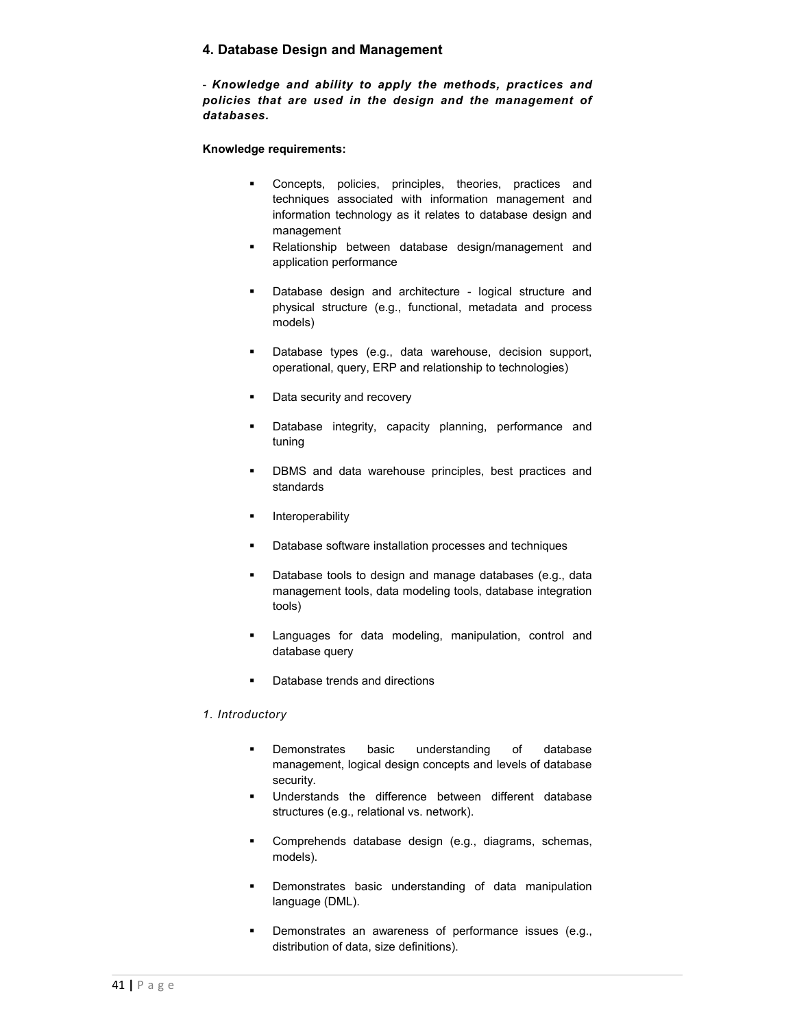## 4. Database Design and Management

- ***Knowledge and ability to apply the methods, practices and policies that are used in the design and the management of databases.***

**Knowledge requirements:**

- Concepts, policies, principles, theories, practices and techniques associated with information management and information technology as it relates to database design and management
- Relationship between database design/management and application performance
- Database design and architecture - logical structure and physical structure (e.g., functional, metadata and process models)
- Database types (e.g., data warehouse, decision support, operational, query, ERP and relationship to technologies)
- Data security and recovery
- Database integrity, capacity planning, performance and tuning
- DBMS and data warehouse principles, best practices and standards
- Interoperability
- Database software installation processes and techniques
- Database tools to design and manage databases (e.g., data management tools, data modeling tools, database integration tools)
- Languages for data modeling, manipulation, control and database query
- Database trends and directions

*1. Introductory*

- Demonstrates basic understanding of database management, logical design concepts and levels of database security.
- Understands the difference between different database structures (e.g., relational vs. network).
- Comprehends database design (e.g., diagrams, schemas, models).
- Demonstrates basic understanding of data manipulation language (DML).
- Demonstrates an awareness of performance issues (e.g., distribution of data, size definitions).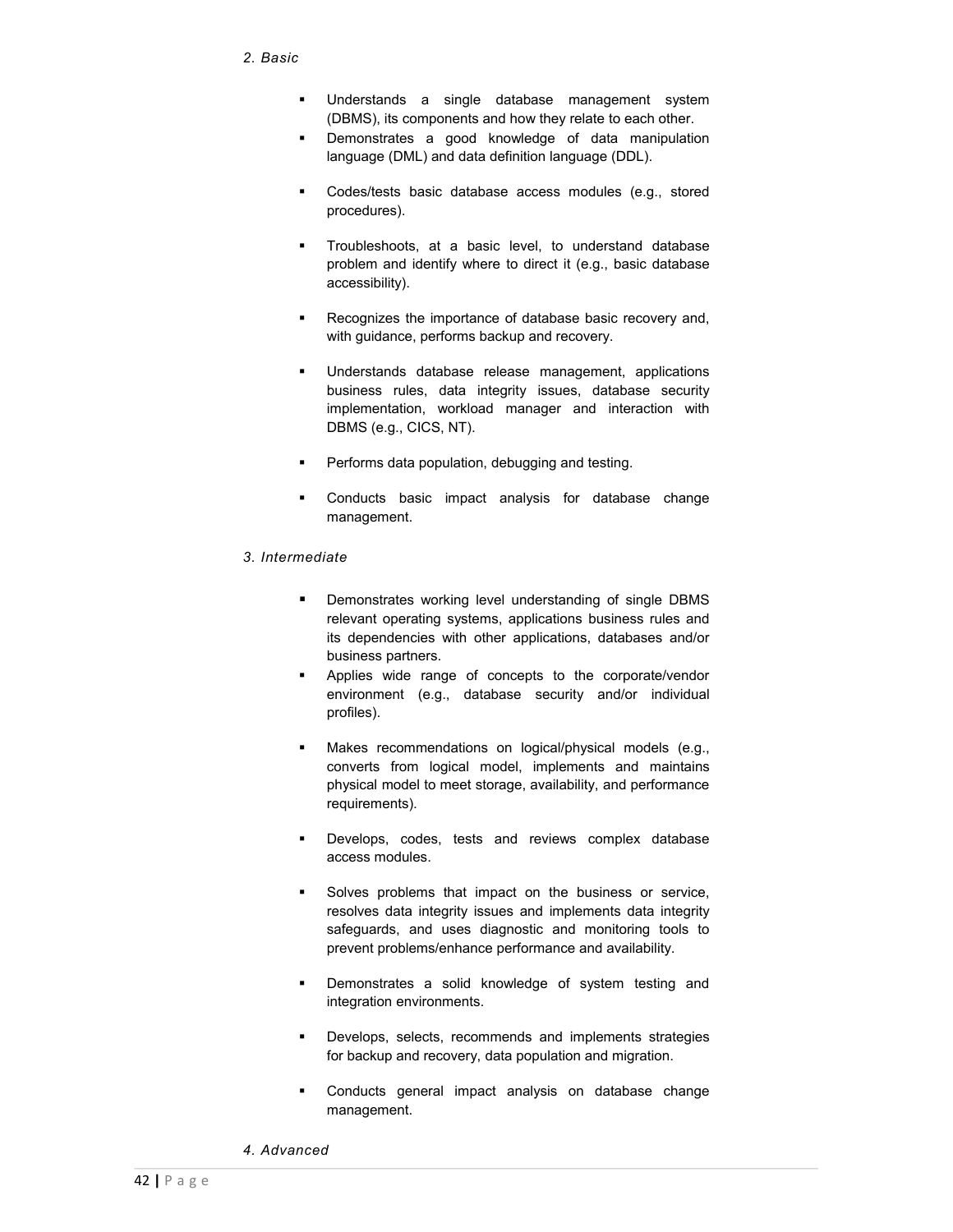*2. Basic*

- Understands a single database management system (DBMS), its components and how they relate to each other.
- Demonstrates a good knowledge of data manipulation language (DML) and data definition language (DDL).
- Codes/tests basic database access modules (e.g., stored procedures).
- Troubleshoots, at a basic level, to understand database problem and identify where to direct it (e.g., basic database accessibility).
- Recognizes the importance of database basic recovery and, with guidance, performs backup and recovery.
- Understands database release management, applications business rules, data integrity issues, database security implementation, workload manager and interaction with DBMS (e.g., CICS, NT).
- Performs data population, debugging and testing.
- Conducts basic impact analysis for database change management.

*3. Intermediate*

- Demonstrates working level understanding of single DBMS relevant operating systems, applications business rules and its dependencies with other applications, databases and/or business partners.
- Applies wide range of concepts to the corporate/vendor environment (e.g., database security and/or individual profiles).
- Makes recommendations on logical/physical models (e.g., converts from logical model, implements and maintains physical model to meet storage, availability, and performance requirements).
- Develops, codes, tests and reviews complex database access modules.
- Solves problems that impact on the business or service, resolves data integrity issues and implements data integrity safeguards, and uses diagnostic and monitoring tools to prevent problems/enhance performance and availability.
- Demonstrates a solid knowledge of system testing and integration environments.
- Develops, selects, recommends and implements strategies for backup and recovery, data population and migration.
- Conducts general impact analysis on database change management.

*4. Advanced*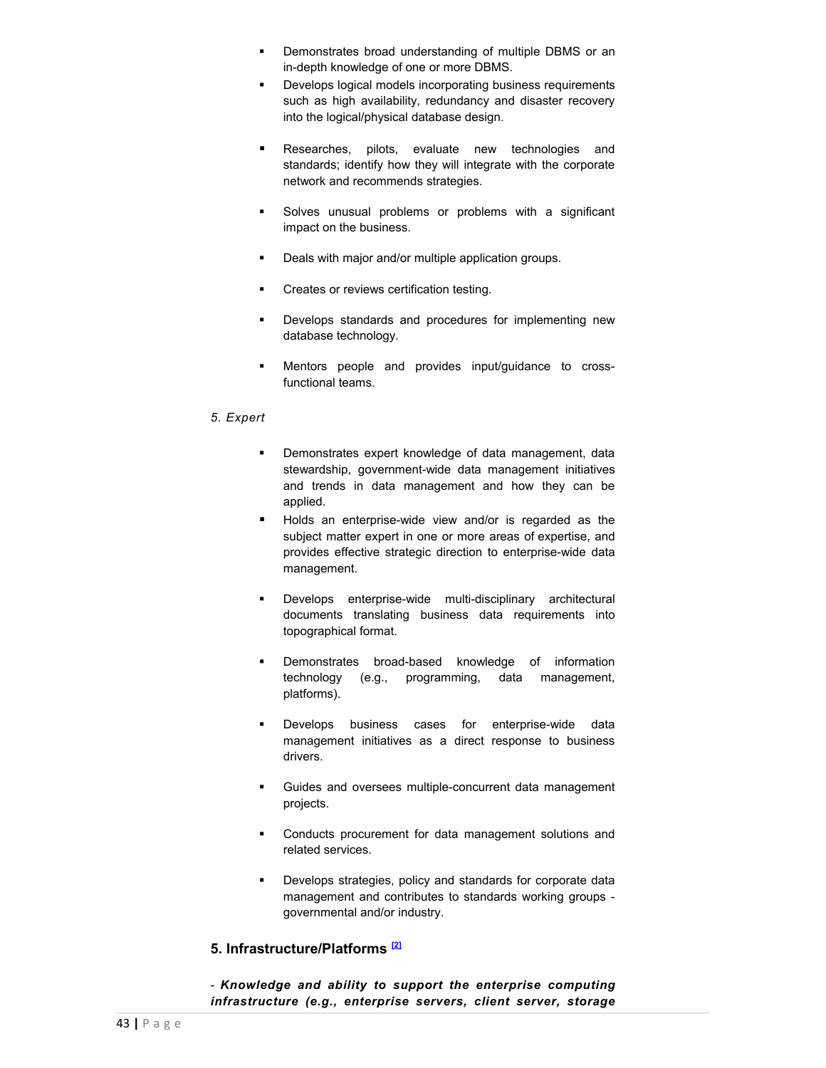- Demonstrates broad understanding of multiple DBMS or an in-depth knowledge of one or more DBMS.
- Develops logical models incorporating business requirements such as high availability, redundancy and disaster recovery into the logical/physical database design.
- Researches, pilots, evaluate new technologies and standards; identify how they will integrate with the corporate network and recommends strategies.
- Solves unusual problems or problems with a significant impact on the business.
- Deals with major and/or multiple application groups.
- Creates or reviews certification testing.
- Develops standards and procedures for implementing new database technology.
- Mentors people and provides input/guidance to cross-functional teams.

*5. Expert*

- Demonstrates expert knowledge of data management, data stewardship, government-wide data management initiatives and trends in data management and how they can be applied.
- Holds an enterprise-wide view and/or is regarded as the subject matter expert in one or more areas of expertise, and provides effective strategic direction to enterprise-wide data management.
- Develops enterprise-wide multi-disciplinary architectural documents translating business data requirements into topographical format.
- Demonstrates broad-based knowledge of information technology (e.g., programming, data management, platforms).
- Develops business cases for enterprise-wide data management initiatives as a direct response to business drivers.
- Guides and oversees multiple-concurrent data management projects.
- Conducts procurement for data management solutions and related services.
- Develops strategies, policy and standards for corporate data management and contributes to standards working groups - governmental and/or industry.

## 5. Infrastructure/Platforms [2]

- ***Knowledge and ability to support the enterprise computing infrastructure (e.g., enterprise servers, client server, storage***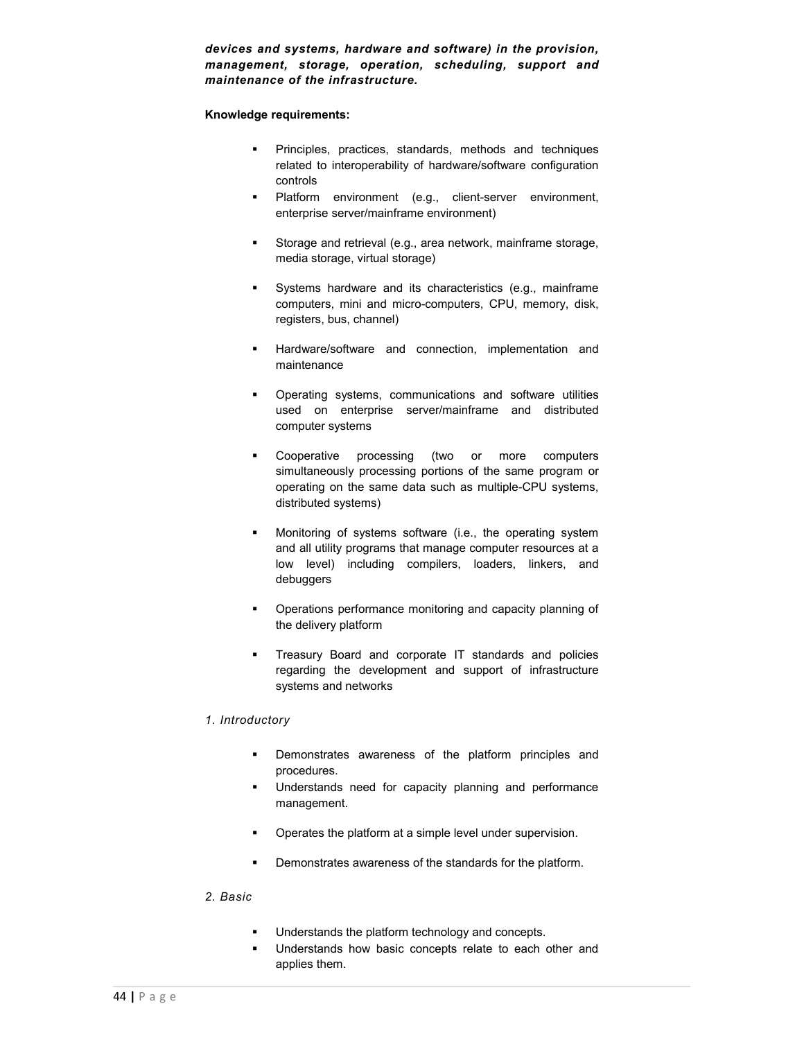***devices and systems, hardware and software) in the provision, management, storage, operation, scheduling, support and maintenance of the infrastructure.***

**Knowledge requirements:**

- Principles, practices, standards, methods and techniques related to interoperability of hardware/software configuration controls
- Platform environment (e.g., client-server environment, enterprise server/mainframe environment)
- Storage and retrieval (e.g., area network, mainframe storage, media storage, virtual storage)
- Systems hardware and its characteristics (e.g., mainframe computers, mini and micro-computers, CPU, memory, disk, registers, bus, channel)
- Hardware/software and connection, implementation and maintenance
- Operating systems, communications and software utilities used on enterprise server/mainframe and distributed computer systems
- Cooperative processing (two or more computers simultaneously processing portions of the same program or operating on the same data such as multiple-CPU systems, distributed systems)
- Monitoring of systems software (i.e., the operating system and all utility programs that manage computer resources at a low level) including compilers, loaders, linkers, and debuggers
- Operations performance monitoring and capacity planning of the delivery platform
- Treasury Board and corporate IT standards and policies regarding the development and support of infrastructure systems and networks

*1. Introductory*

- Demonstrates awareness of the platform principles and procedures.
- Understands need for capacity planning and performance management.
- Operates the platform at a simple level under supervision.
- Demonstrates awareness of the standards for the platform.

*2. Basic*

- Understands the platform technology and concepts.
- Understands how basic concepts relate to each other and applies them.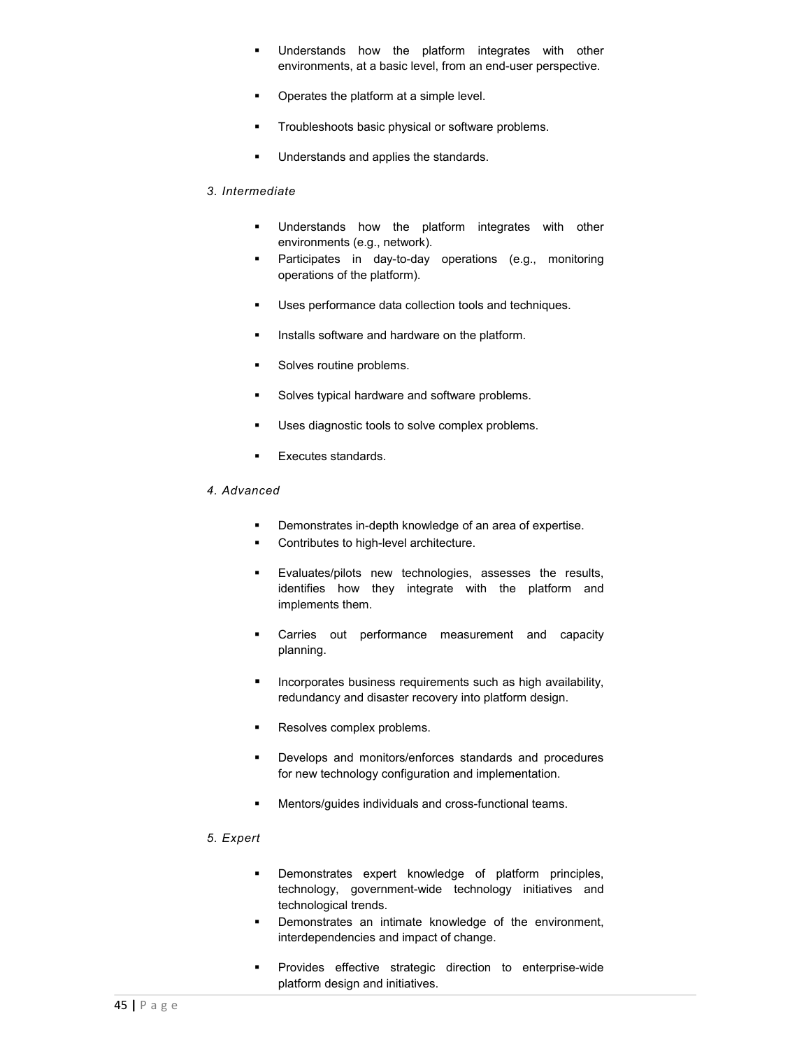- Understands how the platform integrates with other environments, at a basic level, from an end-user perspective.
- Operates the platform at a simple level.
- Troubleshoots basic physical or software problems.
- Understands and applies the standards.

*3. Intermediate*

- Understands how the platform integrates with other environments (e.g., network).
- Participates in day-to-day operations (e.g., monitoring operations of the platform).
- Uses performance data collection tools and techniques.
- Installs software and hardware on the platform.
- Solves routine problems.
- Solves typical hardware and software problems.
- Uses diagnostic tools to solve complex problems.
- Executes standards.

*4. Advanced*

- Demonstrates in-depth knowledge of an area of expertise.
- Contributes to high-level architecture.
- Evaluates/pilots new technologies, assesses the results, identifies how they integrate with the platform and implements them.
- Carries out performance measurement and capacity planning.
- Incorporates business requirements such as high availability, redundancy and disaster recovery into platform design.
- Resolves complex problems.
- Develops and monitors/enforces standards and procedures for new technology configuration and implementation.
- Mentors/guides individuals and cross-functional teams.

*5. Expert*

- Demonstrates expert knowledge of platform principles, technology, government-wide technology initiatives and technological trends.
- Demonstrates an intimate knowledge of the environment, interdependencies and impact of change.
- Provides effective strategic direction to enterprise-wide platform design and initiatives.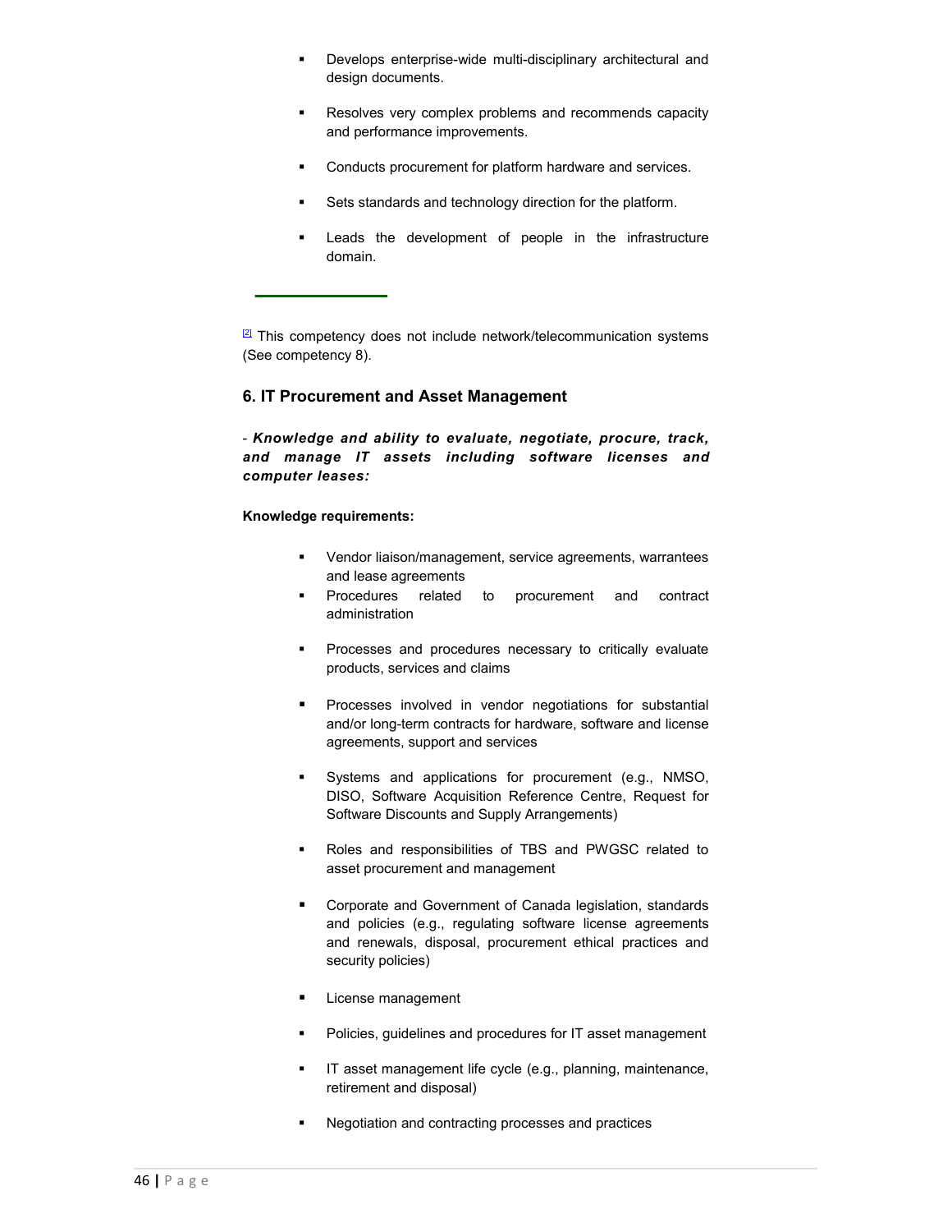- Develops enterprise-wide multi-disciplinary architectural and design documents.
- Resolves very complex problems and recommends capacity and performance improvements.
- Conducts procurement for platform hardware and services.
- Sets standards and technology direction for the platform.
- Leads the development of people in the infrastructure domain.

---

[2] This competency does not include network/telecommunication systems (See competency 8).

## 6. IT Procurement and Asset Management

- ***Knowledge and ability to evaluate, negotiate, procure, track, and manage IT assets including software licenses and computer leases:***

**Knowledge requirements:**

- Vendor liaison/management, service agreements, warrantees and lease agreements
- Procedures related to procurement and contract administration
- Processes and procedures necessary to critically evaluate products, services and claims
- Processes involved in vendor negotiations for substantial and/or long-term contracts for hardware, software and license agreements, support and services
- Systems and applications for procurement (e.g., NMSO, DISO, Software Acquisition Reference Centre, Request for Software Discounts and Supply Arrangements)
- Roles and responsibilities of TBS and PWGSC related to asset procurement and management
- Corporate and Government of Canada legislation, standards and policies (e.g., regulating software license agreements and renewals, disposal, procurement ethical practices and security policies)
- License management
- Policies, guidelines and procedures for IT asset management
- IT asset management life cycle (e.g., planning, maintenance, retirement and disposal)
- Negotiation and contracting processes and practices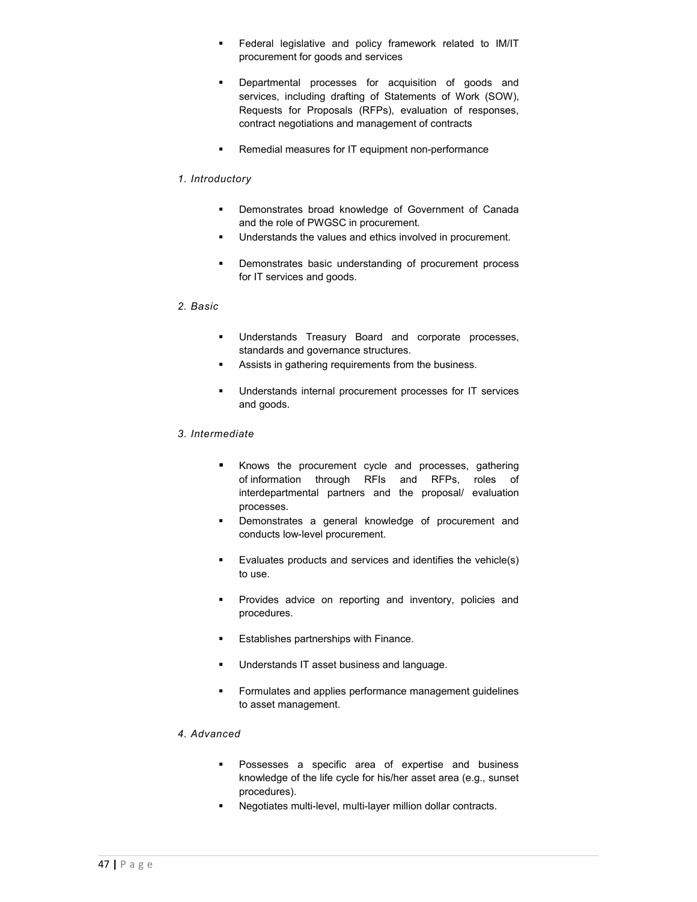- Federal legislative and policy framework related to IM/IT procurement for goods and services

- Departmental processes for acquisition of goods and services, including drafting of Statements of Work (SOW), Requests for Proposals (RFPs), evaluation of responses, contract negotiations and management of contracts

- Remedial measures for IT equipment non-performance

*1. Introductory*

- Demonstrates broad knowledge of Government of Canada and the role of PWGSC in procurement.
- Understands the values and ethics involved in procurement.

- Demonstrates basic understanding of procurement process for IT services and goods.

*2. Basic*

- Understands Treasury Board and corporate processes, standards and governance structures.
- Assists in gathering requirements from the business.

- Understands internal procurement processes for IT services and goods.

*3. Intermediate*

- Knows the procurement cycle and processes, gathering of information through RFIs and RFPs, roles of interdepartmental partners and the proposal/ evaluation processes.
- Demonstrates a general knowledge of procurement and conducts low-level procurement.

- Evaluates products and services and identifies the vehicle(s) to use.

- Provides advice on reporting and inventory, policies and procedures.

- Establishes partnerships with Finance.

- Understands IT asset business and language.

- Formulates and applies performance management guidelines to asset management.

*4. Advanced*

- Possesses a specific area of expertise and business knowledge of the life cycle for his/her asset area (e.g., sunset procedures).
- Negotiates multi-level, multi-layer million dollar contracts.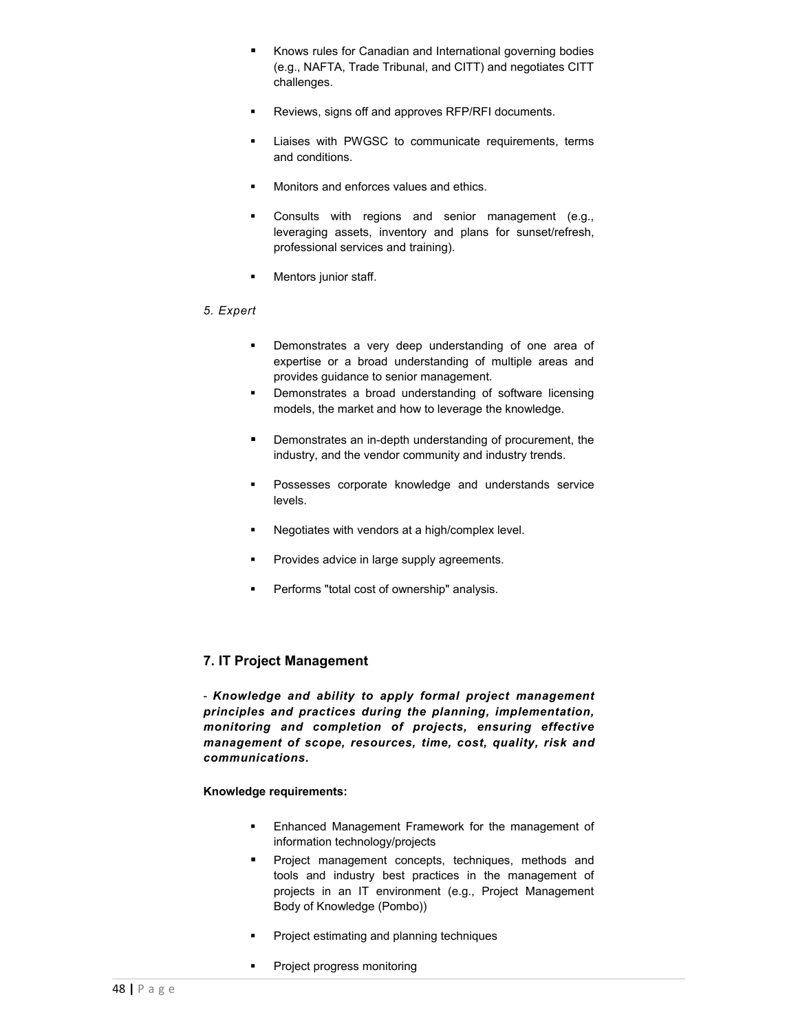- Knows rules for Canadian and International governing bodies (e.g., NAFTA, Trade Tribunal, and CITT) and negotiates CITT challenges.
- Reviews, signs off and approves RFP/RFI documents.
- Liaises with PWGSC to communicate requirements, terms and conditions.
- Monitors and enforces values and ethics.
- Consults with regions and senior management (e.g., leveraging assets, inventory and plans for sunset/refresh, professional services and training).
- Mentors junior staff.

*5. Expert*

- Demonstrates a very deep understanding of one area of expertise or a broad understanding of multiple areas and provides guidance to senior management.
- Demonstrates a broad understanding of software licensing models, the market and how to leverage the knowledge.
- Demonstrates an in-depth understanding of procurement, the industry, and the vendor community and industry trends.
- Possesses corporate knowledge and understands service levels.
- Negotiates with vendors at a high/complex level.
- Provides advice in large supply agreements.
- Performs "total cost of ownership" analysis.

## 7. IT Project Management

- ***Knowledge and ability to apply formal project management principles and practices during the planning, implementation, monitoring and completion of projects, ensuring effective management of scope, resources, time, cost, quality, risk and communications.***

**Knowledge requirements:**

- Enhanced Management Framework for the management of information technology/projects
- Project management concepts, techniques, methods and tools and industry best practices in the management of projects in an IT environment (e.g., Project Management Body of Knowledge (Pombo))
- Project estimating and planning techniques
- Project progress monitoring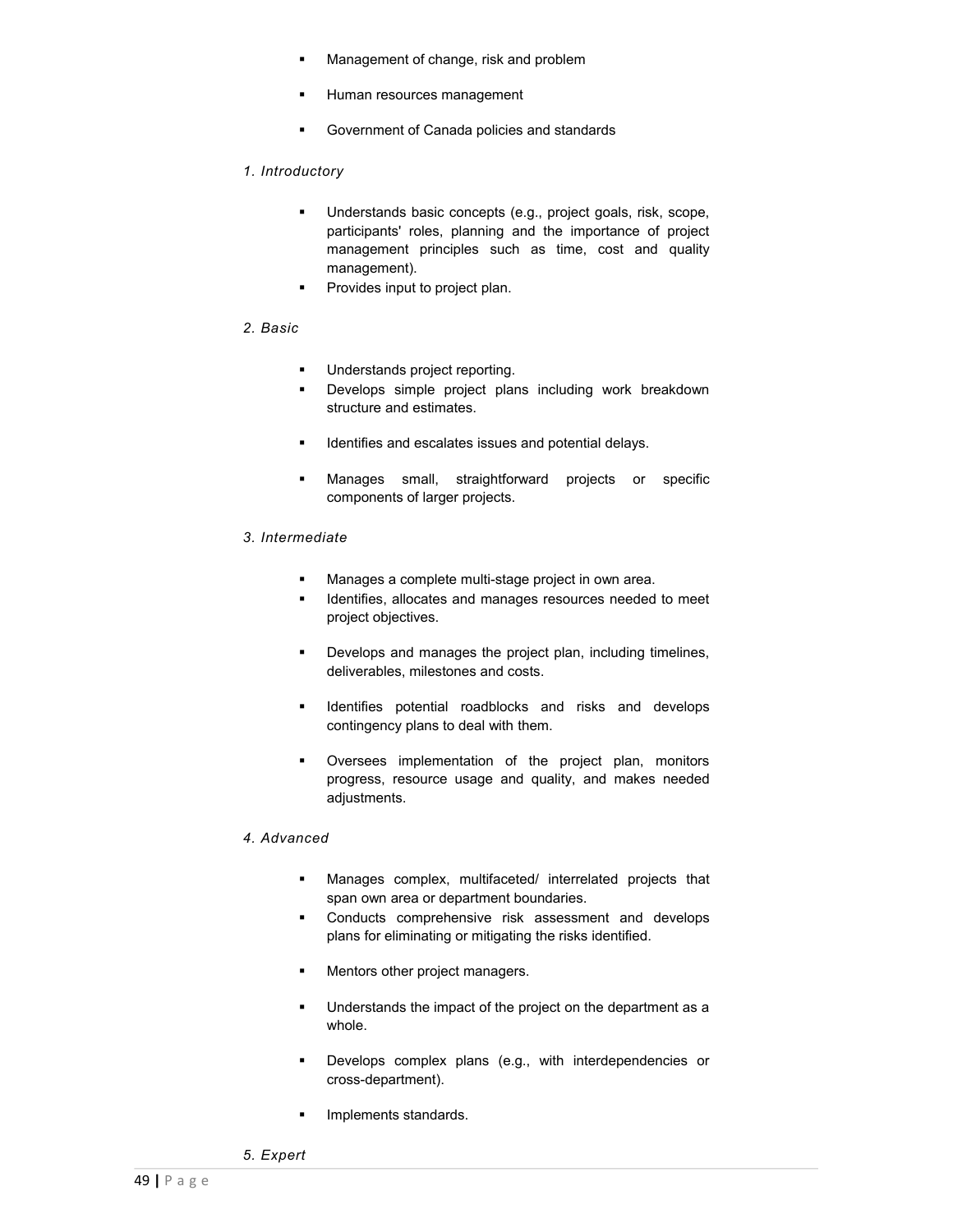- Management of change, risk and problem
- Human resources management
- Government of Canada policies and standards

*1. Introductory*

- Understands basic concepts (e.g., project goals, risk, scope, participants' roles, planning and the importance of project management principles such as time, cost and quality management).
- Provides input to project plan.

*2. Basic*

- Understands project reporting.
- Develops simple project plans including work breakdown structure and estimates.
- Identifies and escalates issues and potential delays.
- Manages small, straightforward projects or specific components of larger projects.

*3. Intermediate*

- Manages a complete multi-stage project in own area.
- Identifies, allocates and manages resources needed to meet project objectives.
- Develops and manages the project plan, including timelines, deliverables, milestones and costs.
- Identifies potential roadblocks and risks and develops contingency plans to deal with them.
- Oversees implementation of the project plan, monitors progress, resource usage and quality, and makes needed adjustments.

*4. Advanced*

- Manages complex, multifaceted/ interrelated projects that span own area or department boundaries.
- Conducts comprehensive risk assessment and develops plans for eliminating or mitigating the risks identified.
- Mentors other project managers.
- Understands the impact of the project on the department as a whole.
- Develops complex plans (e.g., with interdependencies or cross-department).
- Implements standards.

*5. Expert*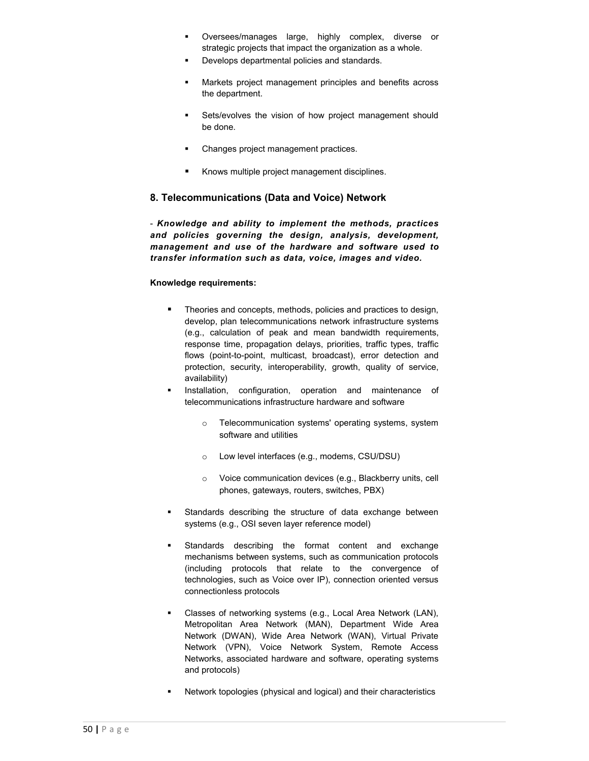- Oversees/manages large, highly complex, diverse or strategic projects that impact the organization as a whole.
- Develops departmental policies and standards.
- Markets project management principles and benefits across the department.
- Sets/evolves the vision of how project management should be done.
- Changes project management practices.
- Knows multiple project management disciplines.

### 8. Telecommunications (Data and Voice) Network

- ***Knowledge and ability to implement the methods, practices and policies governing the design, analysis, development, management and use of the hardware and software used to transfer information such as data, voice, images and video.***

**Knowledge requirements:**

- Theories and concepts, methods, policies and practices to design, develop, plan telecommunications network infrastructure systems (e.g., calculation of peak and mean bandwidth requirements, response time, propagation delays, priorities, traffic types, traffic flows (point-to-point, multicast, broadcast), error detection and protection, security, interoperability, growth, quality of service, availability)
- Installation, configuration, operation and maintenance of telecommunications infrastructure hardware and software
    - Telecommunication systems' operating systems, system software and utilities
    - Low level interfaces (e.g., modems, CSU/DSU)
    - Voice communication devices (e.g., Blackberry units, cell phones, gateways, routers, switches, PBX)
- Standards describing the structure of data exchange between systems (e.g., OSI seven layer reference model)
- Standards describing the format content and exchange mechanisms between systems, such as communication protocols (including protocols that relate to the convergence of technologies, such as Voice over IP), connection oriented versus connectionless protocols
- Classes of networking systems (e.g., Local Area Network (LAN), Metropolitan Area Network (MAN), Department Wide Area Network (DWAN), Wide Area Network (WAN), Virtual Private Network (VPN), Voice Network System, Remote Access Networks, associated hardware and software, operating systems and protocols)
- Network topologies (physical and logical) and their characteristics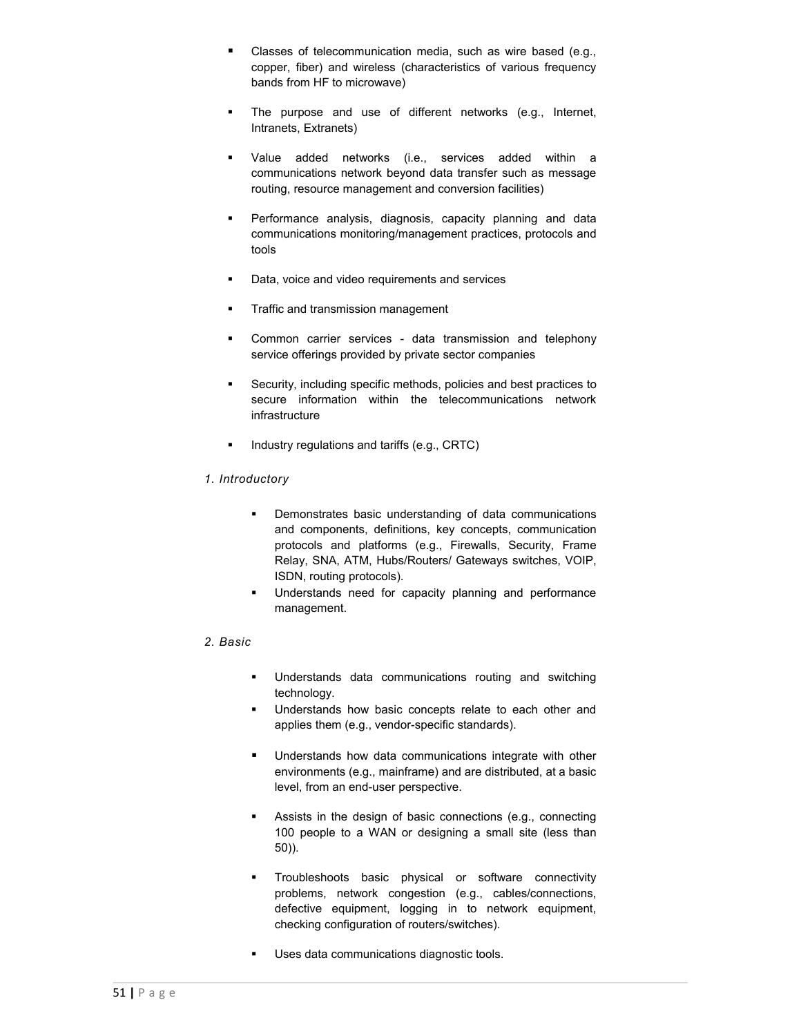- Classes of telecommunication media, such as wire based (e.g., copper, fiber) and wireless (characteristics of various frequency bands from HF to microwave)

- The purpose and use of different networks (e.g., Internet, Intranets, Extranets)

- Value added networks (i.e., services added within a communications network beyond data transfer such as message routing, resource management and conversion facilities)

- Performance analysis, diagnosis, capacity planning and data communications monitoring/management practices, protocols and tools

- Data, voice and video requirements and services

- Traffic and transmission management

- Common carrier services - data transmission and telephony service offerings provided by private sector companies

- Security, including specific methods, policies and best practices to secure information within the telecommunications network infrastructure

- Industry regulations and tariffs (e.g., CRTC)

*1. Introductory*

- Demonstrates basic understanding of data communications and components, definitions, key concepts, communication protocols and platforms (e.g., Firewalls, Security, Frame Relay, SNA, ATM, Hubs/Routers/ Gateways switches, VOIP, ISDN, routing protocols).
- Understands need for capacity planning and performance management.

*2. Basic*

- Understands data communications routing and switching technology.
- Understands how basic concepts relate to each other and applies them (e.g., vendor-specific standards).

- Understands how data communications integrate with other environments (e.g., mainframe) and are distributed, at a basic level, from an end-user perspective.

- Assists in the design of basic connections (e.g., connecting 100 people to a WAN or designing a small site (less than 50)).

- Troubleshoots basic physical or software connectivity problems, network congestion (e.g., cables/connections, defective equipment, logging in to network equipment, checking configuration of routers/switches).

- Uses data communications diagnostic tools.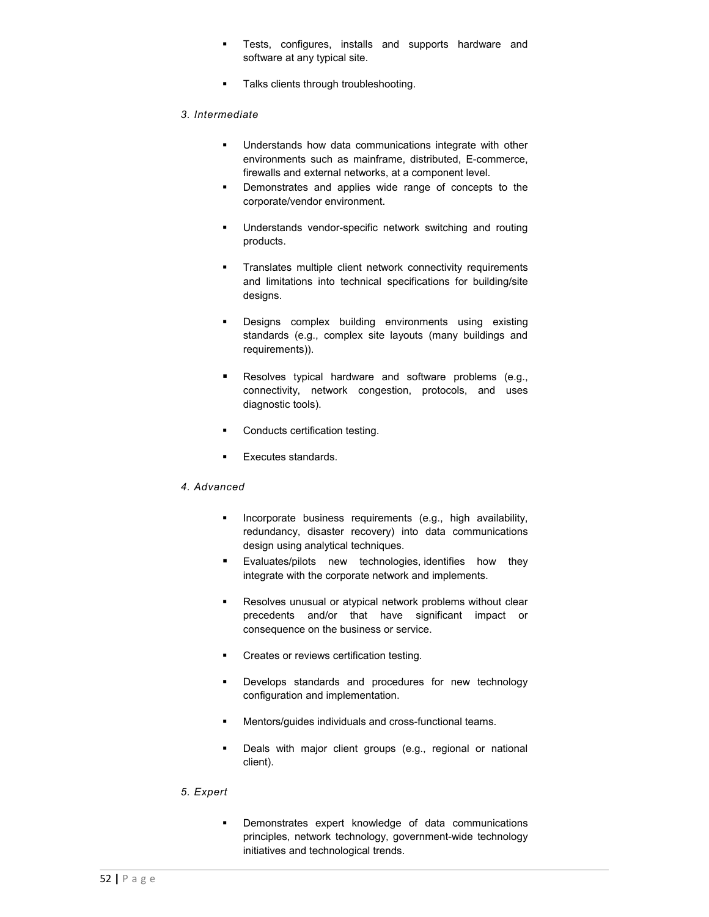- Tests, configures, installs and supports hardware and software at any typical site.
- Talks clients through troubleshooting.

*3. Intermediate*

- Understands how data communications integrate with other environments such as mainframe, distributed, E-commerce, firewalls and external networks, at a component level.
- Demonstrates and applies wide range of concepts to the corporate/vendor environment.
- Understands vendor-specific network switching and routing products.
- Translates multiple client network connectivity requirements and limitations into technical specifications for building/site designs.
- Designs complex building environments using existing standards (e.g., complex site layouts (many buildings and requirements)).
- Resolves typical hardware and software problems (e.g., connectivity, network congestion, protocols, and uses diagnostic tools).
- Conducts certification testing.
- Executes standards.

*4. Advanced*

- Incorporate business requirements (e.g., high availability, redundancy, disaster recovery) into data communications design using analytical techniques.
- Evaluates/pilots new technologies, identifies how they integrate with the corporate network and implements.
- Resolves unusual or atypical network problems without clear precedents and/or that have significant impact or consequence on the business or service.
- Creates or reviews certification testing.
- Develops standards and procedures for new technology configuration and implementation.
- Mentors/guides individuals and cross-functional teams.
- Deals with major client groups (e.g., regional or national client).

*5. Expert*

- Demonstrates expert knowledge of data communications principles, network technology, government-wide technology initiatives and technological trends.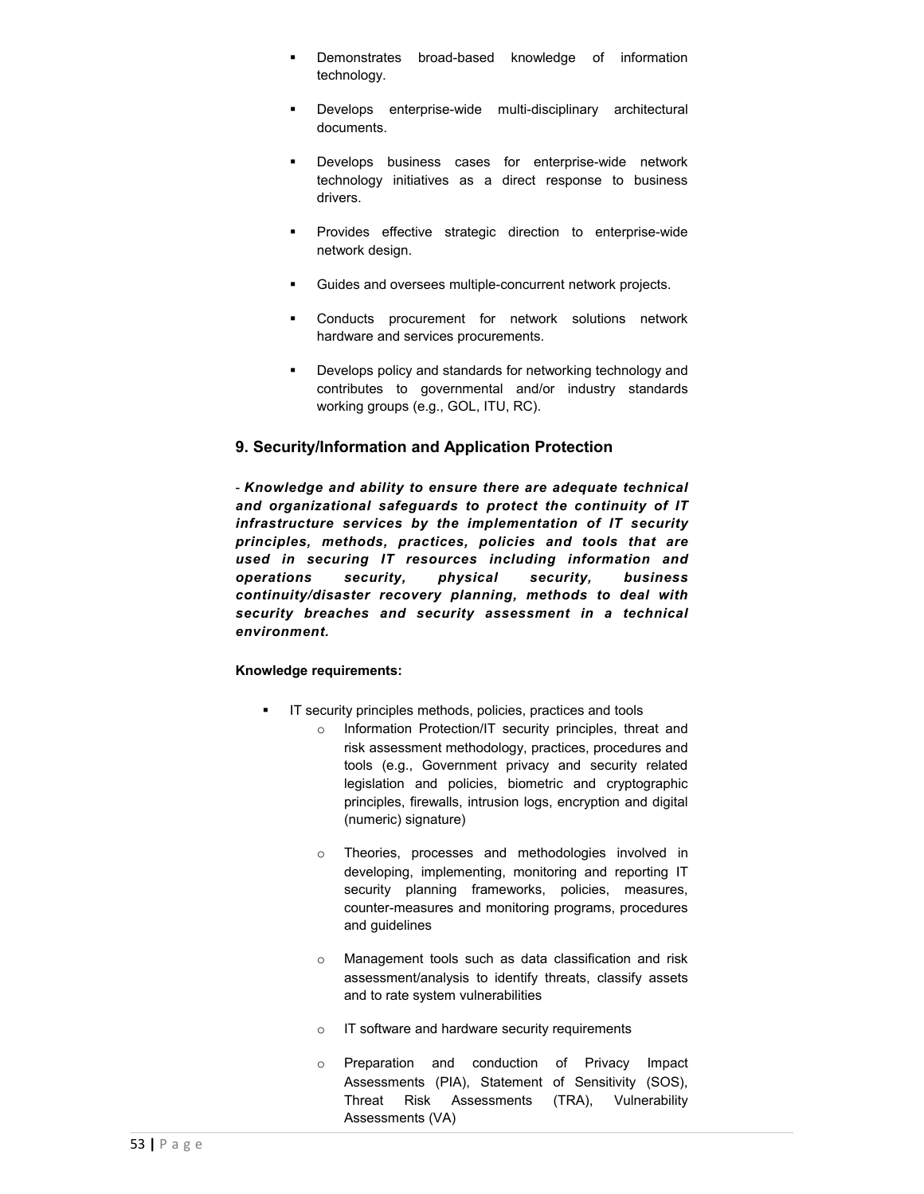- Demonstrates broad-based knowledge of information technology.
- Develops enterprise-wide multi-disciplinary architectural documents.
- Develops business cases for enterprise-wide network technology initiatives as a direct response to business drivers.
- Provides effective strategic direction to enterprise-wide network design.
- Guides and oversees multiple-concurrent network projects.
- Conducts procurement for network solutions network hardware and services procurements.
- Develops policy and standards for networking technology and contributes to governmental and/or industry standards working groups (e.g., GOL, ITU, RC).

### 9. Security/Information and Application Protection

- ***Knowledge and ability to ensure there are adequate technical and organizational safeguards to protect the continuity of IT infrastructure services by the implementation of IT security principles, methods, practices, policies and tools that are used in securing IT resources including information and operations security, physical security, business continuity/disaster recovery planning, methods to deal with security breaches and security assessment in a technical environment.***

**Knowledge requirements:**

- IT security principles methods, policies, practices and tools
    - Information Protection/IT security principles, threat and risk assessment methodology, practices, procedures and tools (e.g., Government privacy and security related legislation and policies, biometric and cryptographic principles, firewalls, intrusion logs, encryption and digital (numeric) signature)
    - Theories, processes and methodologies involved in developing, implementing, monitoring and reporting IT security planning frameworks, policies, measures, counter-measures and monitoring programs, procedures and guidelines
    - Management tools such as data classification and risk assessment/analysis to identify threats, classify assets and to rate system vulnerabilities
    - IT software and hardware security requirements
    - Preparation and conduction of Privacy Impact Assessments (PIA), Statement of Sensitivity (SOS), Threat Risk Assessments (TRA), Vulnerability Assessments (VA)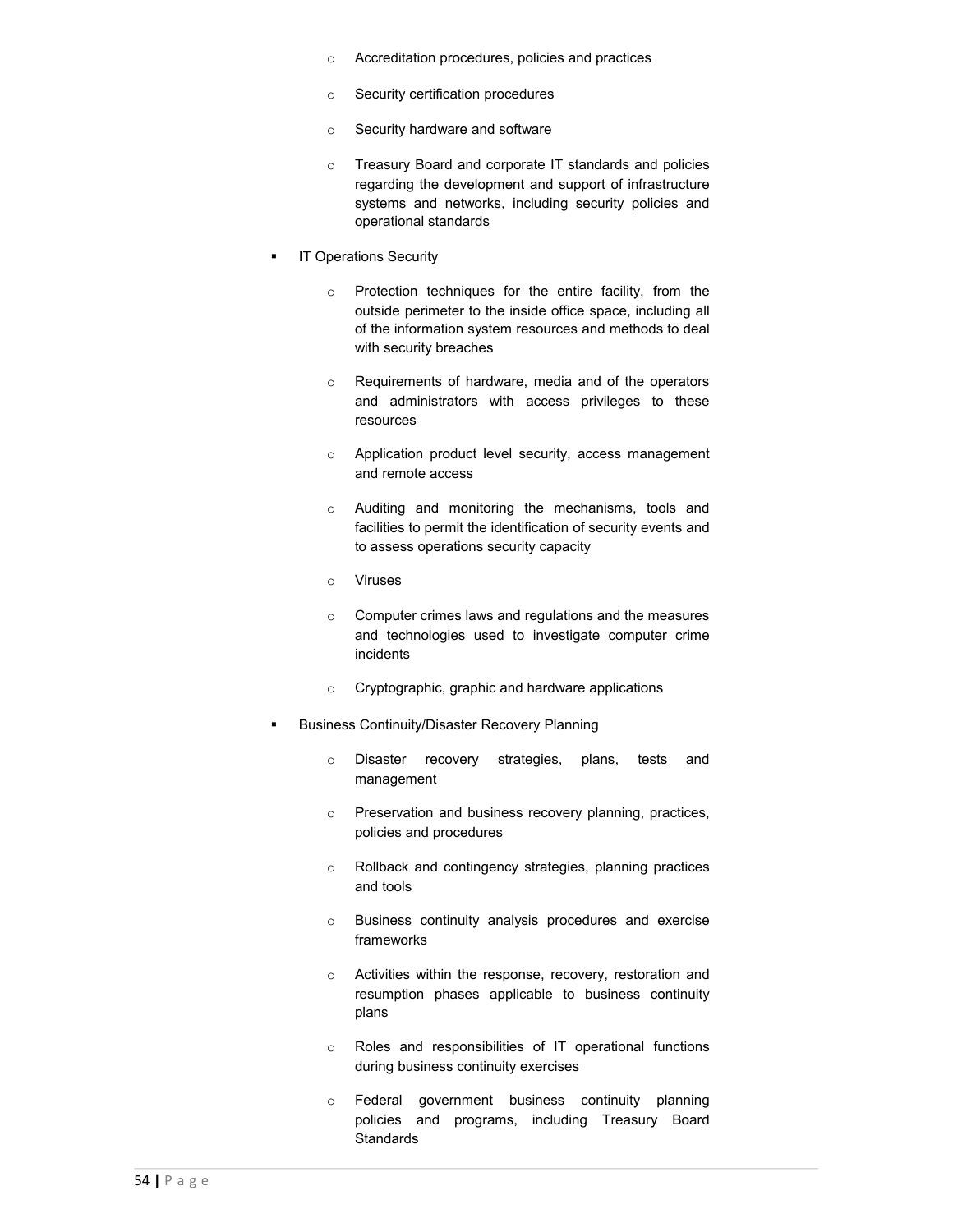- Accreditation procedures, policies and practices
    - Security certification procedures
    - Security hardware and software
    - Treasury Board and corporate IT standards and policies regarding the development and support of infrastructure systems and networks, including security policies and operational standards

- IT Operations Security
    - Protection techniques for the entire facility, from the outside perimeter to the inside office space, including all of the information system resources and methods to deal with security breaches
    - Requirements of hardware, media and of the operators and administrators with access privileges to these resources
    - Application product level security, access management and remote access
    - Auditing and monitoring the mechanisms, tools and facilities to permit the identification of security events and to assess operations security capacity
    - Viruses
    - Computer crimes laws and regulations and the measures and technologies used to investigate computer crime incidents
    - Cryptographic, graphic and hardware applications

- Business Continuity/Disaster Recovery Planning
    - Disaster recovery strategies, plans, tests and management
    - Preservation and business recovery planning, practices, policies and procedures
    - Rollback and contingency strategies, planning practices and tools
    - Business continuity analysis procedures and exercise frameworks
    - Activities within the response, recovery, restoration and resumption phases applicable to business continuity plans
    - Roles and responsibilities of IT operational functions during business continuity exercises
    - Federal government business continuity planning policies and programs, including Treasury Board Standards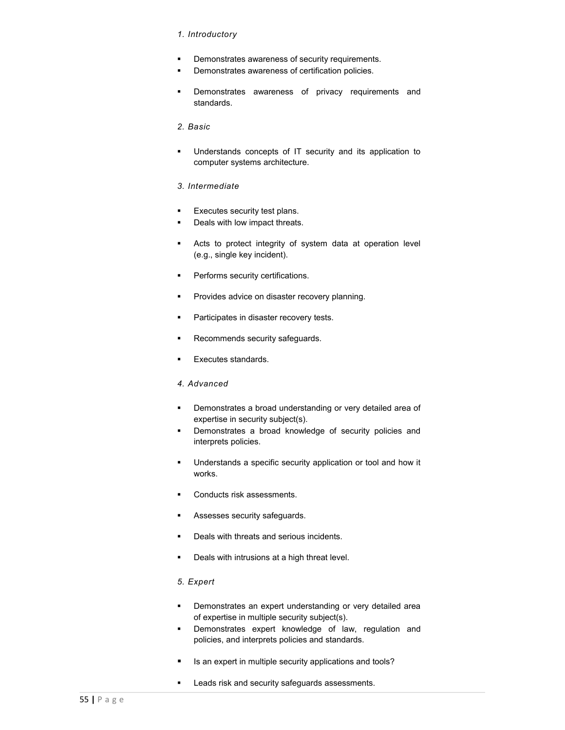*1. Introductory*

- Demonstrates awareness of security requirements.
- Demonstrates awareness of certification policies.
- Demonstrates awareness of privacy requirements and standards.

*2. Basic*

- Understands concepts of IT security and its application to computer systems architecture.

*3. Intermediate*

- Executes security test plans.
- Deals with low impact threats.
- Acts to protect integrity of system data at operation level (e.g., single key incident).
- Performs security certifications.
- Provides advice on disaster recovery planning.
- Participates in disaster recovery tests.
- Recommends security safeguards.
- Executes standards.

*4. Advanced*

- Demonstrates a broad understanding or very detailed area of expertise in security subject(s).
- Demonstrates a broad knowledge of security policies and interprets policies.
- Understands a specific security application or tool and how it works.
- Conducts risk assessments.
- Assesses security safeguards.
- Deals with threats and serious incidents.
- Deals with intrusions at a high threat level.

*5. Expert*

- Demonstrates an expert understanding or very detailed area of expertise in multiple security subject(s).
- Demonstrates expert knowledge of law, regulation and policies, and interprets policies and standards.
- Is an expert in multiple security applications and tools?
- Leads risk and security safeguards assessments.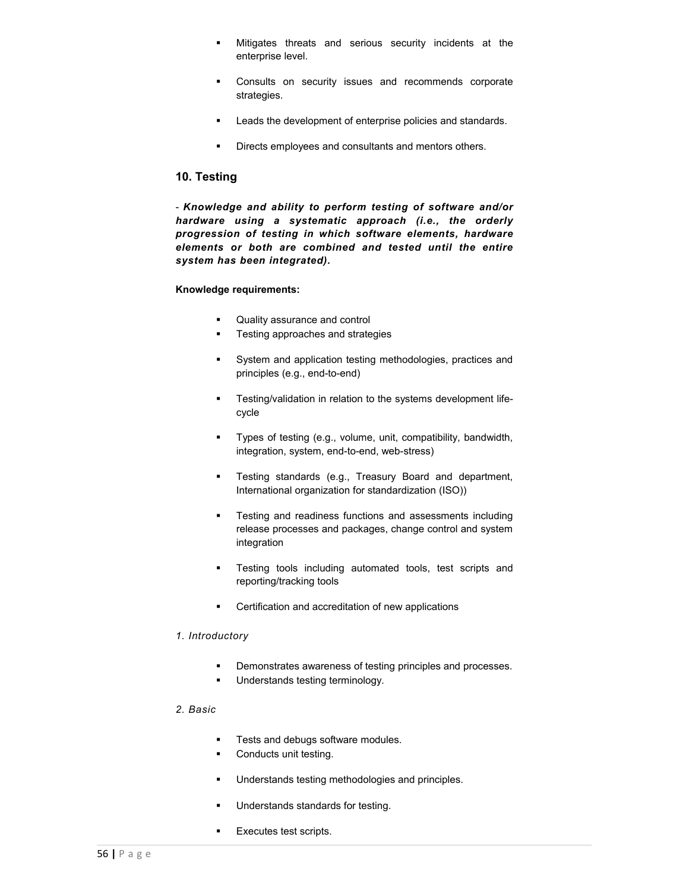- Mitigates threats and serious security incidents at the enterprise level.
- Consults on security issues and recommends corporate strategies.
- Leads the development of enterprise policies and standards.
- Directs employees and consultants and mentors others.

## 10. Testing

- ***Knowledge and ability to perform testing of software and/or hardware using a systematic approach (i.e., the orderly progression of testing in which software elements, hardware elements or both are combined and tested until the entire system has been integrated).***

**Knowledge requirements:**

- Quality assurance and control
- Testing approaches and strategies
- System and application testing methodologies, practices and principles (e.g., end-to-end)
- Testing/validation in relation to the systems development life-cycle
- Types of testing (e.g., volume, unit, compatibility, bandwidth, integration, system, end-to-end, web-stress)
- Testing standards (e.g., Treasury Board and department, International organization for standardization (ISO))
- Testing and readiness functions and assessments including release processes and packages, change control and system integration
- Testing tools including automated tools, test scripts and reporting/tracking tools
- Certification and accreditation of new applications

*1. Introductory*

- Demonstrates awareness of testing principles and processes.
- Understands testing terminology.

*2. Basic*

- Tests and debugs software modules.
- Conducts unit testing.
- Understands testing methodologies and principles.
- Understands standards for testing.
- Executes test scripts.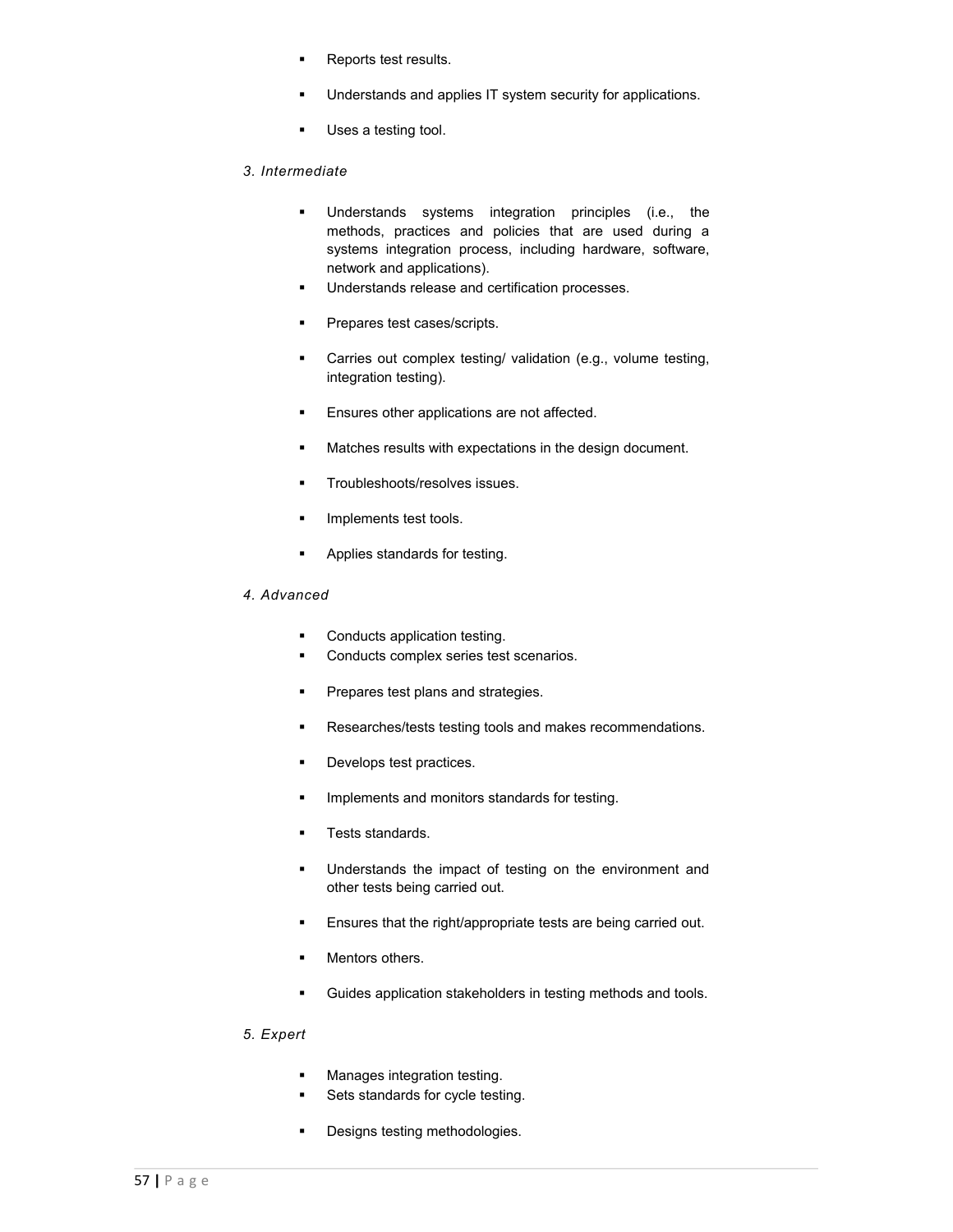- Reports test results.
- Understands and applies IT system security for applications.
- Uses a testing tool.

*3. Intermediate*

- Understands systems integration principles (i.e., the methods, practices and policies that are used during a systems integration process, including hardware, software, network and applications).
- Understands release and certification processes.
- Prepares test cases/scripts.
- Carries out complex testing/ validation (e.g., volume testing, integration testing).
- Ensures other applications are not affected.
- Matches results with expectations in the design document.
- Troubleshoots/resolves issues.
- Implements test tools.
- Applies standards for testing.

*4. Advanced*

- Conducts application testing.
- Conducts complex series test scenarios.
- Prepares test plans and strategies.
- Researches/tests testing tools and makes recommendations.
- Develops test practices.
- Implements and monitors standards for testing.
- Tests standards.
- Understands the impact of testing on the environment and other tests being carried out.
- Ensures that the right/appropriate tests are being carried out.
- Mentors others.
- Guides application stakeholders in testing methods and tools.

*5. Expert*

- Manages integration testing.
- Sets standards for cycle testing.
- Designs testing methodologies.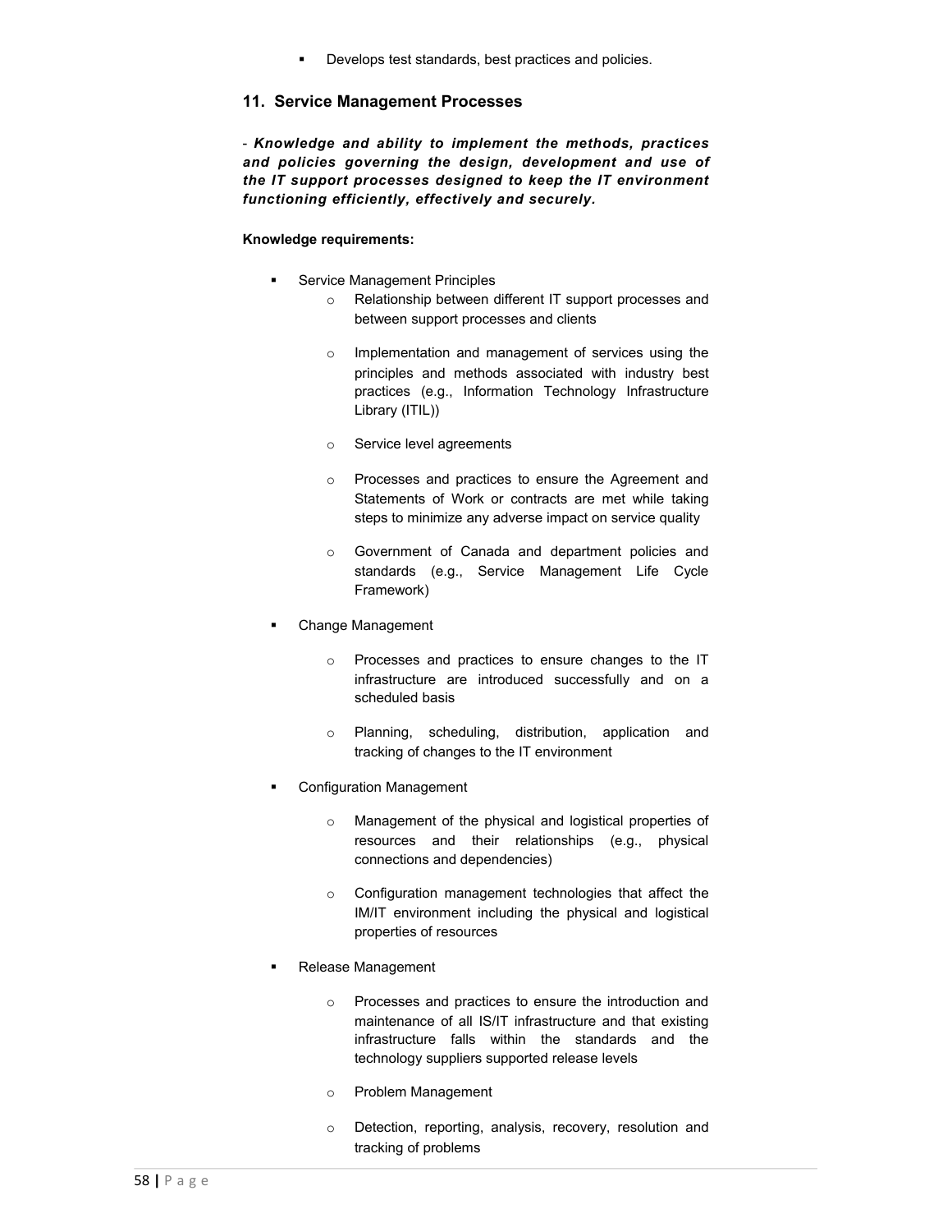- Develops test standards, best practices and policies.

## 11. Service Management Processes

- ***Knowledge and ability to implement the methods, practices and policies governing the design, development and use of the IT support processes designed to keep the IT environment functioning efficiently, effectively and securely.***

**Knowledge requirements:**

- Service Management Principles
  - Relationship between different IT support processes and between support processes and clients
  - Implementation and management of services using the principles and methods associated with industry best practices (e.g., Information Technology Infrastructure Library (ITIL))
  - Service level agreements
  - Processes and practices to ensure the Agreement and Statements of Work or contracts are met while taking steps to minimize any adverse impact on service quality
  - Government of Canada and department policies and standards (e.g., Service Management Life Cycle Framework)
- Change Management
  - Processes and practices to ensure changes to the IT infrastructure are introduced successfully and on a scheduled basis
  - Planning, scheduling, distribution, application and tracking of changes to the IT environment
- Configuration Management
  - Management of the physical and logistical properties of resources and their relationships (e.g., physical connections and dependencies)
  - Configuration management technologies that affect the IM/IT environment including the physical and logistical properties of resources
- Release Management
  - Processes and practices to ensure the introduction and maintenance of all IS/IT infrastructure and that existing infrastructure falls within the standards and the technology suppliers supported release levels
  - Problem Management
  - Detection, reporting, analysis, recovery, resolution and tracking of problems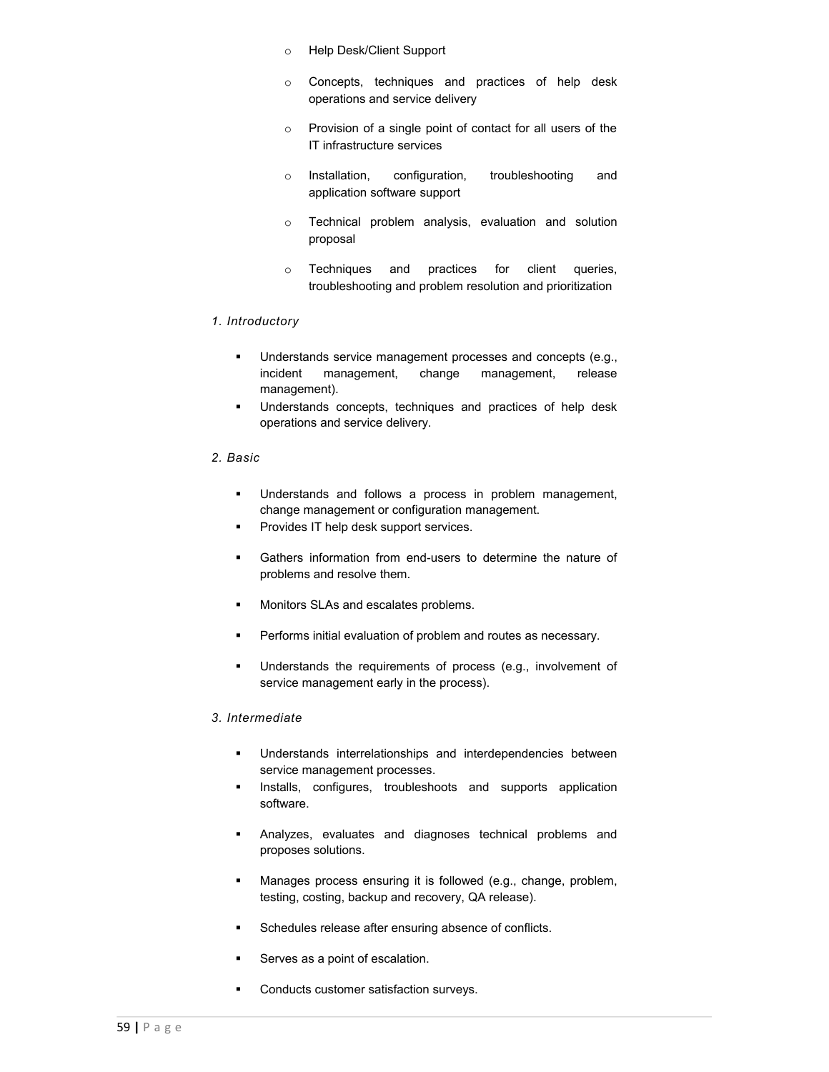- Help Desk/Client Support
- Concepts, techniques and practices of help desk operations and service delivery
- Provision of a single point of contact for all users of the IT infrastructure services
- Installation, configuration, troubleshooting and application software support
- Technical problem analysis, evaluation and solution proposal
- Techniques and practices for client queries, troubleshooting and problem resolution and prioritization

*1. Introductory*

- Understands service management processes and concepts (e.g., incident management, change management, release management).
- Understands concepts, techniques and practices of help desk operations and service delivery.

*2. Basic*

- Understands and follows a process in problem management, change management or configuration management.
- Provides IT help desk support services.
- Gathers information from end-users to determine the nature of problems and resolve them.
- Monitors SLAs and escalates problems.
- Performs initial evaluation of problem and routes as necessary.
- Understands the requirements of process (e.g., involvement of service management early in the process).

*3. Intermediate*

- Understands interrelationships and interdependencies between service management processes.
- Installs, configures, troubleshoots and supports application software.
- Analyzes, evaluates and diagnoses technical problems and proposes solutions.
- Manages process ensuring it is followed (e.g., change, problem, testing, costing, backup and recovery, QA release).
- Schedules release after ensuring absence of conflicts.
- Serves as a point of escalation.
- Conducts customer satisfaction surveys.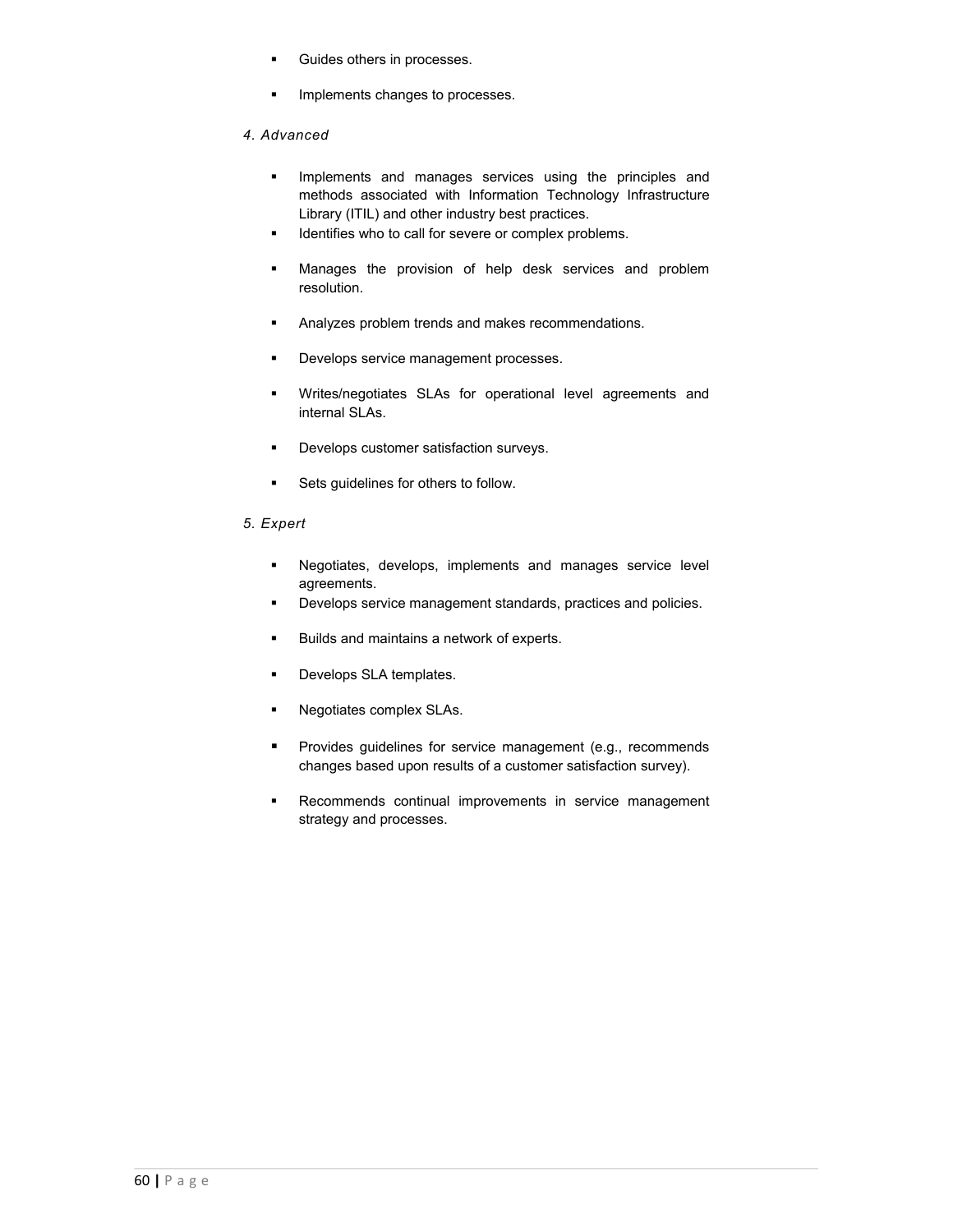- Guides others in processes.
- Implements changes to processes.

*4. Advanced*

- Implements and manages services using the principles and methods associated with Information Technology Infrastructure Library (ITIL) and other industry best practices.
- Identifies who to call for severe or complex problems.
- Manages the provision of help desk services and problem resolution.
- Analyzes problem trends and makes recommendations.
- Develops service management processes.
- Writes/negotiates SLAs for operational level agreements and internal SLAs.
- Develops customer satisfaction surveys.
- Sets guidelines for others to follow.

*5. Expert*

- Negotiates, develops, implements and manages service level agreements.
- Develops service management standards, practices and policies.
- Builds and maintains a network of experts.
- Develops SLA templates.
- Negotiates complex SLAs.
- Provides guidelines for service management (e.g., recommends changes based upon results of a customer satisfaction survey).
- Recommends continual improvements in service management strategy and processes.